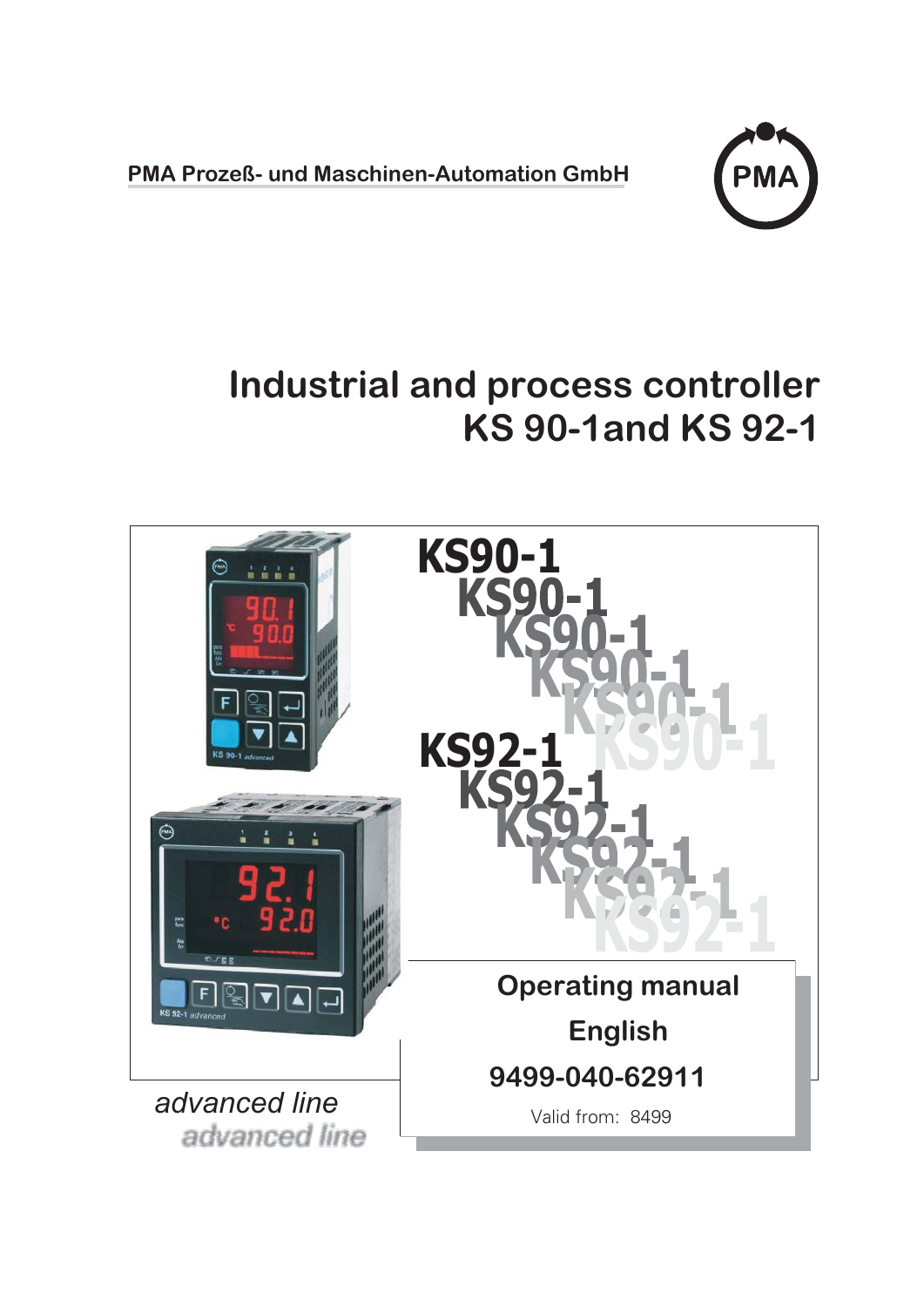PMA Prozeß- und Maschinen-Automation GmbH

# Industrial and process controller KS 90-1and KS 92-1

KS90-1

KS92-1

*advanced line*

**Operating manual**

**English**

**9499-040-62911**

Valid from: 8499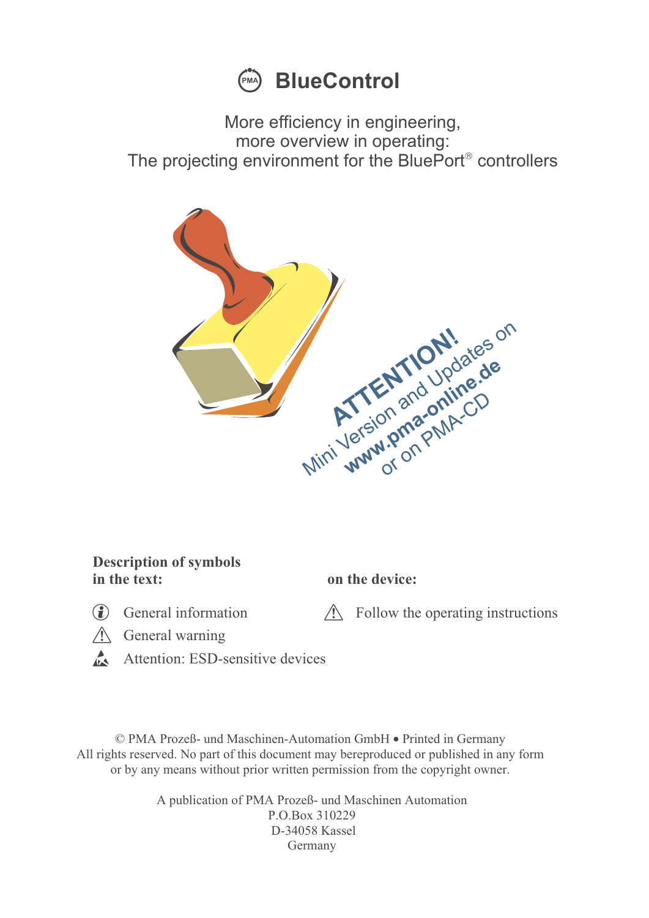# BlueControl

More efficiency in engineering,
more overview in operating:
The projecting environment for the BluePort® controllers

**ATTENTION!**
Mini Version and Updates on
**www.pma-online.de**
or on PMA-CD

**Description of symbols in the text:**

- General information
- General warning
- Attention: ESD-sensitive devices

**on the device:**

- Follow the operating instructions

© PMA Prozeß- und Maschinen-Automation GmbH • Printed in Germany
All rights reserved. No part of this document may bereproduced or published in any form or by any means without prior written permission from the copyright owner.

A publication of PMA Prozeß- und Maschinen Automation
P.O.Box 310229
D-34058 Kassel
Germany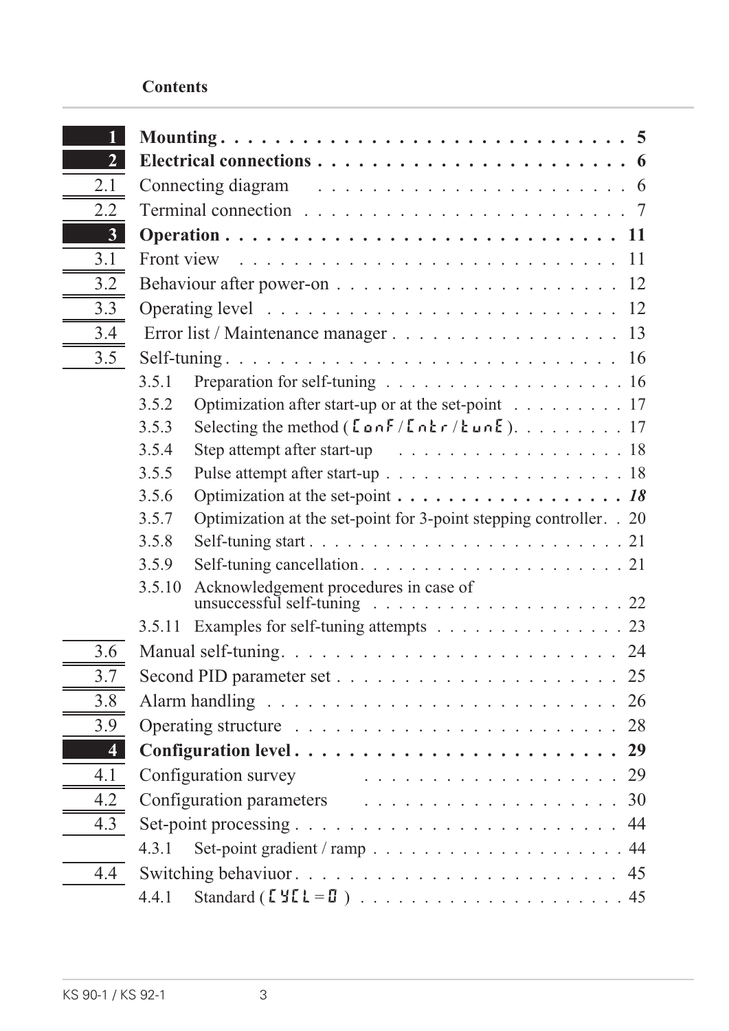## Contents

| | | |
|---|---|---|
| **1** | **Mounting** | **5** |
| **2** | **Electrical connections** | **6** |
| 2.1 | Connecting diagram | 6 |
| 2.2 | Terminal connection | 7 |
| **3** | **Operation** | **11** |
| 3.1 | Front view | 11 |
| 3.2 | Behaviour after power-on | 12 |
| 3.3 | Operating level | 12 |
| 3.4 | Error list / Maintenance manager | 13 |
| 3.5 | Self-tuning | 16 |
| 3.5.1 | Preparation for self-tuning | 16 |
| 3.5.2 | Optimization after start-up or at the set-point | 17 |
| 3.5.3 | Selecting the method ( ConF / Cntr / tunE ) | 17 |
| 3.5.4 | Step attempt after start-up | 18 |
| 3.5.5 | Pulse attempt after start-up | 18 |
| 3.5.6 | Optimization at the set-point | ***18*** |
| 3.5.7 | Optimization at the set-point for 3-point stepping controller | 20 |
| 3.5.8 | Self-tuning start | 21 |
| 3.5.9 | Self-tuning cancellation | 21 |
| 3.5.10 | Acknowledgement procedures in case of unsuccessful self-tuning | 22 |
| 3.5.11 | Examples for self-tuning attempts | 23 |
| 3.6 | Manual self-tuning | 24 |
| 3.7 | Second PID parameter set | 25 |
| 3.8 | Alarm handling | 26 |
| 3.9 | Operating structure | 28 |
| **4** | **Configuration level** | **29** |
| 4.1 | Configuration survey | 29 |
| 4.2 | Configuration parameters | 30 |
| 4.3 | Set-point processing | 44 |
| 4.3.1 | Set-point gradient / ramp | 44 |
| 4.4 | Switching behaviuor | 45 |
| 4.4.1 | Standard ( CYCL = 0 ) | 45 |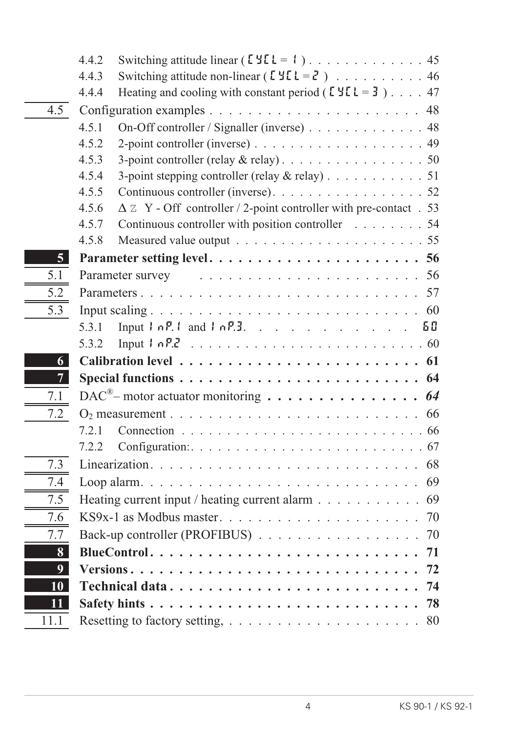4.4.2 Switching attitude linear ( CYCL = 1 ) . . . . . . . . . . . . . 45
4.4.3 Switching attitude non-linear ( CYCL = 2 ) . . . . . . . . . . 46
4.4.4 Heating and cooling with constant period ( CYCL = 3 ) . . . . 47

4.5 Configuration examples . . . . . . . . . . . . . . . . . . . . . . 48
4.5.1 On-Off controller / Signaller (inverse) . . . . . . . . . . . . . 48
4.5.2 2-point controller (inverse) . . . . . . . . . . . . . . . . . . . 49
4.5.3 3-point controller (relay & relay) . . . . . . . . . . . . . . . . 50
4.5.4 3-point stepping controller (relay & relay) . . . . . . . . . . . 51
4.5.5 Continuous controller (inverse) . . . . . . . . . . . . . . . . . 52
4.5.6 Δ Z Y - Off controller / 2-point controller with pre-contact . 53
4.5.7 Continuous controller with position controller . . . . . . . . 54
4.5.8 Measured value output . . . . . . . . . . . . . . . . . . . . . 55

**5 Parameter setting level . . . . . . . . . . . . . . . . . . . . . . 56**

5.1 Parameter survey . . . . . . . . . . . . . . . . . . . . . . . . . 56

5.2 Parameters . . . . . . . . . . . . . . . . . . . . . . . . . . . . . 57

5.3 Input scaling . . . . . . . . . . . . . . . . . . . . . . . . . . . . 60
5.3.1 Input InP.1 and InP.3. . . . . . . . . . . . . . . . . . . . . . . 60
5.3.2 Input InP.2 . . . . . . . . . . . . . . . . . . . . . . . . . . . . 60

**6 Calibration level . . . . . . . . . . . . . . . . . . . . . . . . . . 61**

**7 Special functions . . . . . . . . . . . . . . . . . . . . . . . . . . 64**

7.1 DAC®– motor actuator monitoring . . . . . . . . . . . . . . . . *64*

7.2 $O_2$ measurement . . . . . . . . . . . . . . . . . . . . . . . . . 66
7.2.1 Connection . . . . . . . . . . . . . . . . . . . . . . . . . . . . 66
7.2.2 Configuration: . . . . . . . . . . . . . . . . . . . . . . . . . . 67

7.3 Linearization . . . . . . . . . . . . . . . . . . . . . . . . . . . . 68

7.4 Loop alarm . . . . . . . . . . . . . . . . . . . . . . . . . . . . . 69

7.5 Heating current input / heating current alarm . . . . . . . . . 69

7.6 KS9x-1 as Modbus master . . . . . . . . . . . . . . . . . . . . . 70

7.7 Back-up controller (PROFIBUS) . . . . . . . . . . . . . . . . . 70

**8 BlueControl . . . . . . . . . . . . . . . . . . . . . . . . . . . . . 71**

**9 Versions . . . . . . . . . . . . . . . . . . . . . . . . . . . . . . . 72**

**10 Technical data . . . . . . . . . . . . . . . . . . . . . . . . . . . 74**

**11 Safety hints . . . . . . . . . . . . . . . . . . . . . . . . . . . . 78**

11.1 Resetting to factory setting, . . . . . . . . . . . . . . . . . . . 80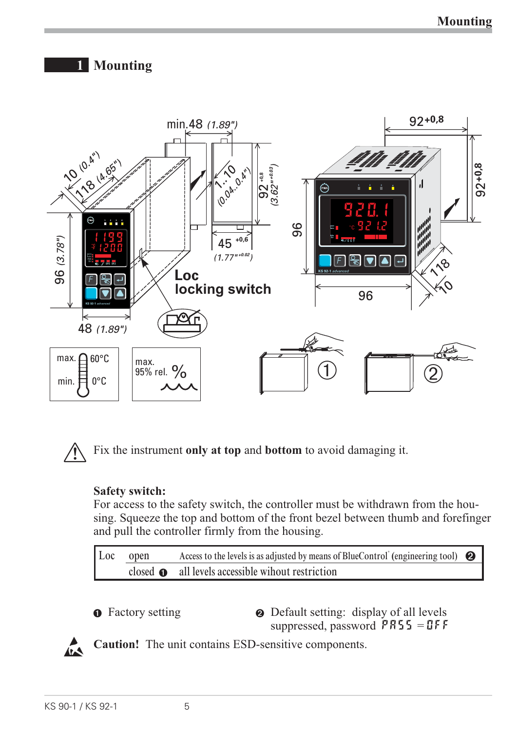# 1 Mounting

Fix the instrument **only at top** and **bottom** to avoid damaging it.

**Safety switch:**
For access to the safety switch, the controller must be withdrawn from the housing. Squeeze the top and bottom of the front bezel between thumb and forefinger and pull the controller firmly from the housing.

| Loc | open | Access to the levels is as adjusted by means of BlueControl® (engineering tool) ❷ |
|---|---|---|
| | closed ❶ | all levels accessible wihout restriction |

❶ Factory setting

❷ Default setting: display of all levels suppressed, password PASS = OFF

**Caution!** The unit contains ESD-sensitive components.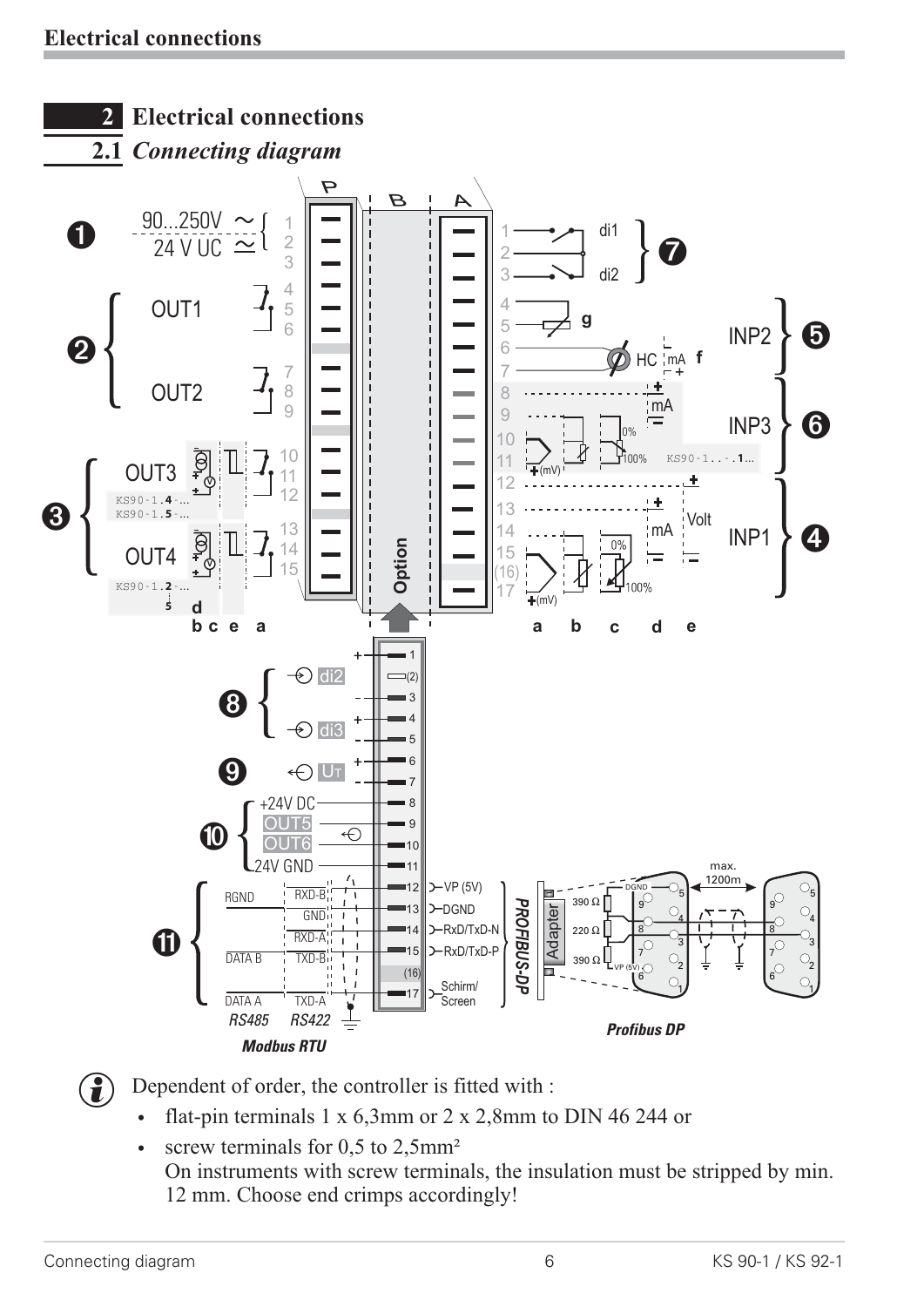## 2 Electrical connections

### 2.1 *Connecting diagram*

Dependent of order, the controller is fitted with :

- flat-pin terminals 1 x 6,3mm or 2 x 2,8mm to DIN 46 244 or
- screw terminals for 0,5 to 2,5mm²
  On instruments with screw terminals, the insulation must be stripped by min. 12 mm. Choose end crimps accordingly!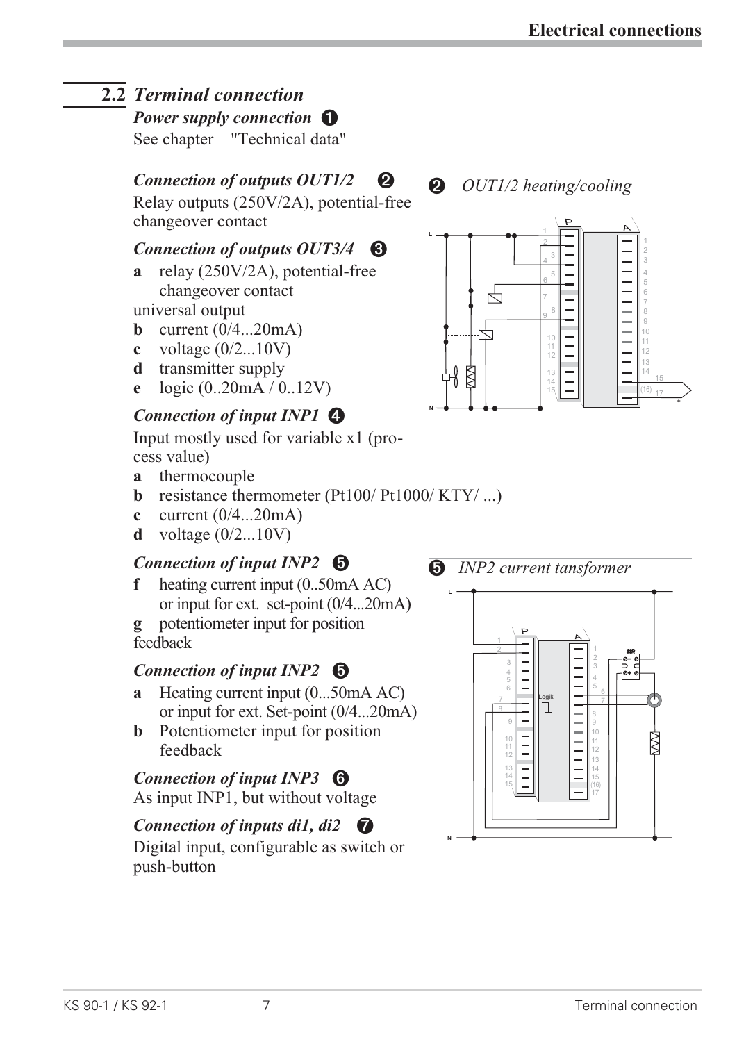## 2.2 *Terminal connection*

***Power supply connection*** ❶

See chapter "Technical data"

### *Connection of outputs OUT1/2* ❷

Relay outputs (250V/2A), potential-free changeover contact

### *Connection of outputs OUT3/4* ❸

**a** relay (250V/2A), potential-free changeover contact

universal output

**b** current (0/4...20mA)

**c** voltage (0/2...10V)

**d** transmitter supply

**e** logic (0..20mA / 0..12V)

### *Connection of input INP1* ❹

Input mostly used for variable x1 (process value)

**a** thermocouple

**b** resistance thermometer (Pt100/ Pt1000/ KTY/ ...)

**c** current (0/4...20mA)

**d** voltage (0/2...10V)

### *Connection of input INP2* ❺

**f** heating current input (0..50mA AC) or input for ext. set-point (0/4...20mA)

**g** potentiometer input for position feedback

### *Connection of input INP2* ❺

**a** Heating current input (0...50mA AC) or input for ext. Set-point (0/4...20mA)

**b** Potentiometer input for position feedback

### *Connection of input INP3* ❻

As input INP1, but without voltage

### *Connection of inputs di1, di2* ❼

Digital input, configurable as switch or push-button

❷ *OUT1/2 heating/cooling*

❺ *INP2 current tansformer*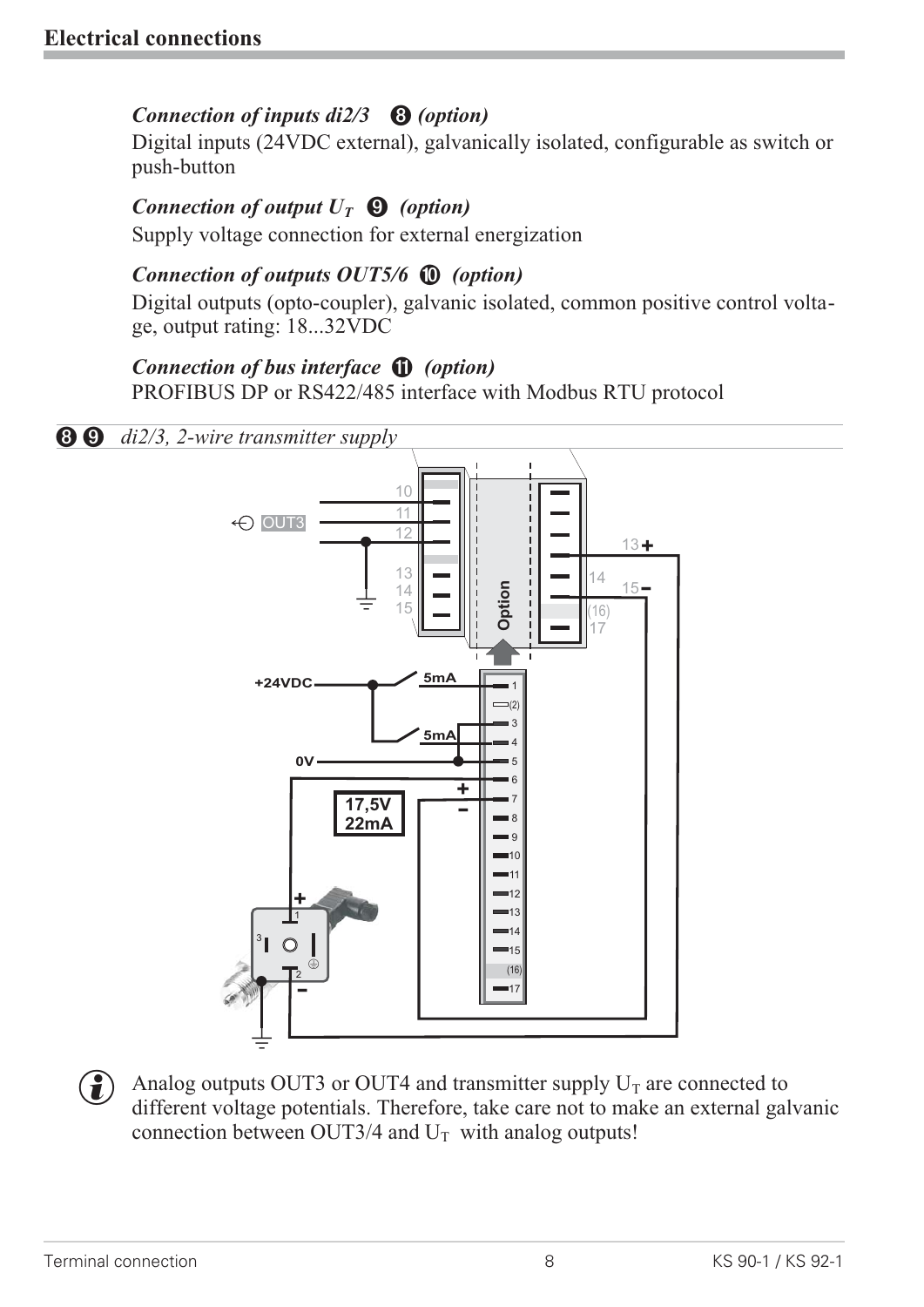## Electrical connections

***Connection of inputs di2/3 ❽ (option)***

Digital inputs (24VDC external), galvanically isolated, configurable as switch or push-button

***Connection of output $U_T$ ❾ (option)***

Supply voltage connection for external energization

***Connection of outputs OUT5/6 ❿ (option)***

Digital outputs (opto-coupler), galvanic isolated, common positive control voltage, output rating: 18...32VDC

***Connection of bus interface ⓫ (option)***

PROFIBUS DP or RS422/485 interface with Modbus RTU protocol

❽ ❾ *di2/3, 2-wire transmitter supply*

Analog outputs OUT3 or OUT4 and transmitter supply $U_T$ are connected to different voltage potentials. Therefore, take care not to make an external galvanic connection between OUT3/4 and $U_T$ with analog outputs!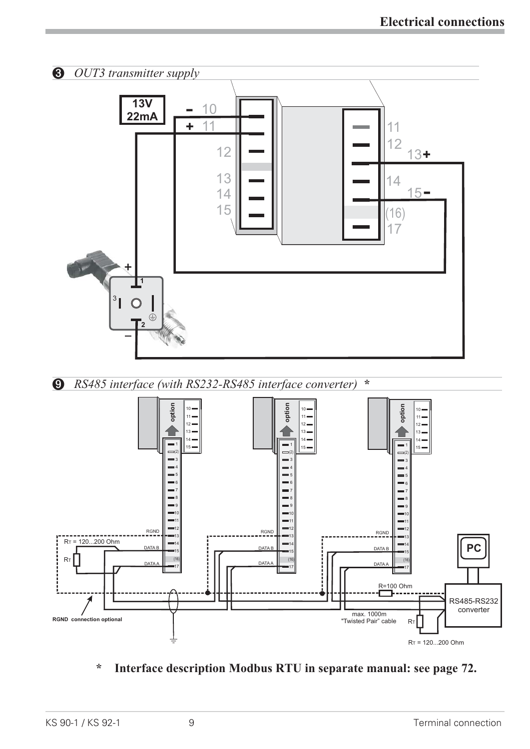### ❸ *OUT3 transmitter supply*

13V
22mA

- 10
+ 11
12
13
14
15

11
12
13+
14
15-
(16)
17

### ❾ *RS485 interface (with RS232-RS485 interface converter)* *

RT = 120...200 Ohm

RGND connection optional

R=100 Ohm

max. 1000m
"Twisted Pair" cable

RS485-RS232 converter

PC

RT = 120...200 Ohm

**\* Interface description Modbus RTU in separate manual: see page 72.**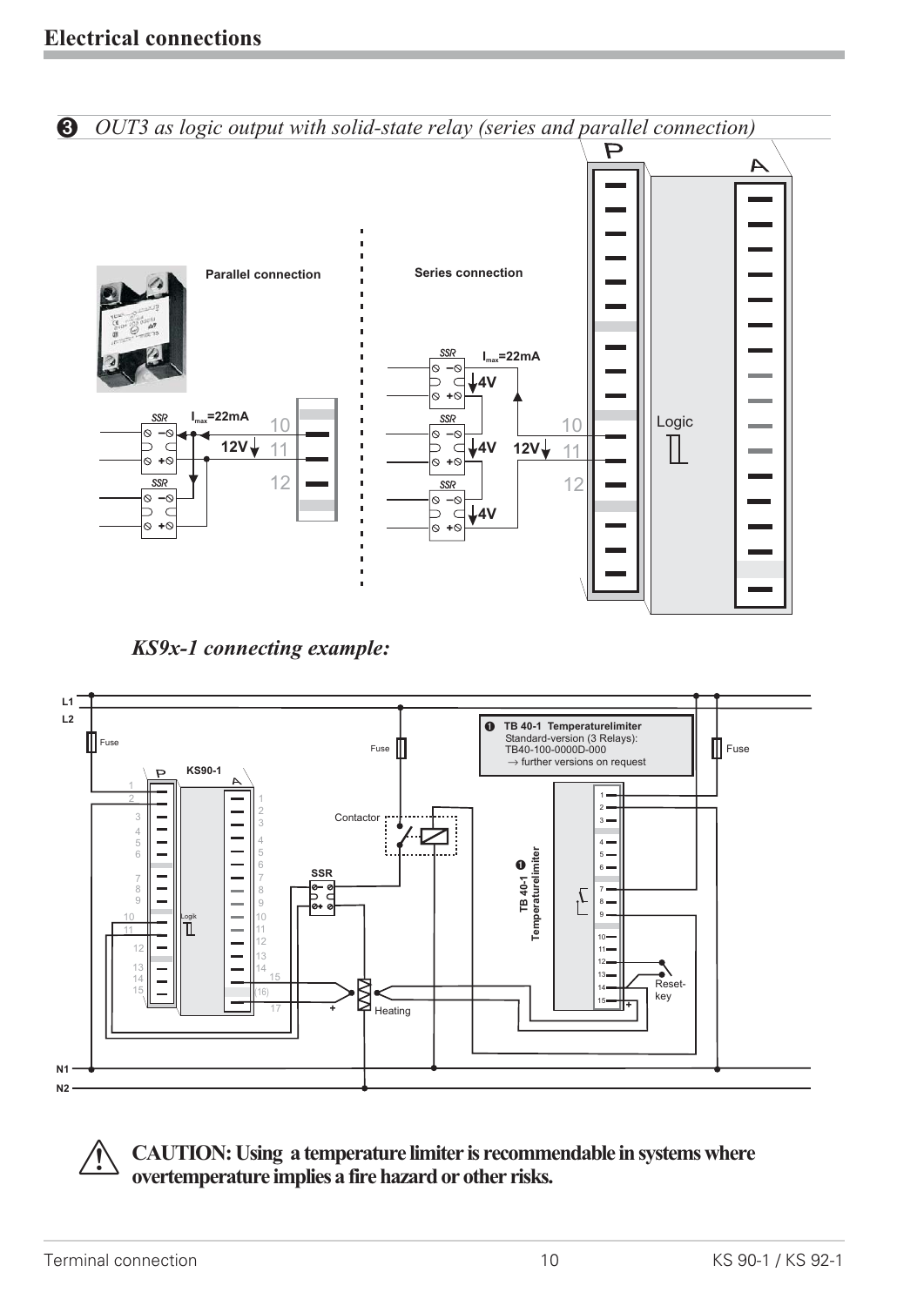## Electrical connections

❸ *OUT3 as logic output with solid-state relay (series and parallel connection)*

Parallel connection

SSR

$I_{max}$=22mA

12V

10

11

12

SSR

Series connection

SSR

$I_{max}$=22mA

4V

SSR

4V

12V

10

11

12

SSR

4V

P

A

Logic

*KS9x-1 connecting example:*

L1

L2

Fuse

KS90-1

Fuse

❶ **TB 40-1 Temperaturelimiter**
Standard-version (3 Relays):
TB40-100-0000D-000
→ further versions on request

Fuse

Contactor

SSR

Logik

❶ TB 40-1 Temperaturelimiter

Heating

Reset-key

N1

N2

⚠ **CAUTION: Using a temperature limiter is recommendable in systems where overtemperature implies a fire hazard or other risks.**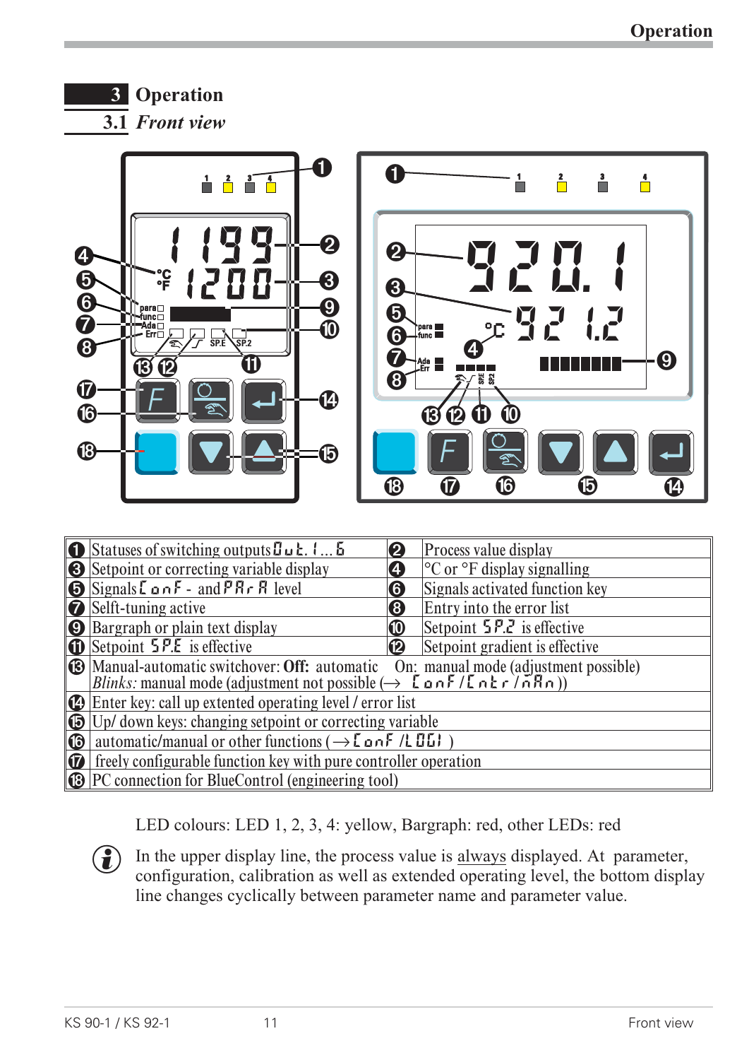# 3 Operation

## 3.1 *Front view*

| | | | |
|---|---|---|---|
| 1 | Statuses of switching outputs Out. 1 ... 6 | 2 | Process value display |
| 3 | Setpoint or correcting variable display | 4 | °C or °F display signalling |
| 5 | Signals ConF - and PArA level | 6 | Signals activated function key |
| 7 | Selft-tuning active | 8 | Entry into the error list |
| 9 | Bargraph or plain text display | 10 | Setpoint SP.2 is effective |
| 11 | Setpoint SP.E is effective | 12 | Setpoint gradient is effective |
| 13 | Manual-automatic switchover: **Off:** automatic On: manual mode (adjustment possible) *Blinks:* manual mode (adjustment not possible (→ ConF / Cntr / MAn)) | | |
| 14 | Enter key: call up extented operating level / error list | | |
| 15 | Up/ down keys: changing setpoint or correcting variable | | |
| 16 | automatic/manual or other functions (→ ConF / LOGI ) | | |
| 17 | freely configurable function key with pure controller operation | | |
| 18 | PC connection for BlueControl (engineering tool) | | |

LED colours: LED 1, 2, 3, 4: yellow, Bargraph: red, other LEDs: red

In the upper display line, the process value is always displayed. At parameter, configuration, calibration as well as extended operating level, the bottom display line changes cyclically between parameter name and parameter value.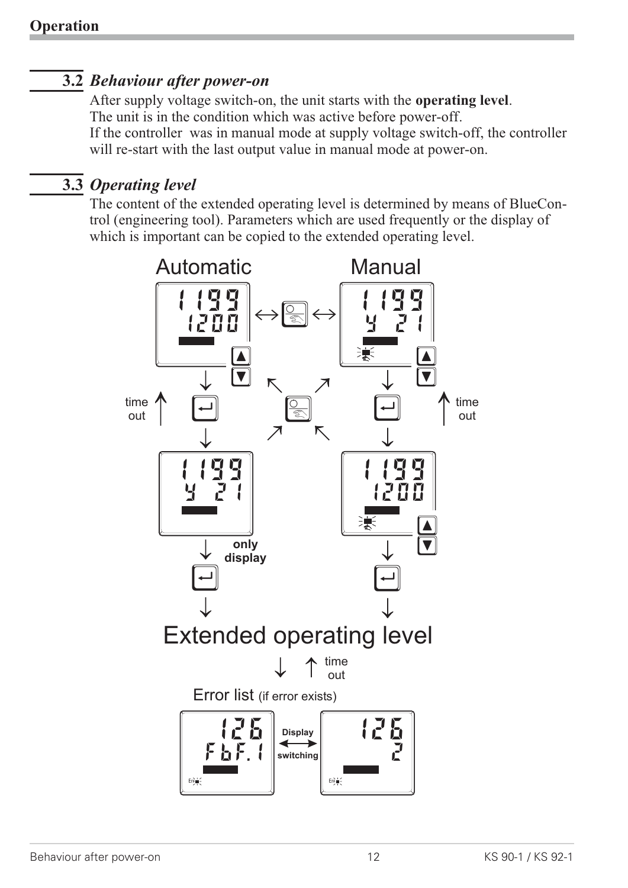## 3.2 *Behaviour after power-on*

After supply voltage switch-on, the unit starts with the **operating level**.
The unit is in the condition which was active before power-off.
If the controller was in manual mode at supply voltage switch-off, the controller will re-start with the last output value in manual mode at power-on.

## 3.3 *Operating level*

The content of the extended operating level is determined by means of BlueControl (engineering tool). Parameters which are used frequently or the display of which is important can be copied to the extended operating level.

Automatic

Manual

time out

time out

only display

Extended operating level

time out

Error list (if error exists)

Display switching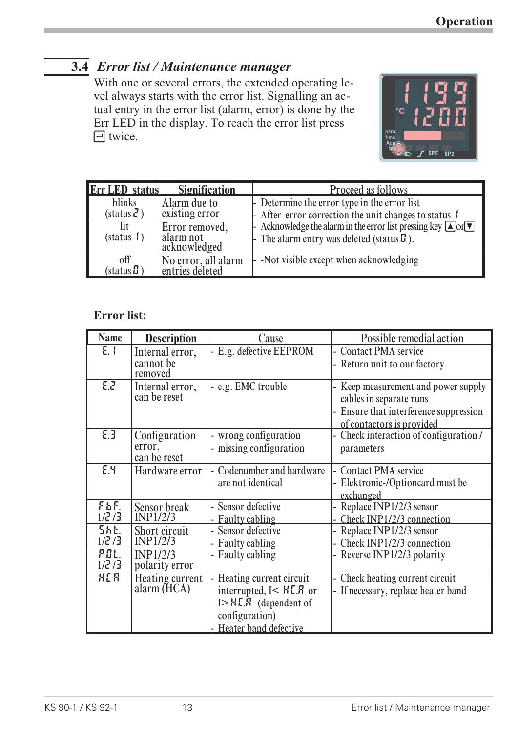## 3.4 *Error list / Maintenance manager*

With one or several errors, the extended operating level always starts with the error list. Signalling an actual entry in the error list (alarm, error) is done by the Err LED in the display. To reach the error list press ⏎ twice.

| Err LED status | Signification | Proceed as follows |
|---|---|---|
| blinks (status 2) | Alarm due to existing error | - Determine the error type in the error list<br>- After error correction the unit changes to status 1 |
| lit (status 1) | Error removed, alarm not acknowledged | - Acknowledge the alarm in the error list pressing key ▲ or ▼<br>- The alarm entry was deleted (status 0). |
| off (status 0) | No error, all alarm entries deleted | - -Not visible except when acknowledging |

**Error list:**

| Name | Description | Cause | Possible remedial action |
|---|---|---|---|
| E.1 | Internal error, cannot be removed | - E.g. defective EEPROM | - Contact PMA service<br>- Return unit to our factory |
| E.2 | Internal error, can be reset | - e.g. EMC trouble | - Keep measurement and power supply cables in separate runs<br>- Ensure that interference suppression of contactors is provided |
| E.3 | Configuration error, can be reset | - wrong configuration<br>- missing configuration | - Check interaction of configuration / parameters |
| E.4 | Hardware error | - Codenumber and hardware are not identical | - Contact PMA service<br>- Elektronic-/Optioncard must be exchanged |
| FbF. 1/2 /3 | Sensor break INP1/2/3 | - Sensor defective<br>- Faulty cabling | - Replace INP1/2/3 sensor<br>- Check INP1/2/3 connection |
| Sht. 1/2 /3 | Short circuit INP1/2/3 | - Sensor defective<br>- Faulty cabling | - Replace INP1/2/3 sensor<br>- Check INP1/2/3 connection |
| POL. 1/2 /3 | INP1/2/3 polarity error | - Faulty cabling | - Reverse INP1/2/3 polarity |
| HCA | Heating current alarm (HCA) | - Heating current circuit interrupted, I< HC.A or I> HC.A (dependent of configuration)<br>- Heater band defective | - Check heating current circuit<br>- If necessary, replace heater band |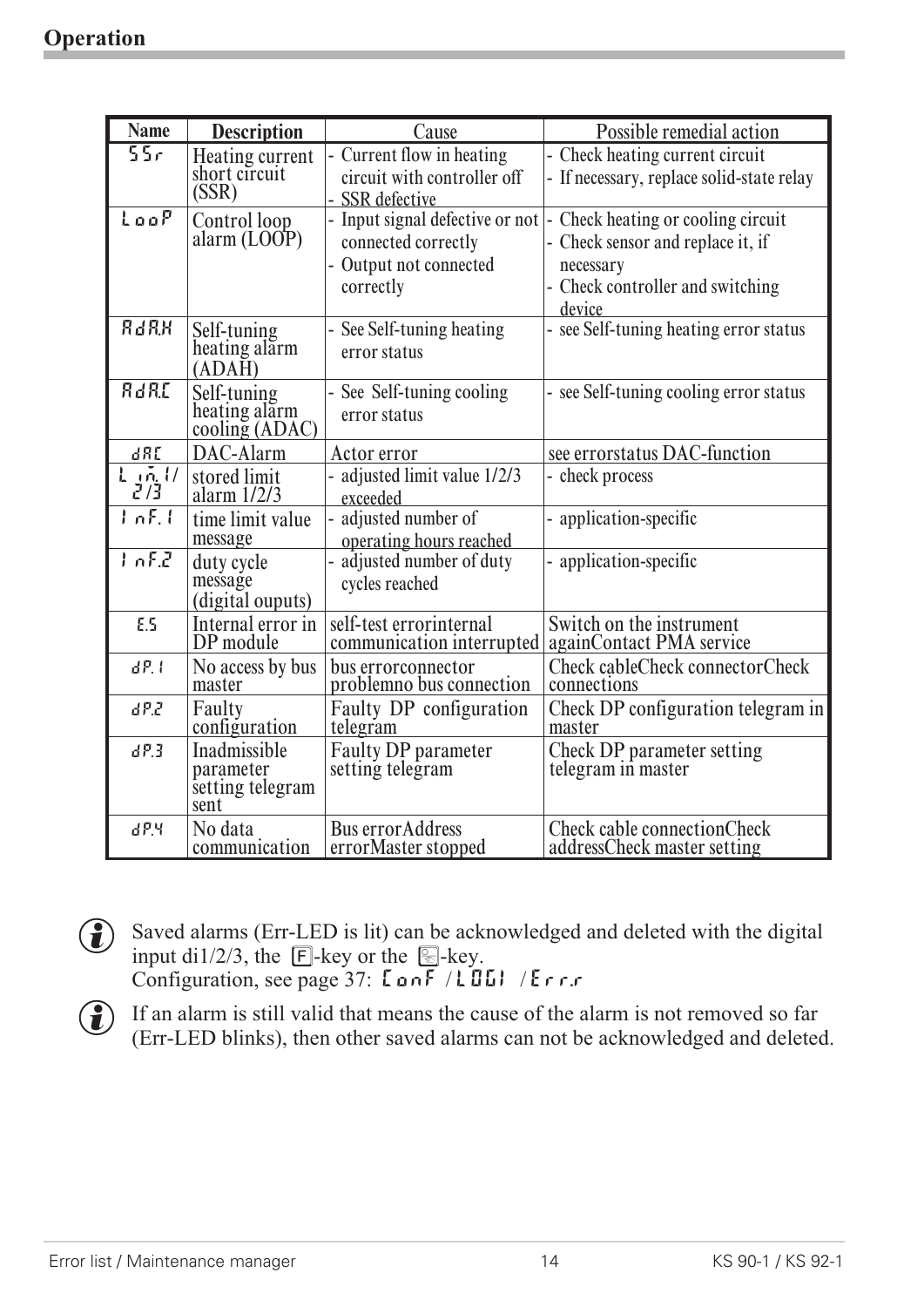## Operation

| Name | Description | Cause | Possible remedial action |
|---|---|---|---|
| SSr | Heating current short circuit (SSR) | - Current flow in heating circuit with controller off<br>- SSR defective | - Check heating current circuit<br>- If necessary, replace solid-state relay |
| LooP | Control loop alarm (LOOP) | - Input signal defective or not connected correctly<br>- Output not connected correctly | - Check heating or cooling circuit<br>- Check sensor and replace it, if necessary<br>- Check controller and switching device |
| AdA.H | Self-tuning heating alarm (ADAH) | - See Self-tuning heating error status | - see Self-tuning heating error status |
| AdA.C | Self-tuning heating alarm cooling (ADAC) | - See Self-tuning cooling error status | - see Self-tuning cooling error status |
| dAC | DAC-Alarm | Actor error | see errorstatus DAC-function |
| Lim.1/2/3 | stored limit alarm 1/2/3 | - adjusted limit value 1/2/3 exceeded | - check process |
| InF.1 | time limit value message | - adjusted number of operating hours reached | - application-specific |
| InF.2 | duty cycle message (digital ouputs) | - adjusted number of duty cycles reached | - application-specific |
| E.5 | Internal error in DP module | self-test errorinternal communication interrupted | Switch on the instrument againContact PMA service |
| dP.1 | No access by bus master | bus errorconnector problemno bus connection | Check cableCheck connectorCheck connections |
| dP.2 | Faulty configuration | Faulty DP configuration telegram | Check DP configuration telegram in master |
| dP.3 | Inadmissible parameter setting telegram sent | Faulty DP parameter setting telegram | Check DP parameter setting telegram in master |
| dP.4 | No data communication | Bus errorAddress errorMaster stopped | Check cable connectionCheck addressCheck master setting |

ⓘ Saved alarms (Err-LED is lit) can be acknowledged and deleted with the digital input di1/2/3, the [F]-key or the [Loc]-key.
Configuration, see page 37: ConF / LOGI / Err.r

ⓘ If an alarm is still valid that means the cause of the alarm is not removed so far (Err-LED blinks), then other saved alarms can not be acknowledged and deleted.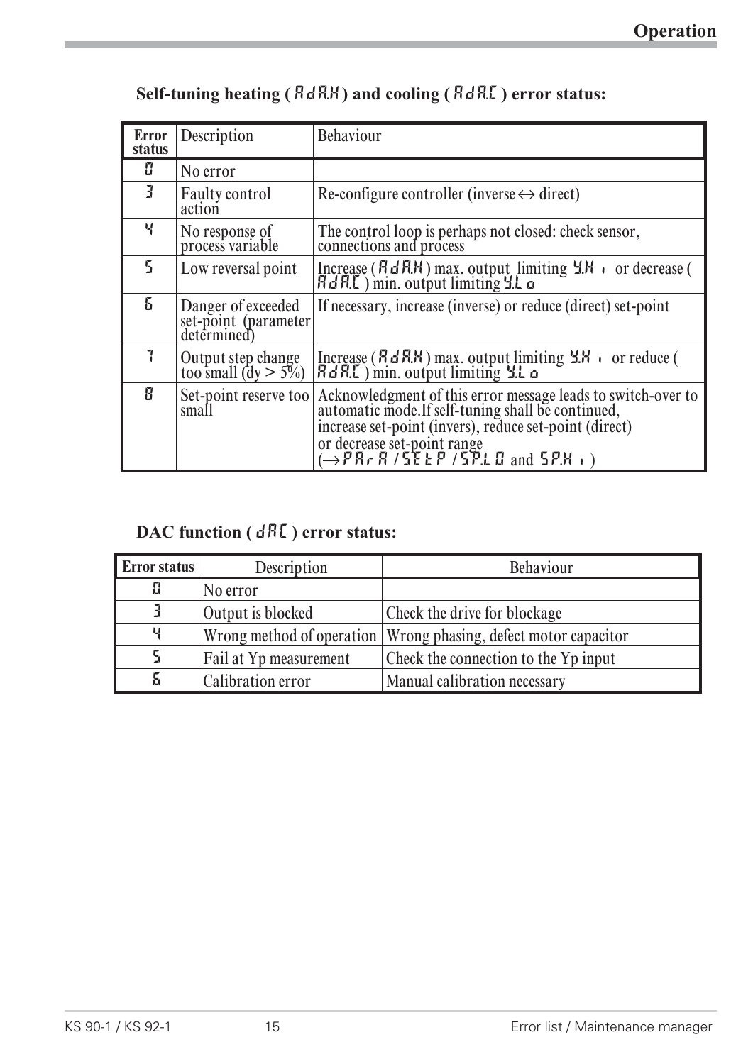### Self-tuning heating ( AdA.H ) and cooling ( AdA.C ) error status:

| Error status | Description | Behaviour |
|---|---|---|
| 0 | No error | |
| 3 | Faulty control action | Re-configure controller (inverse ↔ direct) |
| 4 | No response of process variable | The control loop is perhaps not closed: check sensor, connections and process |
| 5 | Low reversal point | Increase ( AdA.H ) max. output limiting Y.H i or decrease ( AdA.C ) min. output limiting Y.L o |
| 6 | Danger of exceeded set-point (parameter determined) | If necessary, increase (inverse) or reduce (direct) set-point |
| 7 | Output step change too small (dy > 5%) | Increase ( AdA.H ) max. output limiting Y.H i or reduce ( AdA.C ) min. output limiting Y.L o |
| 8 | Set-point reserve too small | Acknowledgment of this error message leads to switch-over to automatic mode.If self-tuning shall be continued, increase set-point (invers), reduce set-point (direct) or decrease set-point range (→ PArA / SEtP / SP.L 0 and SP.H i ) |

### DAC function ( dAC ) error status:

| Error status | Description | Behaviour |
|---|---|---|
| 0 | No error | |
| 3 | Output is blocked | Check the drive for blockage |
| 4 | Wrong method of operation | Wrong phasing, defect motor capacitor |
| 5 | Fail at Yp measurement | Check the connection to the Yp input |
| 6 | Calibration error | Manual calibration necessary |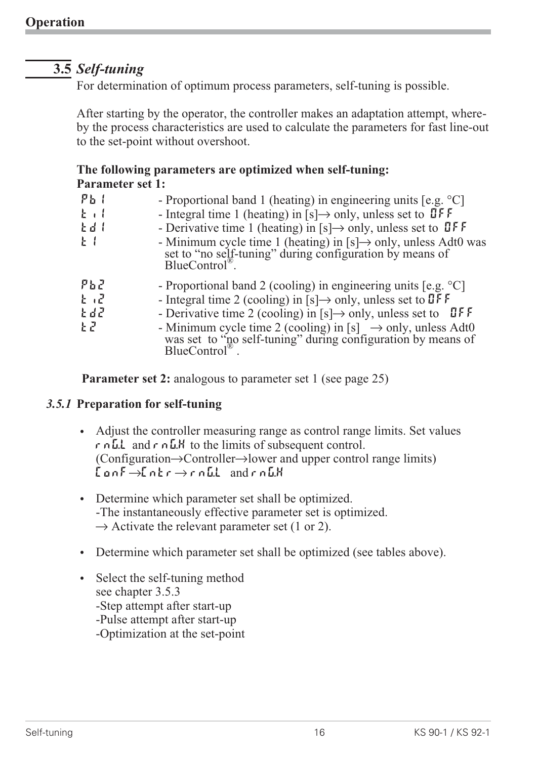## 3.5 *Self-tuning*

For determination of optimum process parameters, self-tuning is possible.

After starting by the operator, the controller makes an adaptation attempt, whereby the process characteristics are used to calculate the parameters for fast line-out to the set-point without overshoot.

**The following parameters are optimized when self-tuning:**
**Parameter set 1:**

| | |
|---|---|
| Pb1 | - Proportional band 1 (heating) in engineering units [e.g. °C] |
| ti1 | - Integral time 1 (heating) in [s]→ only, unless set to OFF |
| td1 | - Derivative time 1 (heating) in [s]→ only, unless set to OFF |
| t1 | - Minimum cycle time 1 (heating) in [s]→ only, unless Adt0 was set to "no self-tuning" during configuration by means of BlueControl®. |
| Pb2 | - Proportional band 2 (cooling) in engineering units [e.g. °C] |
| ti2 | - Integral time 2 (cooling) in [s]→ only, unless set to OFF |
| td2 | - Derivative time 2 (cooling) in [s]→ only, unless set to OFF |
| t2 | - Minimum cycle time 2 (cooling) in [s] → only, unless Adt0 was set to "no self-tuning" during configuration by means of BlueControl®. |

**Parameter set 2:** analogous to parameter set 1 (see page 25)

### *3.5.1* Preparation for self-tuning

- Adjust the controller measuring range as control range limits. Set values rnG.L and rnG.H to the limits of subsequent control.
  (Configuration→Controller→lower and upper control range limits)
  ConF→Cntr→rnG.L and rnG.H
- Determine which parameter set shall be optimized.
  -The instantaneously effective parameter set is optimized.
  → Activate the relevant parameter set (1 or 2).
- Determine which parameter set shall be optimized (see tables above).
- Select the self-tuning method
  see chapter 3.5.3
  -Step attempt after start-up
  -Pulse attempt after start-up
  -Optimization at the set-point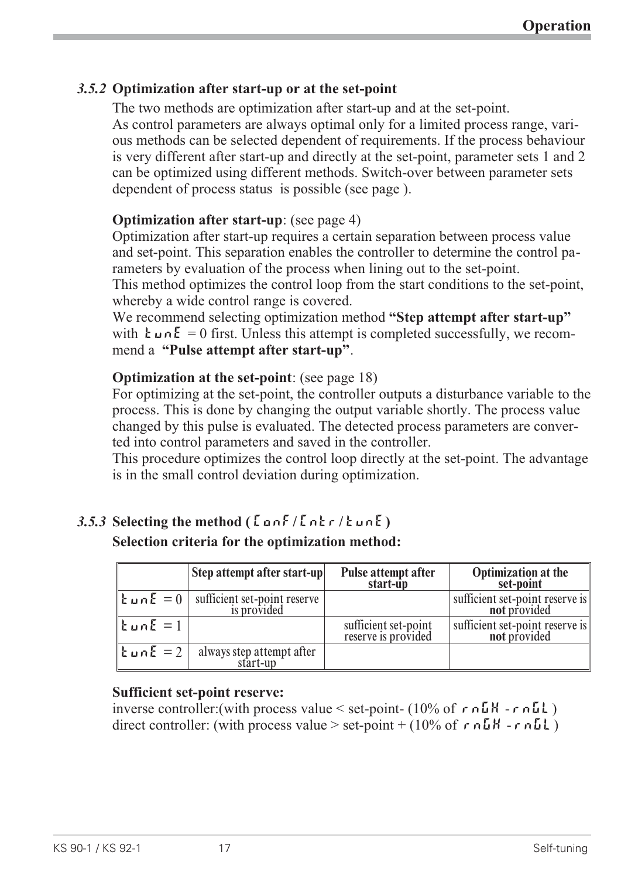### *3.5.2* Optimization after start-up or at the set-point

The two methods are optimization after start-up and at the set-point.
As control parameters are always optimal only for a limited process range, various methods can be selected dependent of requirements. If the process behaviour is very different after start-up and directly at the set-point, parameter sets 1 and 2 can be optimized using different methods. Switch-over between parameter sets dependent of process status is possible (see page ).

**Optimization after start-up**: (see page 4)
Optimization after start-up requires a certain separation between process value and set-point. This separation enables the controller to determine the control parameters by evaluation of the process when lining out to the set-point.
This method optimizes the control loop from the start conditions to the set-point, whereby a wide control range is covered.
We recommend selecting optimization method **"Step attempt after start-up"** with tunE = 0 first. Unless this attempt is completed successfully, we recommend a **"Pulse attempt after start-up"**.

**Optimization at the set-point**: (see page 18)
For optimizing at the set-point, the controller outputs a disturbance variable to the process. This is done by changing the output variable shortly. The process value changed by this pulse is evaluated. The detected process parameters are converted into control parameters and saved in the controller.
This procedure optimizes the control loop directly at the set-point. The advantage is in the small control deviation during optimization.

### *3.5.3* Selecting the method ( ConF / Cntr / tunE )

**Selection criteria for the optimization method:**

| | Step attempt after start-up | Pulse attempt after start-up | Optimization at the set-point |
|---|---|---|---|
| tunE = 0 | sufficient set-point reserve is provided | | sufficient set-point reserve is **not** provided |
| tunE = 1 | | sufficient set-point reserve is provided | sufficient set-point reserve is **not** provided |
| tunE = 2 | always step attempt after start-up | | |

**Sufficient set-point reserve:**
inverse controller:(with process value < set-point- (10% of rnGH - rnGL )
direct controller: (with process value > set-point + (10% of rnGH - rnGL )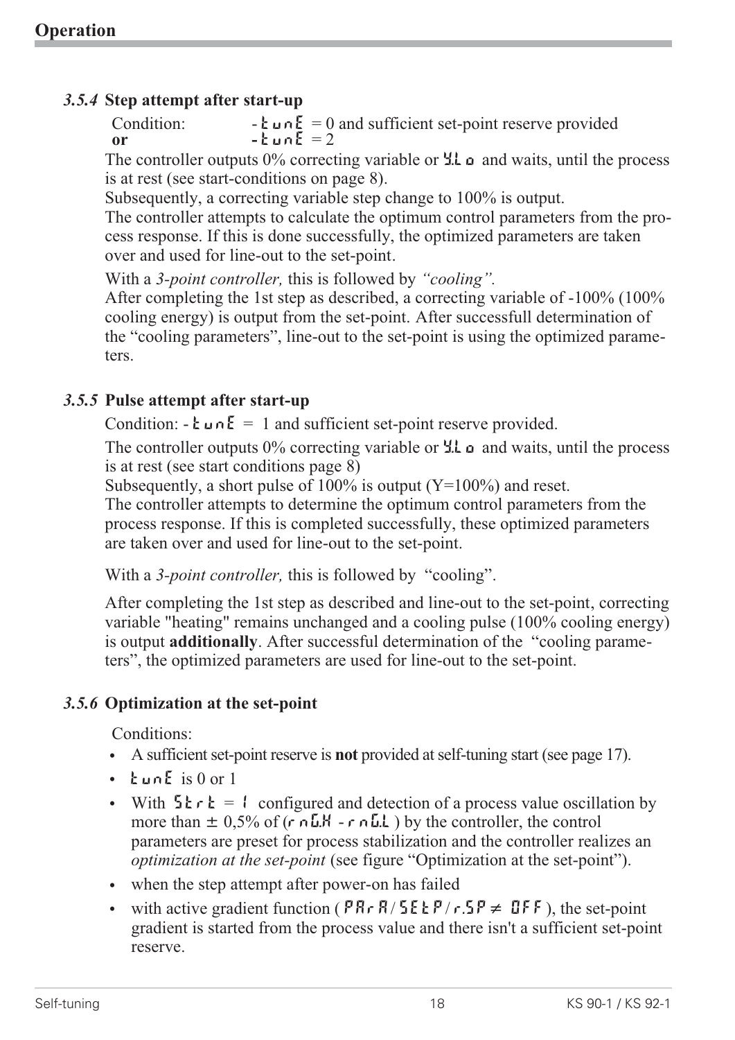### 3.5.4 Step attempt after start-up

Condition: - tunE = 0 and sufficient set-point reserve provided
**or** - tunE = 2

The controller outputs 0% correcting variable or Y.Lo and waits, until the process is at rest (see start-conditions on page 8).

Subsequently, a correcting variable step change to 100% is output.

The controller attempts to calculate the optimum control parameters from the process response. If this is done successfully, the optimized parameters are taken over and used for line-out to the set-point.

With a *3-point controller,* this is followed by *"cooling".*

After completing the 1st step as described, a correcting variable of -100% (100% cooling energy) is output from the set-point. After successfull determination of the "cooling parameters", line-out to the set-point is using the optimized parameters.

### 3.5.5 Pulse attempt after start-up

Condition: - tunE = 1 and sufficient set-point reserve provided.

The controller outputs 0% correcting variable or Y.Lo and waits, until the process is at rest (see start conditions page 8)

Subsequently, a short pulse of 100% is output (Y=100%) and reset.

The controller attempts to determine the optimum control parameters from the process response. If this is completed successfully, these optimized parameters are taken over and used for line-out to the set-point.

With a *3-point controller,* this is followed by "cooling".

After completing the 1st step as described and line-out to the set-point, correcting variable "heating" remains unchanged and a cooling pulse (100% cooling energy) is output **additionally**. After successful determination of the "cooling parameters", the optimized parameters are used for line-out to the set-point.

### 3.5.6 Optimization at the set-point

Conditions:

- A sufficient set-point reserve is **not** provided at self-tuning start (see page 17).
- tunE is 0 or 1
- With Strt = 1 configured and detection of a process value oscillation by more than ± 0,5% of (rnG.H - rnG.L ) by the controller, the control parameters are preset for process stabilization and the controller realizes an *optimization at the set-point* (see figure "Optimization at the set-point").
- when the step attempt after power-on has failed
- with active gradient function ( PArA / SEtP / r.SP ≠ OFF ), the set-point gradient is started from the process value and there isn't a sufficient set-point reserve.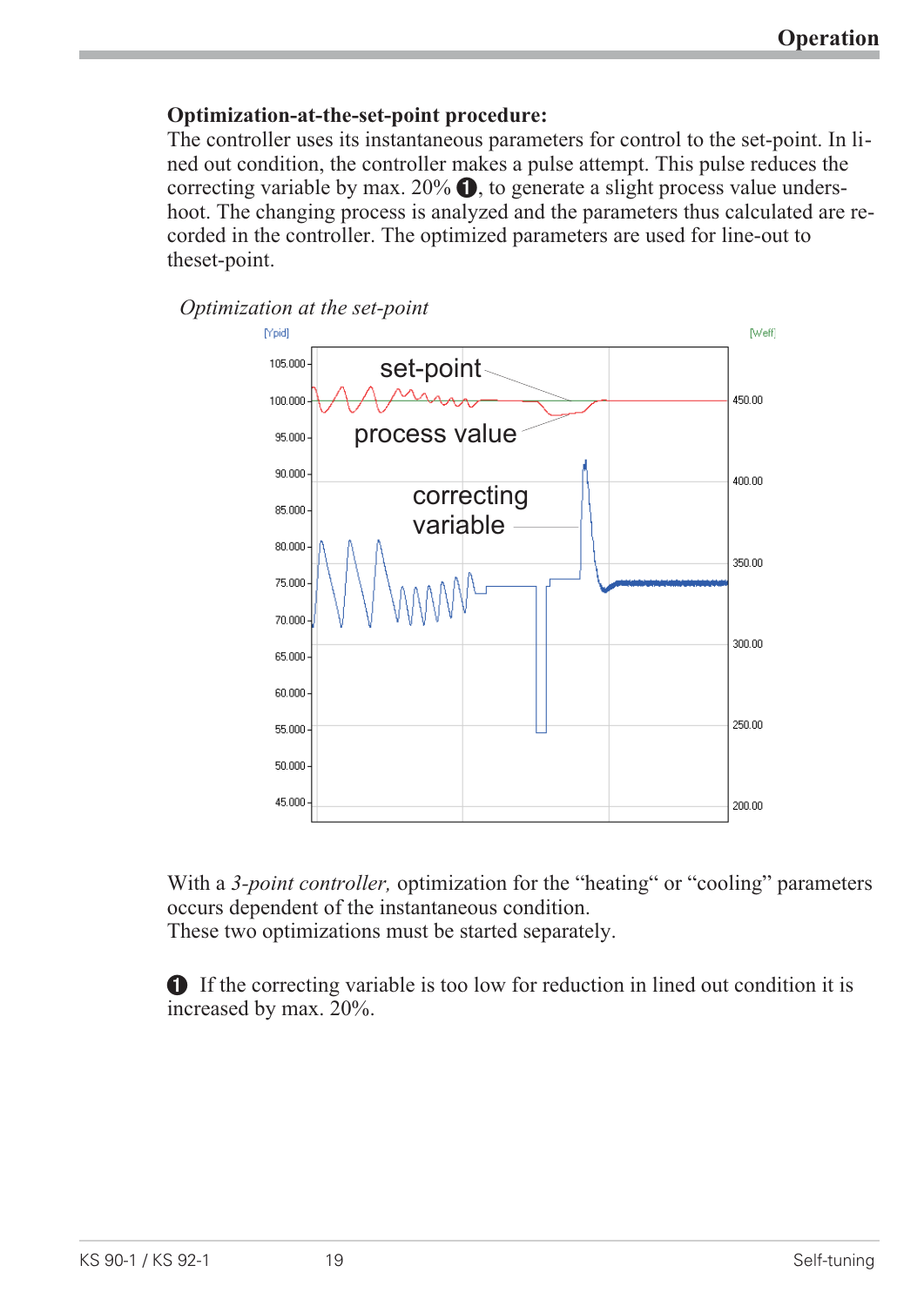**Optimization-at-the-set-point procedure:**
The controller uses its instantaneous parameters for control to the set-point. In lined out condition, the controller makes a pulse attempt. This pulse reduces the correcting variable by max. 20% ❶, to generate a slight process value undershoot. The changing process is analyzed and the parameters thus calculated are recorded in the controller. The optimized parameters are used for line-out to theset-point.

*Optimization at the set-point*

With a *3-point controller,* optimization for the "heating" or "cooling" parameters occurs dependent of the instantaneous condition.
These two optimizations must be started separately.

❶ If the correcting variable is too low for reduction in lined out condition it is increased by max. 20%.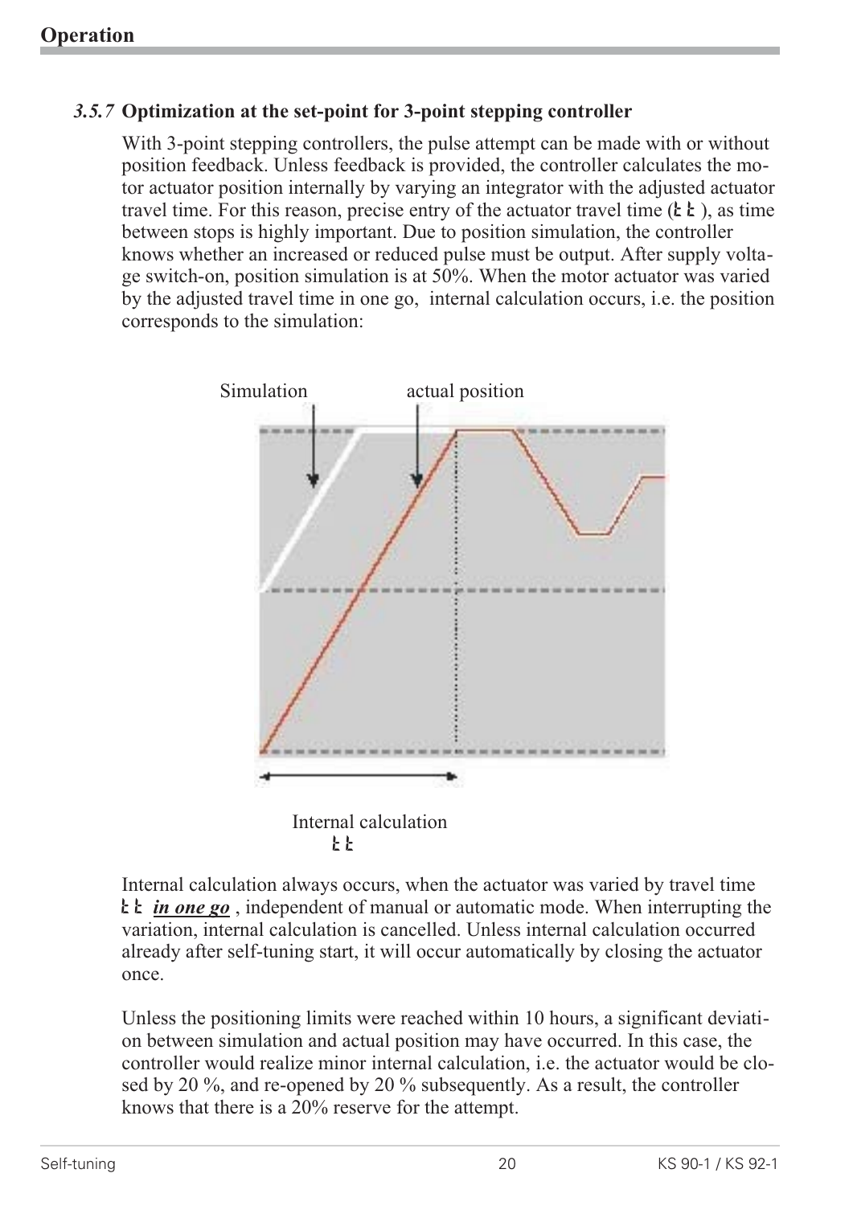### 3.5.7 Optimization at the set-point for 3-point stepping controller

With 3-point stepping controllers, the pulse attempt can be made with or without position feedback. Unless feedback is provided, the controller calculates the motor actuator position internally by varying an integrator with the adjusted actuator travel time. For this reason, precise entry of the actuator travel time (tt), as time between stops is highly important. Due to position simulation, the controller knows whether an increased or reduced pulse must be output. After supply voltage switch-on, position simulation is at 50%. When the motor actuator was varied by the adjusted travel time in one go, internal calculation occurs, i.e. the position corresponds to the simulation:

Simulation

actual position

Internal calculation
tt

Internal calculation always occurs, when the actuator was varied by travel time tt ***in one go***, independent of manual or automatic mode. When interrupting the variation, internal calculation is cancelled. Unless internal calculation occurred already after self-tuning start, it will occur automatically by closing the actuator once.

Unless the positioning limits were reached within 10 hours, a significant deviation between simulation and actual position may have occurred. In this case, the controller would realize minor internal calculation, i.e. the actuator would be closed by 20 %, and re-opened by 20 % subsequently. As a result, the controller knows that there is a 20% reserve for the attempt.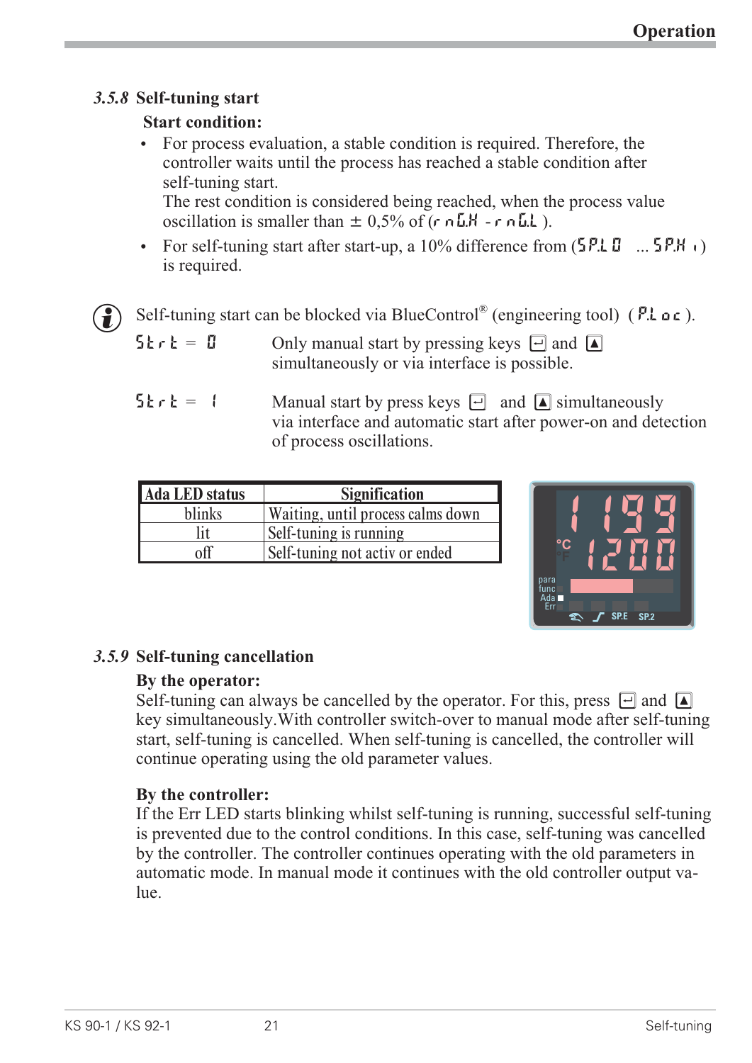### 3.5.8 Self-tuning start

**Start condition:**

- For process evaluation, a stable condition is required. Therefore, the controller waits until the process has reached a stable condition after self-tuning start.
  The rest condition is considered being reached, when the process value oscillation is smaller than ± 0,5% of (rnG.H - rnG.L ).
- For self-tuning start after start-up, a 10% difference from (SP.LO ... SP.Hi) is required.

Self-tuning start can be blocked via BlueControl® (engineering tool) ( P.Loc ).

Strt = 0 Only manual start by pressing keys [↵] and [▲] simultaneously or via interface is possible.

Strt = 1 Manual start by press keys [↵] and [▲] simultaneously via interface and automatic start after power-on and detection of process oscillations.

| Ada LED status | Signification |
|---|---|
| blinks | Waiting, until process calms down |
| lit | Self-tuning is running |
| off | Self-tuning not activ or ended |

### 3.5.9 Self-tuning cancellation

**By the operator:**
Self-tuning can always be cancelled by the operator. For this, press [↵] and [▲] key simultaneously.With controller switch-over to manual mode after self-tuning start, self-tuning is cancelled. When self-tuning is cancelled, the controller will continue operating using the old parameter values.

**By the controller:**
If the Err LED starts blinking whilst self-tuning is running, successful self-tuning is prevented due to the control conditions. In this case, self-tuning was cancelled by the controller. The controller continues operating with the old parameters in automatic mode. In manual mode it continues with the old controller output value.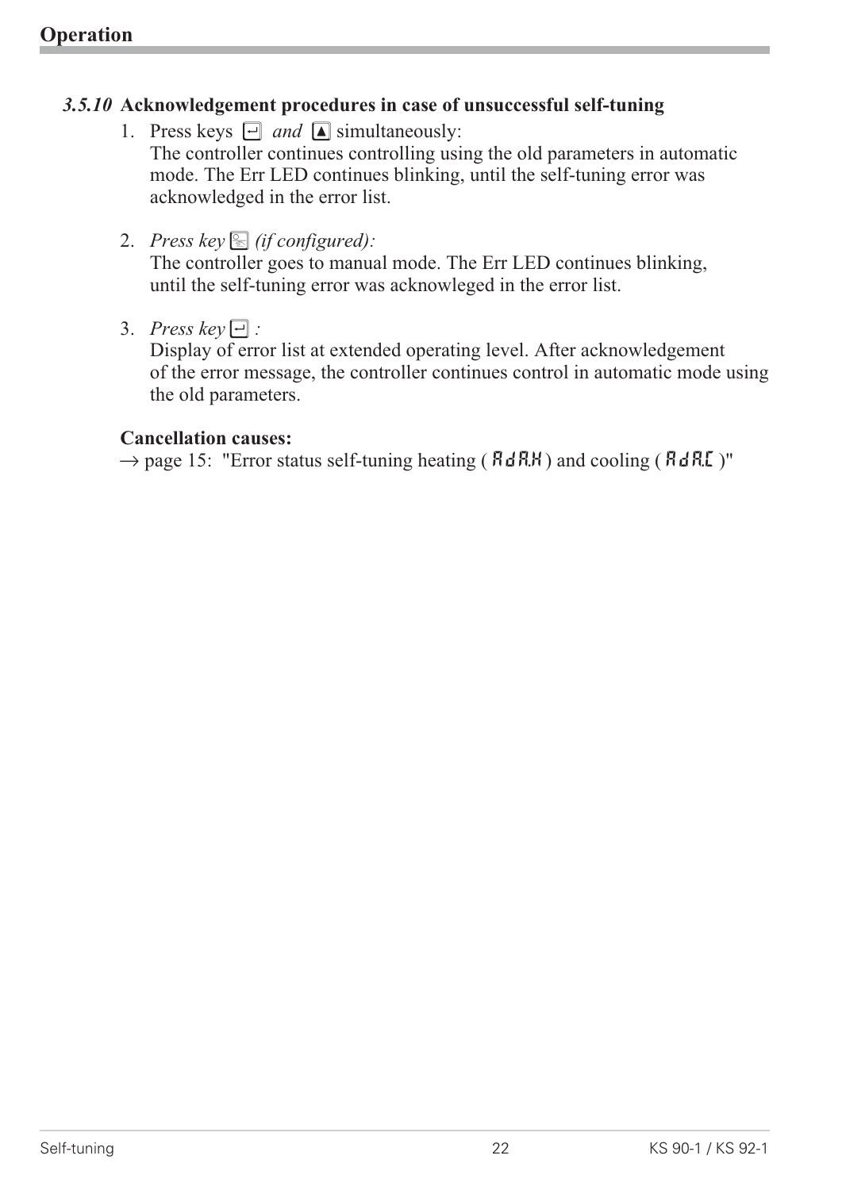### *3.5.10* Acknowledgement procedures in case of unsuccessful self-tuning

1. Press keys ⏎ *and* ▲ simultaneously:
   The controller continues controlling using the old parameters in automatic mode. The Err LED continues blinking, until the self-tuning error was acknowledged in the error list.

2. *Press key* ☐ *(if configured):*
   The controller goes to manual mode. The Err LED continues blinking, until the self-tuning error was acknowleged in the error list.

3. *Press key* ⏎ *:*
   Display of error list at extended operating level. After acknowledgement of the error message, the controller continues control in automatic mode using the old parameters.

**Cancellation causes:**

→ page 15: "Error status self-tuning heating ( AdA.H ) and cooling ( AdA.C )"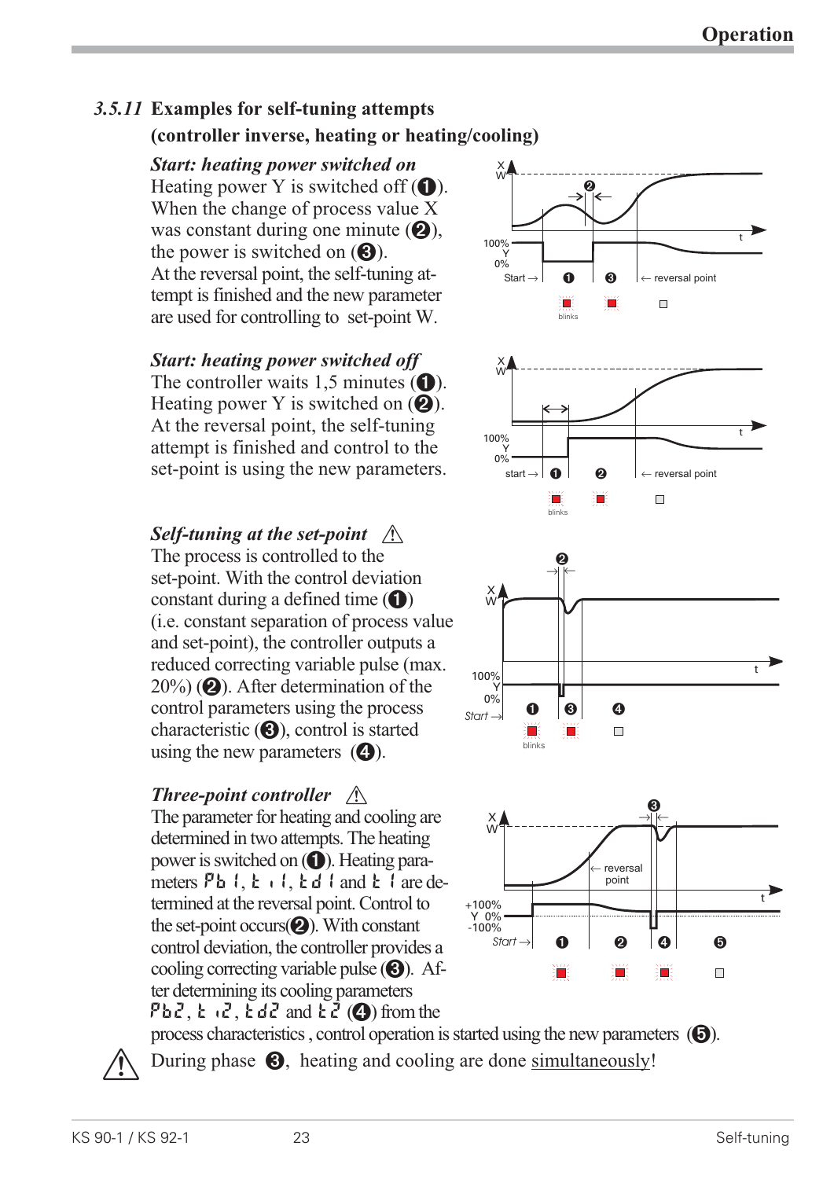### 3.5.11 Examples for self-tuning attempts (controller inverse, heating or heating/cooling)

***Start: heating power switched on***

Heating power Y is switched off (❶). When the change of process value X was constant during one minute (❷), the power is switched on (❸). At the reversal point, the self-tuning attempt is finished and the new parameter are used for controlling to set-point W.

***Start: heating power switched off***

The controller waits 1,5 minutes (❶). Heating power Y is switched on (❷). At the reversal point, the self-tuning attempt is finished and control to the set-point is using the new parameters.

***Self-tuning at the set-point*** ⚠

The process is controlled to the set-point. With the control deviation constant during a defined time (❶) (i.e. constant separation of process value and set-point), the controller outputs a reduced correcting variable pulse (max. 20%) (❷). After determination of the control parameters using the process characteristic (❸), control is started using the new parameters (❹).

***Three-point controller*** ⚠

The parameter for heating and cooling are determined in two attempts. The heating power is switched on (❶). Heating parameters Pb1, ti1, td1 and t1 are determined at the reversal point. Control to the set-point occurs(❷). With constant control deviation, the controller provides a cooling correcting variable pulse (❸). After determining its cooling parameters Pb2, ti2, td2 and t2 (❹) from the process characteristics , control operation is started using the new parameters (❺).

⚠ During phase ❸, heating and cooling are done simultaneously!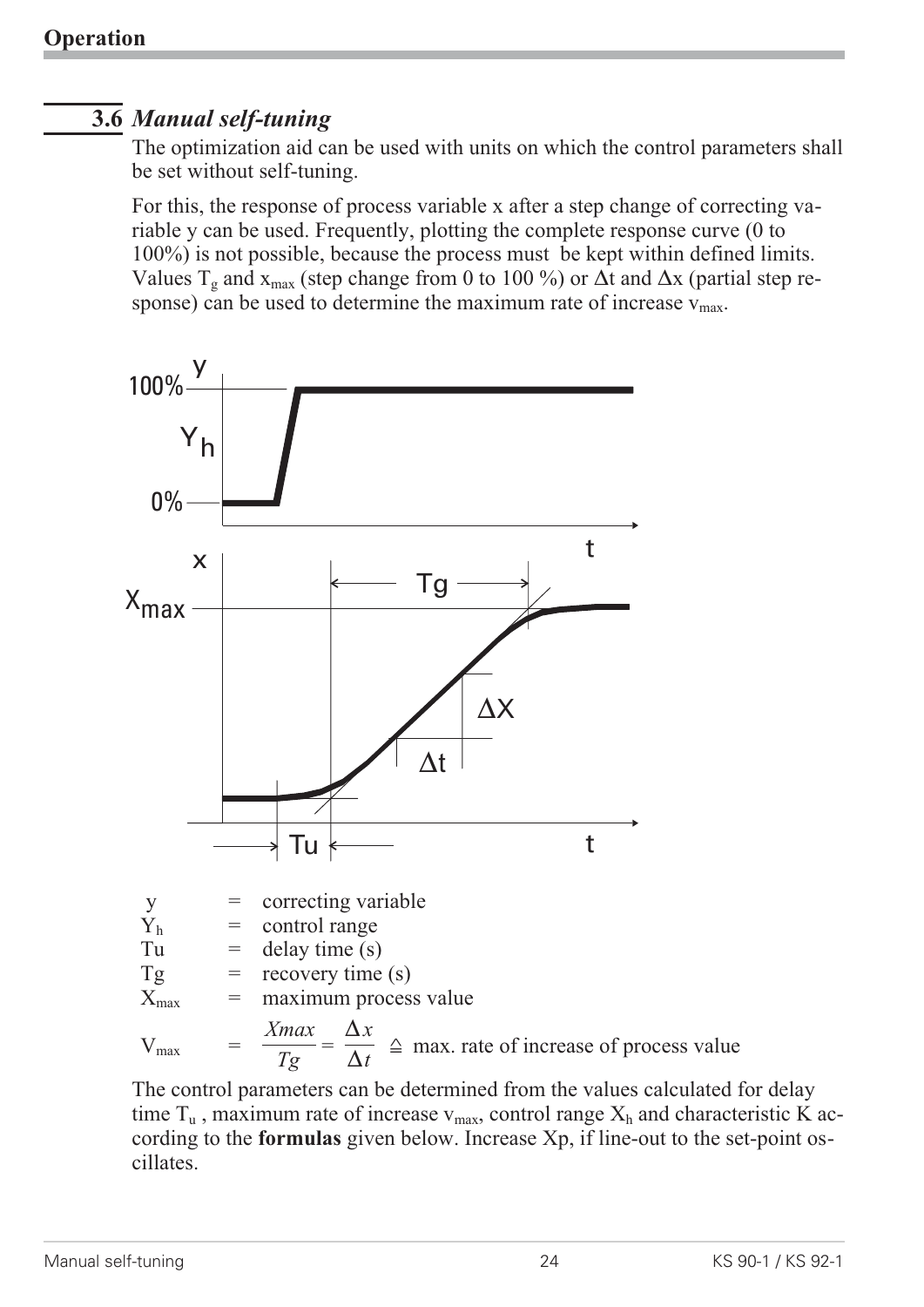## 3.6 *Manual self-tuning*

The optimization aid can be used with units on which the control parameters shall be set without self-tuning.

For this, the response of process variable x after a step change of correcting variable y can be used. Frequently, plotting the complete response curve (0 to 100%) is not possible, because the process must be kept within defined limits. Values $T_g$ and $x_{max}$ (step change from 0 to 100 %) or $\Delta t$ and $\Delta x$ (partial step response) can be used to determine the maximum rate of increase $v_{max}$.

| | | |
|---|---|---|
| y | = | correcting variable |
| $Y_h$ | = | control range |
| Tu | = | delay time (s) |
| Tg | = | recovery time (s) |
| $X_{max}$ | = | maximum process value |
| $V_{max}$ | = | $\frac{Xmax}{Tg} = \frac{\Delta x}{\Delta t}$ ≙ max. rate of increase of process value |

The control parameters can be determined from the values calculated for delay time $T_u$, maximum rate of increase $v_{max}$, control range $X_h$ and characteristic K according to the **formulas** given below. Increase Xp, if line-out to the set-point oscillates.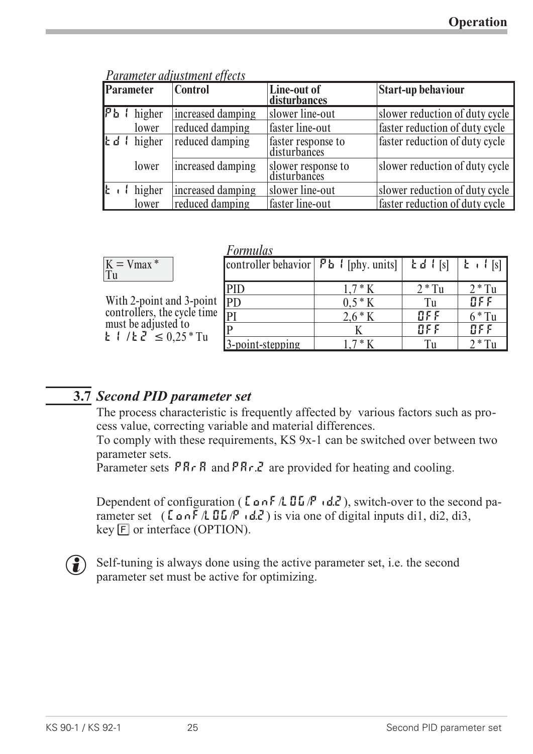*Parameter adjustment effects*

| Parameter | | Control | Line-out of disturbances | Start-up behaviour |
|---|---|---|---|---|
| Pb1 | higher | increased damping | slower line-out | slower reduction of duty cycle |
| | lower | reduced damping | faster line-out | faster reduction of duty cycle |
| td1 | higher | reduced damping | faster response to disturbances | faster reduction of duty cycle |
| | lower | increased damping | slower response to disturbances | slower reduction of duty cycle |
| ti1 | higher | increased damping | slower line-out | slower reduction of duty cycle |
| | lower | reduced damping | faster line-out | faster reduction of duty cycle |

*Formulas*

K = Vmax * Tu

With 2-point and 3-point controllers, the cycle time must be adjusted to t1 / t2 ≤ 0,25 * Tu

| controller behavior | Pb1 [phy. units] | td1 [s] | ti1 [s] |
|---|---|---|---|
| PID | 1,7 * K | 2 * Tu | 2 * Tu |
| PD | 0,5 * K | Tu | OFF |
| PI | 2,6 * K | OFF | 6 * Tu |
| P | K | OFF | OFF |
| 3-point-stepping | 1,7 * K | Tu | 2 * Tu |

## 3.7 *Second PID parameter set*

The process characteristic is frequently affected by various factors such as process value, correcting variable and material differences.
To comply with these requirements, KS 9x-1 can be switched over between two parameter sets.
Parameter sets PAr A and PAr.2 are provided for heating and cooling.

Dependent of configuration ( Conf /LOG/P id.2 ), switch-over to the second parameter set ( Conf /LOG/P id.2 ) is via one of digital inputs di1, di2, di3, key F or interface (OPTION).

Self-tuning is always done using the active parameter set, i.e. the second parameter set must be active for optimizing.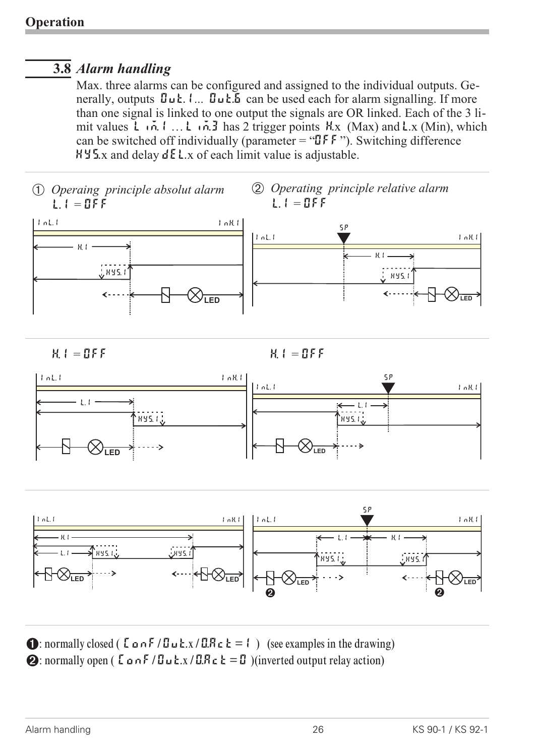## 3.8 *Alarm handling*

Max. three alarms can be configured and assigned to the individual outputs. Generally, outputs Out.1... Out.6 can be used each for alarm signalling. If more than one signal is linked to one output the signals are OR linked. Each of the 3 limit values Lim.1 … Lim.3 has 2 trigger points H.x (Max) and L.x (Min), which can be switched off individually (parameter = "OFF"). Switching difference HYS.x and delay dEL.x of each limit value is adjustable.

① *Operaing principle absolut alarm*
L.1 = OFF

② *Operating principle relative alarm*
L.1 = OFF

H.1 = OFF

H.1 = OFF

❶: normally closed ( ConF / Out.x / O.Act = 1 ) (see examples in the drawing)

❷: normally open ( ConF / Out.x / O.Act = 0 )(inverted output relay action)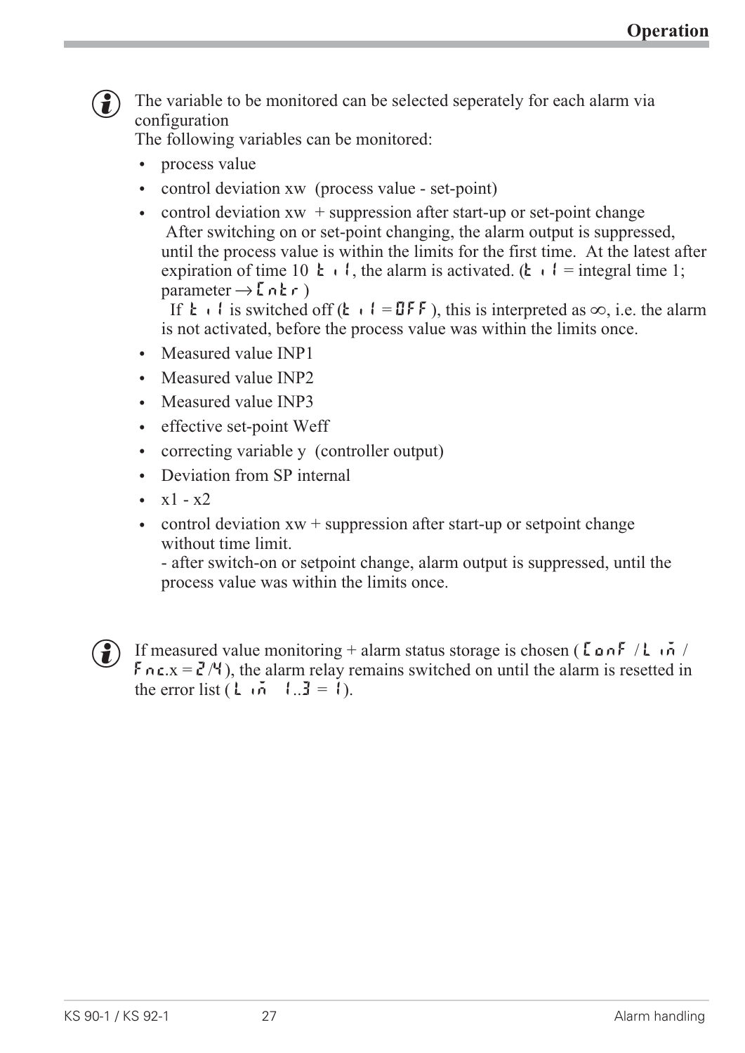The variable to be monitored can be selected seperately for each alarm via configuration
The following variables can be monitored:

- process value
- control deviation xw (process value - set-point)
- control deviation xw + suppression after start-up or set-point change
  After switching on or set-point changing, the alarm output is suppressed, until the process value is within the limits for the first time. At the latest after expiration of time 10 t.i1, the alarm is activated. (t.i1 = integral time 1; parameter → Cntr )
  If t.i1 is switched off (t.i1 = OFF ), this is interpreted as ∞, i.e. the alarm is not activated, before the process value was within the limits once.
- Measured value INP1
- Measured value INP2
- Measured value INP3
- effective set-point Weff
- correcting variable y (controller output)
- Deviation from SP internal
- x1 - x2
- control deviation xw + suppression after start-up or setpoint change without time limit.
  - after switch-on or setpoint change, alarm output is suppressed, until the process value was within the limits once.

If measured value monitoring + alarm status storage is chosen ( ConF / Lim / Fnc.x = 2/4 ), the alarm relay remains switched on until the alarm is resetted in the error list ( Lim 1..3 = 1).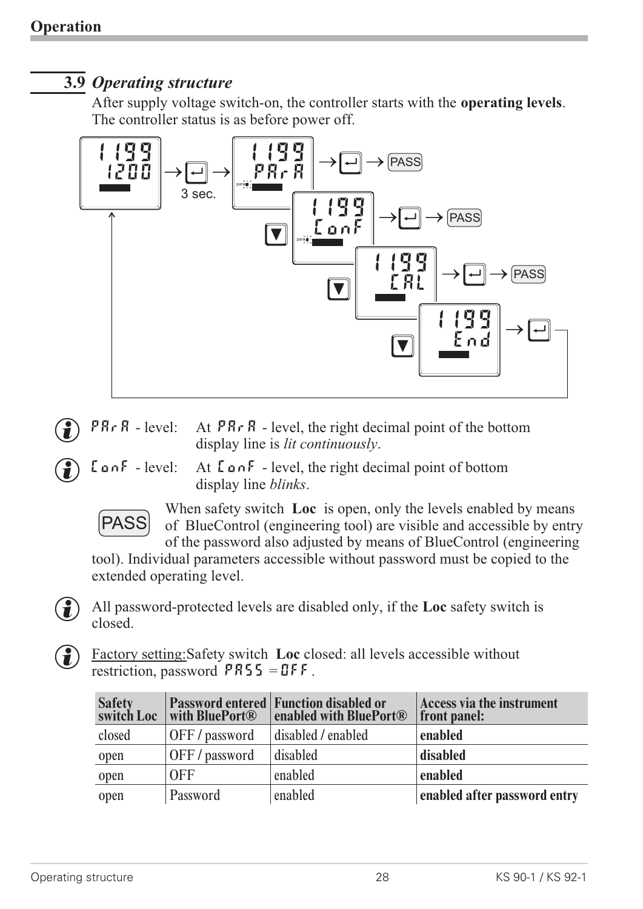## 3.9 *Operating structure*

After supply voltage switch-on, the controller starts with the **operating levels**. The controller status is as before power off.

PArA - level: At PArA - level, the right decimal point of the bottom display line is *lit continuously*.

ConF - level: At ConF - level, the right decimal point of bottom display line *blinks*.

PASS When safety switch **Loc** is open, only the levels enabled by means of BlueControl (engineering tool) are visible and accessible by entry of the password also adjusted by means of BlueControl (engineering tool). Individual parameters accessible without password must be copied to the extended operating level.

All password-protected levels are disabled only, if the **Loc** safety switch is closed.

Factory setting:Safety switch **Loc** closed: all levels accessible without restriction, password PASS = OFF .

| Safety switch Loc | Password entered with BluePort® | Function disabled or enabled with BluePort® | Access via the instrument front panel: |
|---|---|---|---|
| closed | OFF / password | disabled / enabled | **enabled** |
| open | OFF / password | disabled | **disabled** |
| open | OFF | enabled | **enabled** |
| open | Password | enabled | **enabled after password entry** |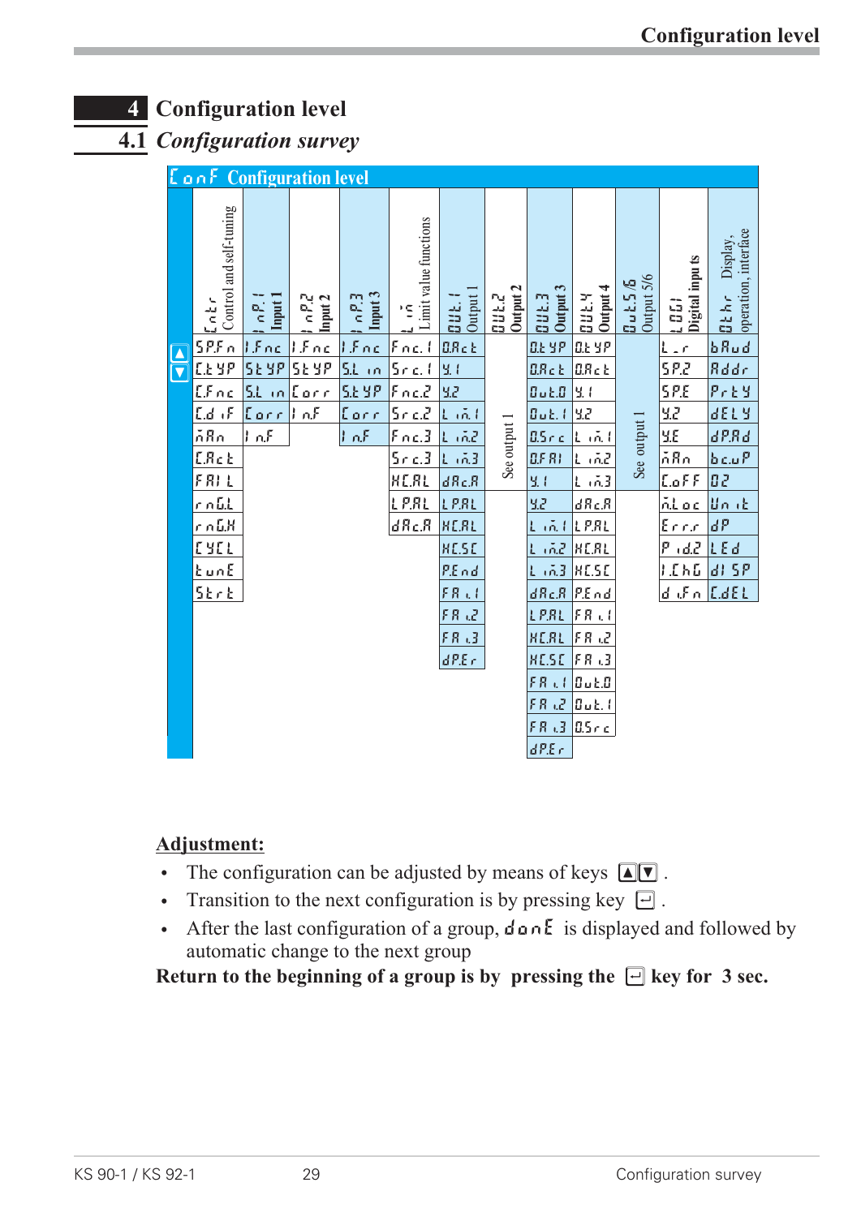# 4 Configuration level

## 4.1 *Configuration survey*

**ConF Configuration level**

| Cntr Control and self-tuning | InP.1 Input 1 | InP.2 Input 2 | InP.3 Input 3 | Lim Limit value functions | Out.1 Output 1 | Out.2 Output 2 | Out.3 Output 3 | Out.4 Output 4 | Out.5/6 Output 5/6 | LOGI Digital inputs | othr Display, operation, interface |
|---|---|---|---|---|---|---|---|---|---|---|---|
| SP.Fn | I.Fnc | I.Fnc | I.Fnc | Fnc.1 | O.Act | See output 1 | O.tYP | O.tYP | See output 1 | L-r | bAud |
| C.tYP | StYP | StYP | S.Lin | Src.1 | Y.1 | | O.Act | O.Act | | SP.2 | Addr |
| C.Fnc | S.Lin | Corr | StYP | Fnc.2 | Y.2 | | Out.0 | Y.1 | | SP.E | PrtY |
| C.dIF | Corr | InF | Corr | Src.2 | Lim.1 | | Out.1 | Y.2 | | Y.2 | dELY |
| mAn | InF | | InF | Fnc.3 | Lim.2 | | O.Src | Lim.1 | | Y.E | dP.Ad |
| C.Act | | | | Src.3 | Lim.3 | | O.FAI | Lim.2 | | mAn | bc.uP |
| FAIL | | | | HC.AL | dAc.A | | Y.1 | Lim.3 | | C.oFF | O2 |
| rnG.L | | | | LP.AL | LP.AL | | Y.2 | dAc.A | | m.Loc | Unit |
| rnG.H | | | | dAc.A | HC.AL | | Lim.1 | LP.AL | | Err.r | dP |
| CYCL | | | | | HC.SC | | Lim.2 | HC.AL | | P.id.2 | LEd |
| tunE | | | | | P.End | | Lim.3 | HC.SC | | I.ChG | dISP |
| Strt | | | | | FAi.1 | | dAc.A | P.End | | di.Fn | C.dEL |
| | | | | | FAi.2 | | LP.AL | FAi.1 | | | |
| | | | | | FAi.3 | | HC.AL | FAi.2 | | | |
| | | | | | dP.Er | | HC.SC | FAi.3 | | | |
| | | | | | | | FAi.1 | Out.0 | | | |
| | | | | | | | FAi.2 | Out.1 | | | |
| | | | | | | | FAi.3 | O.Src | | | |
| | | | | | | | dP.Er | | | | |

**Adjustment:**

- The configuration can be adjusted by means of keys ▲▼ .
- Transition to the next configuration is by pressing key ⏎ .
- After the last configuration of a group, donE is displayed and followed by automatic change to the next group

**Return to the beginning of a group is by pressing the ⏎ key for 3 sec.**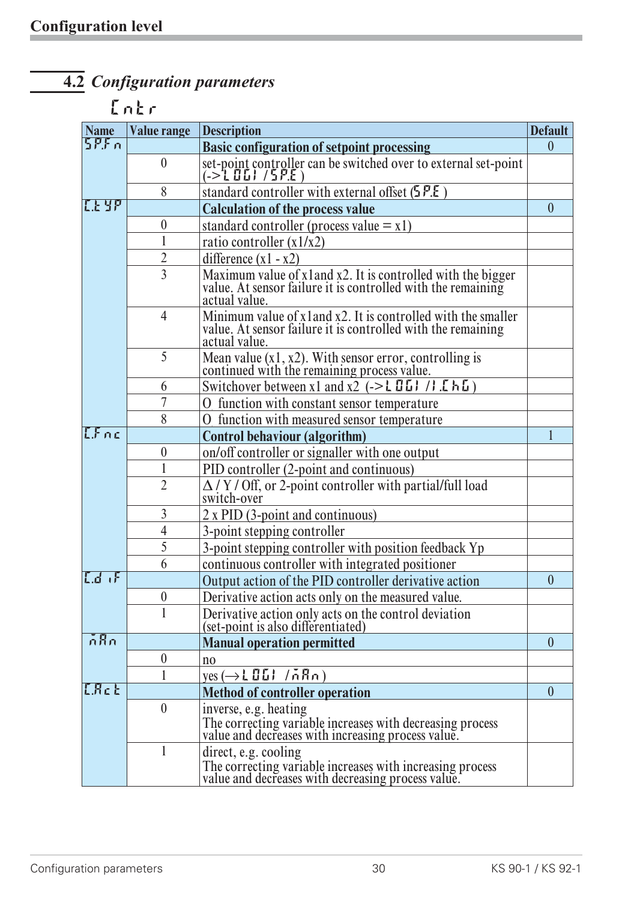## 4.2 *Configuration parameters*

**Cntr**

| Name | Value range | Description | Default |
|---|---|---|---|
| SP.Fn | | **Basic configuration of setpoint processing** | 0 |
| | 0 | set-point controller can be switched over to external set-point (-> LOGI / SP.E ) | |
| | 8 | standard controller with external offset (SP.E ) | |
| C.tYP | | **Calculation of the process value** | 0 |
| | 0 | standard controller (process value = x1) | |
| | 1 | ratio controller (x1/x2) | |
| | 2 | difference (x1 - x2) | |
| | 3 | Maximum value of x1and x2. It is controlled with the bigger value. At sensor failure it is controlled with the remaining actual value. | |
| | 4 | Minimum value of x1and x2. It is controlled with the smaller value. At sensor failure it is controlled with the remaining actual value. | |
| | 5 | Mean value (x1, x2). With sensor error, controlling is continued with the remaining process value. | |
| | 6 | Switchover between x1 and x2 (-> LOGI / I.ChG ) | |
| | 7 | $O_2$ function with constant sensor temperature | |
| | 8 | $O_2$ function with measured sensor temperature | |
| C.Fnc | | **Control behaviour (algorithm)** | 1 |
| | 0 | on/off controller or signaller with one output | |
| | 1 | PID controller (2-point and continuous) | |
| | 2 | Δ / Y / Off, or 2-point controller with partial/full load switch-over | |
| | 3 | 2 x PID (3-point and continuous) | |
| | 4 | 3-point stepping controller | |
| | 5 | 3-point stepping controller with position feedback Yp | |
| | 6 | continuous controller with integrated positioner | |
| C.dif | | Output action of the PID controller derivative action | 0 |
| | 0 | Derivative action acts only on the measured value. | |
| | 1 | Derivative action only acts on the control deviation (set-point is also differentiated) | |
| mAn | | **Manual operation permitted** | 0 |
| | 0 | no | |
| | 1 | yes (→ LOGI / mAn ) | |
| C.Act | | **Method of controller operation** | 0 |
| | 0 | inverse, e.g. heating<br>The correcting variable increases with decreasing process value and decreases with increasing process value. | |
| | 1 | direct, e.g. cooling<br>The correcting variable increases with increasing process value and decreases with decreasing process value. | |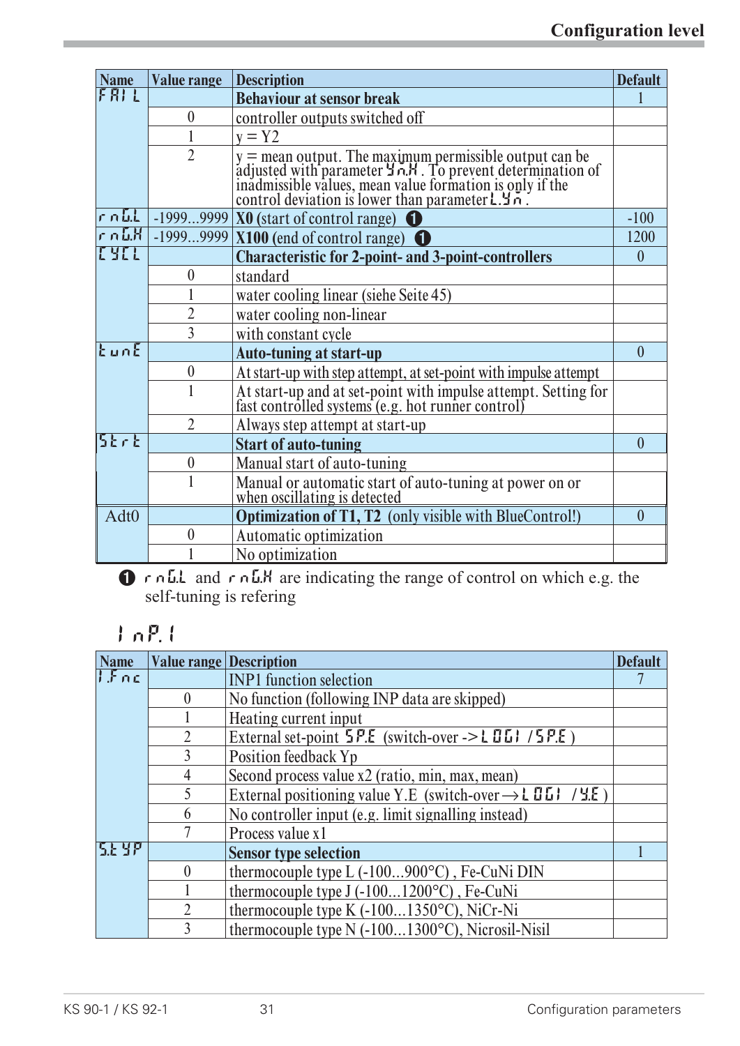| Name | Value range | Description | Default |
|---|---|---|---|
| FAIL | | **Behaviour at sensor break** | 1 |
| | 0 | controller outputs switched off | |
| | 1 | y = Y2 | |
| | 2 | y = mean output. The maximum permissible output can be adjusted with parameter Ym.H . To prevent determination of inadmissible values, mean value formation is only if the control deviation is lower than parameter L.Ym . | |
| rnG.L | -1999...9999 | **X0** (start of control range) ❶ | -100 |
| rnG.H | -1999...9999 | **X100** (end of control range) ❶ | 1200 |
| CYCL | | **Characteristic for 2-point- and 3-point-controllers** | 0 |
| | 0 | standard | |
| | 1 | water cooling linear (siehe Seite 45) | |
| | 2 | water cooling non-linear | |
| | 3 | with constant cycle | |
| tunE | | **Auto-tuning at start-up** | 0 |
| | 0 | At start-up with step attempt, at set-point with impulse attempt | |
| | 1 | At start-up and at set-point with impulse attempt. Setting for fast controlled systems (e.g. hot runner control) | |
| | 2 | Always step attempt at start-up | |
| Strt | | **Start of auto-tuning** | 0 |
| | 0 | Manual start of auto-tuning | |
| | 1 | Manual or automatic start of auto-tuning at power on or when oscillating is detected | |
| Adt0 | | **Optimization of T1, T2** (only visible with BlueControl!) | 0 |
| | 0 | Automatic optimization | |
| | 1 | No optimization | |

❶ rnG.L and rnG.H are indicating the range of control on which e.g. the self-tuning is refering

## InP.1

| Name | Value range | Description | Default |
|---|---|---|---|
| I.Fnc | | INP1 function selection | 7 |
| | 0 | No function (following INP data are skipped) | |
| | 1 | Heating current input | |
| | 2 | External set-point SP.E (switch-over -> LOGI / SP.E ) | |
| | 3 | Position feedback Yp | |
| | 4 | Second process value x2 (ratio, min, max, mean) | |
| | 5 | External positioning value Y.E (switch-over → LOGI / Y.E ) | |
| | 6 | No controller input (e.g. limit signalling instead) | |
| | 7 | Process value x1 | |
| S.tYP | | **Sensor type selection** | 1 |
| | 0 | thermocouple type L (-100...900°C) , Fe-CuNi DIN | |
| | 1 | thermocouple type J (-100...1200°C) , Fe-CuNi | |
| | 2 | thermocouple type K (-100...1350°C), NiCr-Ni | |
| | 3 | thermocouple type N (-100...1300°C), Nicrosil-Nisil | |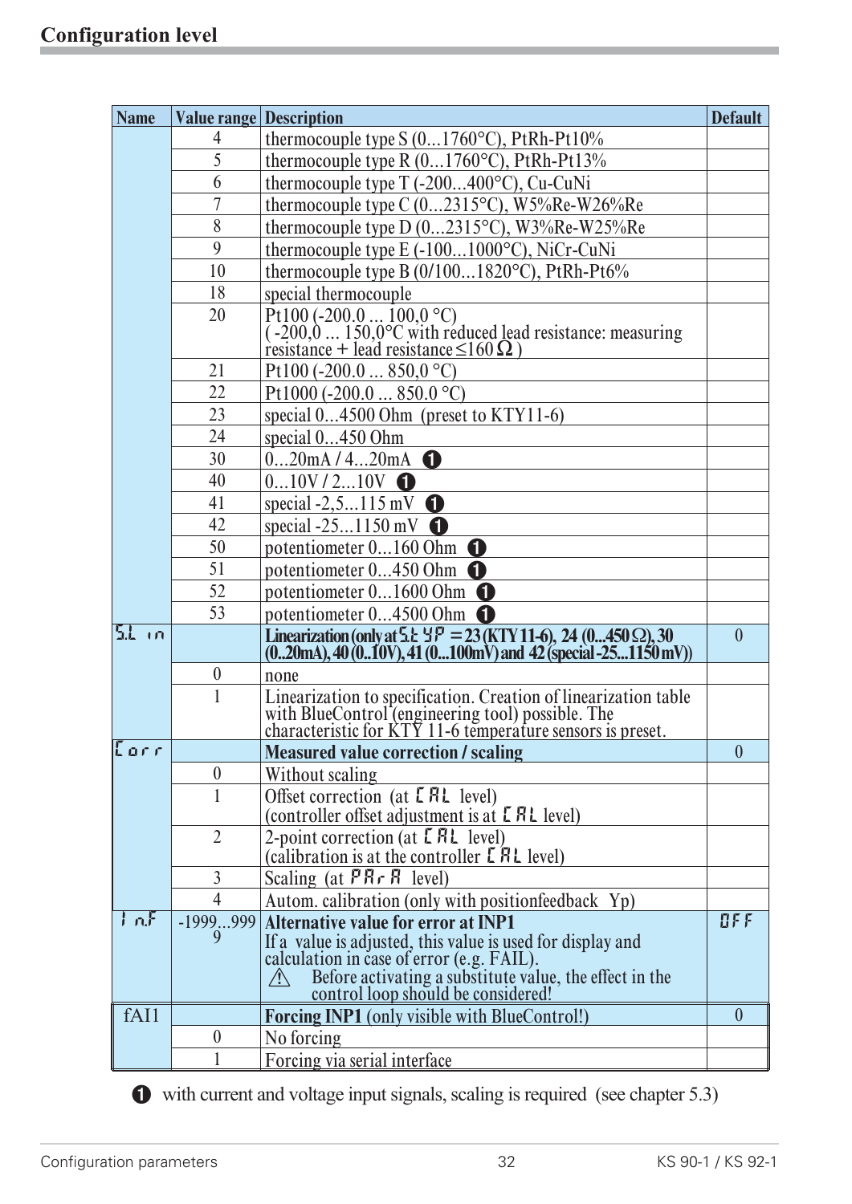## Configuration level

| Name | Value range | Description | Default |
|---|---|---|---|
| | 4 | thermocouple type S (0...1760°C), PtRh-Pt10% | |
| | 5 | thermocouple type R (0...1760°C), PtRh-Pt13% | |
| | 6 | thermocouple type T (-200...400°C), Cu-CuNi | |
| | 7 | thermocouple type C (0...2315°C), W5%Re-W26%Re | |
| | 8 | thermocouple type D (0...2315°C), W3%Re-W25%Re | |
| | 9 | thermocouple type E (-100...1000°C), NiCr-CuNi | |
| | 10 | thermocouple type B (0/100...1820°C), PtRh-Pt6% | |
| | 18 | special thermocouple | |
| | 20 | Pt100 (-200.0 ... 100,0 °C)<br>( -200,0 ... 150,0°C with reduced lead resistance: measuring resistance + lead resistance ≤160 Ω ) | |
| | 21 | Pt100 (-200.0 ... 850,0 °C) | |
| | 22 | Pt1000 (-200.0 ... 850.0 °C) | |
| | 23 | special 0...4500 Ohm (preset to KTY11-6) | |
| | 24 | special 0...450 Ohm | |
| | 30 | 0...20mA / 4...20mA ❶ | |
| | 40 | 0...10V / 2...10V ❶ | |
| | 41 | special -2,5...115 mV ❶ | |
| | 42 | special -25...1150 mV ❶ | |
| | 50 | potentiometer 0...160 Ohm ❶ | |
| | 51 | potentiometer 0...450 Ohm ❶ | |
| | 52 | potentiometer 0...1600 Ohm ❶ | |
| | 53 | potentiometer 0...4500 Ohm ❶ | |
| S.Lin | | **Linearization (only at S.tYP = 23 (KTY 11-6), 24 (0...450 Ω), 30 (0..20mA), 40 (0..10V), 41 (0...100mV) and 42 (special -25...1150 mV))** | 0 |
| | 0 | none | |
| | 1 | Linearization to specification. Creation of linearization table with BlueControl (engineering tool) possible. The characteristic for KTY 11-6 temperature sensors is preset. | |
| Corr | | **Measured value correction / scaling** | 0 |
| | 0 | Without scaling | |
| | 1 | Offset correction (at CAL level)<br>(controller offset adjustment is at CAL level) | |
| | 2 | 2-point correction (at CAL level)<br>(calibration is at the controller CAL level) | |
| | 3 | Scaling (at PAr A level) | |
| | 4 | Autom. calibration (only with positionfeedback Yp) | |
| In.F | -1999...9999 | **Alternative value for error at INP1**<br>If a value is adjusted, this value is used for display and calculation in case of error (e.g. FAIL).<br>⚠ Before activating a substitute value, the effect in the control loop should be considered! | OFF |
| fAI1 | | **Forcing INP1** (only visible with BlueControl!) | 0 |
| | 0 | No forcing | |
| | 1 | Forcing via serial interface | |

❶ with current and voltage input signals, scaling is required (see chapter 5.3)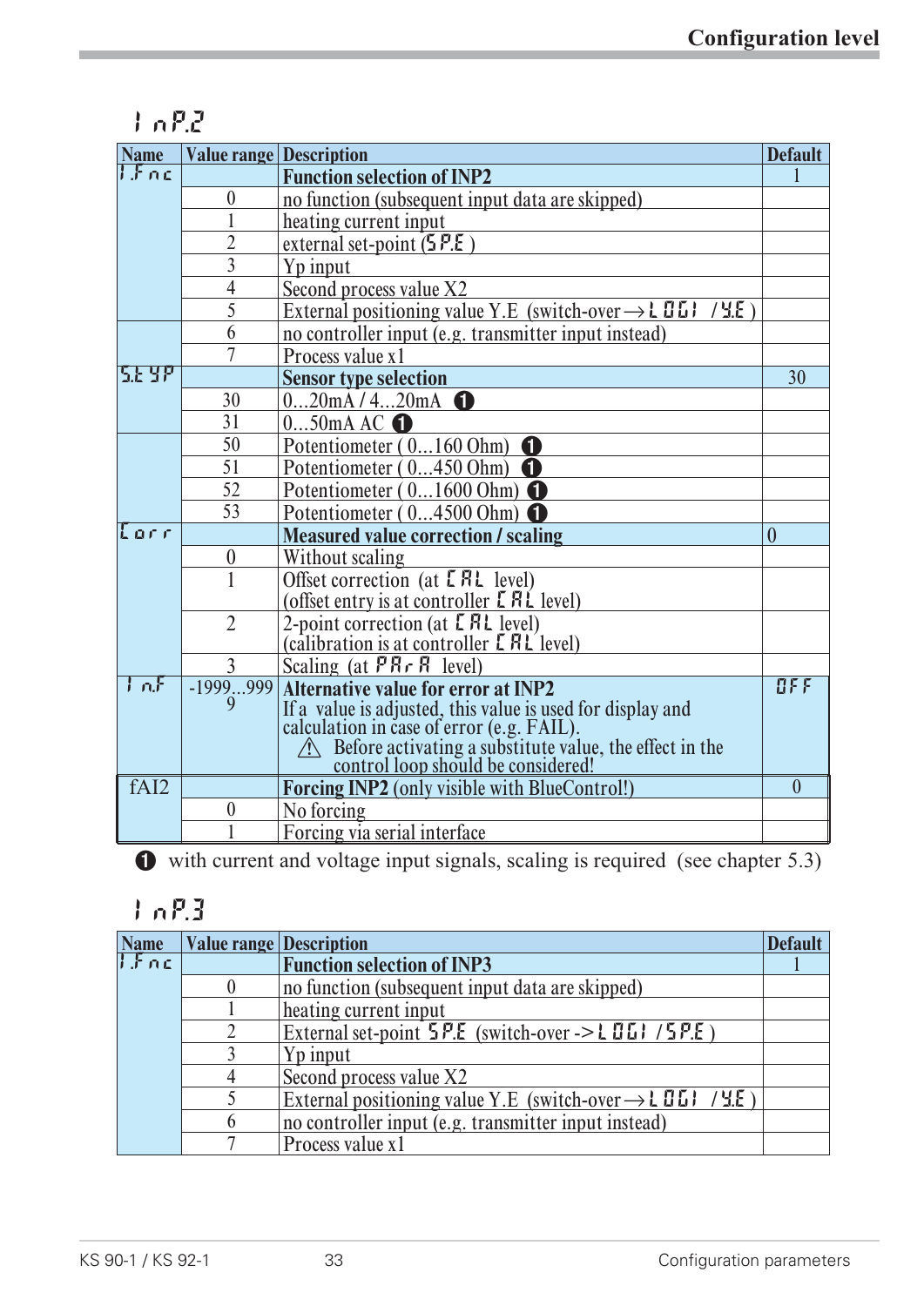## InP.2

| Name | Value range | Description | Default |
|---|---|---|---|
| I.Fnc | | **Function selection of INP2** | 1 |
| | 0 | no function (subsequent input data are skipped) | |
| | 1 | heating current input | |
| | 2 | external set-point (SP.E ) | |
| | 3 | Yp input | |
| | 4 | Second process value X2 | |
| | 5 | External positioning value Y.E (switch-over → LOGI / Y.E ) | |
| | 6 | no controller input (e.g. transmitter input instead) | |
| | 7 | Process value x1 | |
| S.tYP | | **Sensor type selection** | 30 |
| | 30 | 0...20mA / 4...20mA ❶ | |
| | 31 | 0...50mA AC ❶ | |
| | 50 | Potentiometer ( 0...160 Ohm) ❶ | |
| | 51 | Potentiometer ( 0...450 Ohm) ❶ | |
| | 52 | Potentiometer ( 0...1600 Ohm) ❶ | |
| | 53 | Potentiometer ( 0...4500 Ohm) ❶ | |
| Corr | | **Measured value correction / scaling** | 0 |
| | 0 | Without scaling | |
| | 1 | Offset correction (at CAL level)<br>(offset entry is at controller CAL level) | |
| | 2 | 2-point correction (at CAL level)<br>(calibration is at controller CAL level) | |
| | 3 | Scaling (at PAr.A level) | |
| In.F | -1999...9999 | **Alternative value for error at INP2**<br>If a value is adjusted, this value is used for display and calculation in case of error (e.g. FAIL).<br>⚠ Before activating a substitute value, the effect in the control loop should be considered! | OFF |
| fAI2 | | **Forcing INP2** (only visible with BlueControl!) | 0 |
| | 0 | No forcing | |
| | 1 | Forcing via serial interface | |

❶ with current and voltage input signals, scaling is required (see chapter 5.3)

## InP.3

| Name | Value range | Description | Default |
|---|---|---|---|
| I.Fnc | | **Function selection of INP3** | 1 |
| | 0 | no function (subsequent input data are skipped) | |
| | 1 | heating current input | |
| | 2 | External set-point SP.E (switch-over -> LOGI / SP.E ) | |
| | 3 | Yp input | |
| | 4 | Second process value X2 | |
| | 5 | External positioning value Y.E (switch-over → LOGI / Y.E ) | |
| | 6 | no controller input (e.g. transmitter input instead) | |
| | 7 | Process value x1 | |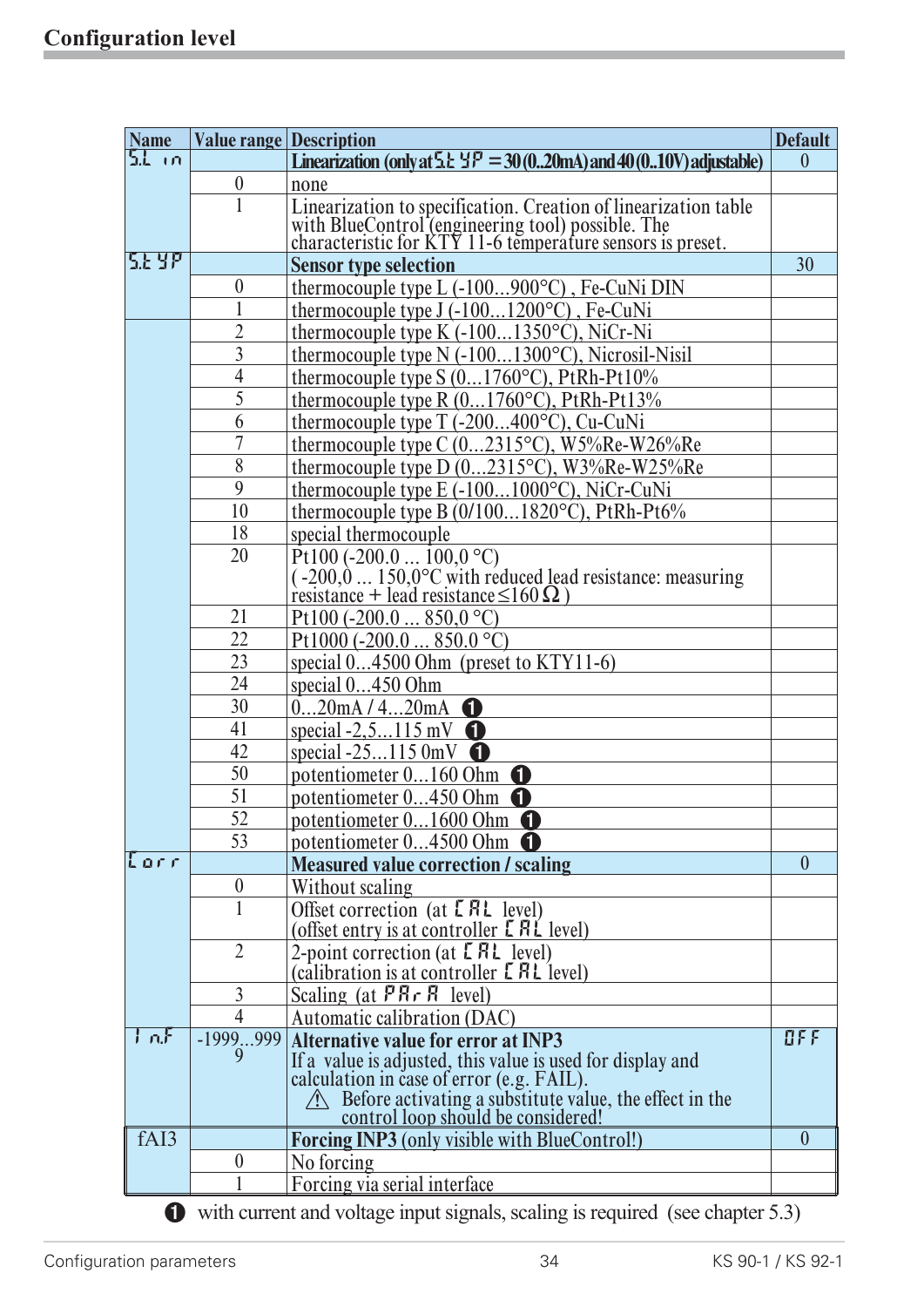## Configuration level

| Name | Value range | Description | Default |
|---|---|---|---|
| S.Lin | | **Linearization (only at S.tYP = 30 (0..20mA) and 40 (0..10V) adjustable)** | 0 |
| | 0 | none | |
| | 1 | Linearization to specification. Creation of linearization table with BlueControl (engineering tool) possible. The characteristic for KTY 11-6 temperature sensors is preset. | |
| S.tYP | | **Sensor type selection** | 30 |
| | 0 | thermocouple type L (-100...900°C) , Fe-CuNi DIN | |
| | 1 | thermocouple type J (-100...1200°C) , Fe-CuNi | |
| | 2 | thermocouple type K (-100...1350°C), NiCr-Ni | |
| | 3 | thermocouple type N (-100...1300°C), Nicrosil-Nisil | |
| | 4 | thermocouple type S (0...1760°C), PtRh-Pt10% | |
| | 5 | thermocouple type R (0...1760°C), PtRh-Pt13% | |
| | 6 | thermocouple type T (-200...400°C), Cu-CuNi | |
| | 7 | thermocouple type C (0...2315°C), W5%Re-W26%Re | |
| | 8 | thermocouple type D (0...2315°C), W3%Re-W25%Re | |
| | 9 | thermocouple type E (-100...1000°C), NiCr-CuNi | |
| | 10 | thermocouple type B (0/100...1820°C), PtRh-Pt6% | |
| | 18 | special thermocouple | |
| | 20 | Pt100 (-200.0 ... 100,0 °C) ( -200,0 ... 150,0°C with reduced lead resistance: measuring resistance + lead resistance ≤160 Ω ) | |
| | 21 | Pt100 (-200.0 ... 850,0 °C) | |
| | 22 | Pt1000 (-200.0 ... 850.0 °C) | |
| | 23 | special 0...4500 Ohm (preset to KTY11-6) | |
| | 24 | special 0...450 Ohm | |
| | 30 | 0...20mA / 4...20mA ❶ | |
| | 41 | special -2,5...115 mV ❶ | |
| | 42 | special -25...115 0mV ❶ | |
| | 50 | potentiometer 0...160 Ohm ❶ | |
| | 51 | potentiometer 0...450 Ohm ❶ | |
| | 52 | potentiometer 0...1600 Ohm ❶ | |
| | 53 | potentiometer 0...4500 Ohm ❶ | |
| Corr | | **Measured value correction / scaling** | 0 |
| | 0 | Without scaling | |
| | 1 | Offset correction (at CAL level) (offset entry is at controller CAL level) | |
| | 2 | 2-point correction (at CAL level) (calibration is at controller CAL level) | |
| | 3 | Scaling (at PArA level) | |
| | 4 | Automatic calibration (DAC) | |
| InF | -1999...9999 | **Alternative value for error at INP3** If a value is adjusted, this value is used for display and calculation in case of error (e.g. FAIL). ⚠ Before activating a substitute value, the effect in the control loop should be considered! | OFF |
| fAI3 | | **Forcing INP3** (only visible with BlueControl!) | 0 |
| | 0 | No forcing | |
| | 1 | Forcing via serial interface | |

❶ with current and voltage input signals, scaling is required (see chapter 5.3)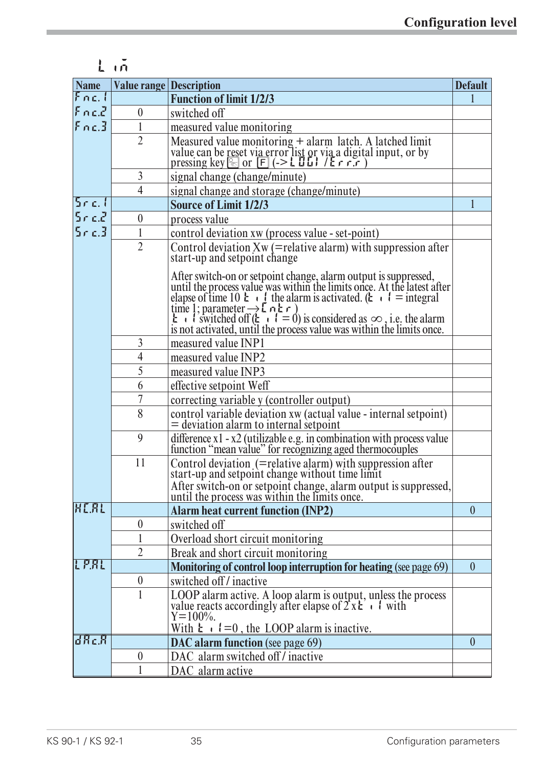## Lim

| Name | Value range | Description | Default |
|---|---|---|---|
| Fnc.1 Fnc.2 Fnc.3 | | **Function of limit 1/2/3** | 1 |
| | 0 | switched off | |
| | 1 | measured value monitoring | |
| | 2 | Measured value monitoring + alarm latch. A latched limit value can be reset via error list or via a digital input, or by pressing key or F (-> LOGI / Err.r ) | |
| | 3 | signal change (change/minute) | |
| | 4 | signal change and storage (change/minute) | |
| Src.1 Src.2 Src.3 | | **Source of Limit 1/2/3** | 1 |
| | 0 | process value | |
| | 1 | control deviation xw (process value - set-point) | |
| | 2 | Control deviation Xw (=relative alarm) with suppression after start-up and setpoint change<br><br>After switch-on or setpoint change, alarm output is suppressed, until the process value was within the limits once. At the latest after elapse of time 10 ti1 the alarm is activated. (ti1 = integral time 1; parameter → Cntr )<br>ti1 switched off (ti1 = 0) is considered as ∞ , i.e. the alarm is not activated, until the process value was within the limits once. | |
| | 3 | measured value INP1 | |
| | 4 | measured value INP2 | |
| | 5 | measured value INP3 | |
| | 6 | effective setpoint Weff | |
| | 7 | correcting variable y (controller output) | |
| | 8 | control variable deviation xw (actual value - internal setpoint) = deviation alarm to internal setpoint | |
| | 9 | difference x1 - x2 (utilizable e.g. in combination with process value function "mean value" for recognizing aged thermocouples | |
| | 11 | Control deviation (=relative alarm) with suppression after start-up and setpoint change without time limit<br>After switch-on or setpoint change, alarm output is suppressed, until the process was within the limits once. | |
| HC.AL | | **Alarm heat current function (INP2)** | 0 |
| | 0 | switched off | |
| | 1 | Overload short circuit monitoring | |
| | 2 | Break and short circuit monitoring | |
| LP.AL | | **Monitoring of control loop interruption for heating** (see page 69) | 0 |
| | 0 | switched off / inactive | |
| | 1 | LOOP alarm active. A loop alarm is output, unless the process value reacts accordingly after elapse of 2 x ti1 with Y=100%.<br>With ti1=0 , the LOOP alarm is inactive. | |
| dAc.A | | **DAC alarm function** (see page 69) | 0 |
| | 0 | DAC alarm switched off / inactive | |
| | 1 | DAC alarm active | |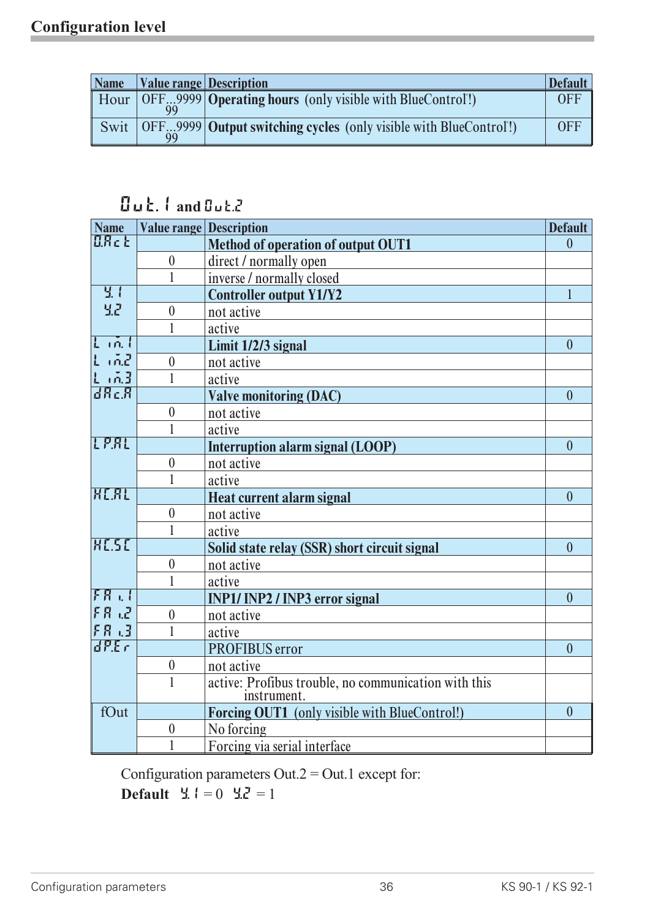## Configuration level

| Name | Value range | Description | Default |
|---|---|---|---|
| Hour | OFF...999999 | **Operating hours** (only visible with BlueControl!) | OFF |
| Swit | OFF...999999 | **Output switching cycles** (only visible with BlueControl!) | OFF |

### Out.1 and Out.2

| Name | Value range | Description | Default |
|---|---|---|---|
| O.Act | | **Method of operation of output OUT1** | 0 |
| | 0 | direct / normally open | |
| | 1 | inverse / normally closed | |
| Y.1 Y.2 | | **Controller output Y1/Y2** | 1 |
| | 0 | not active | |
| | 1 | active | |
| Lim.1 Lim.2 Lim.3 | | **Limit 1/2/3 signal** | 0 |
| | 0 | not active | |
| | 1 | active | |
| dAc.A | | **Valve monitoring (DAC)** | 0 |
| | 0 | not active | |
| | 1 | active | |
| LP.AL | | **Interruption alarm signal (LOOP)** | 0 |
| | 0 | not active | |
| | 1 | active | |
| HC.AL | | **Heat current alarm signal** | 0 |
| | 0 | not active | |
| | 1 | active | |
| HC.SC | | **Solid state relay (SSR) short circuit signal** | 0 |
| | 0 | not active | |
| | 1 | active | |
| FAi.1 FAi.2 FAi.3 | | **INP1/ INP2 / INP3 error signal** | 0 |
| | 0 | not active | |
| | 1 | active | |
| dP.Er | | PROFIBUS error | 0 |
| | 0 | not active | |
| | 1 | active: Profibus trouble, no communication with this instrument. | |
| fOut | | **Forcing OUT1** (only visible with BlueControl!) | 0 |
| | 0 | No forcing | |
| | 1 | Forcing via serial interface | |

Configuration parameters Out.2 = Out.1 except for:
**Default** Y.1 = 0 Y.2 = 1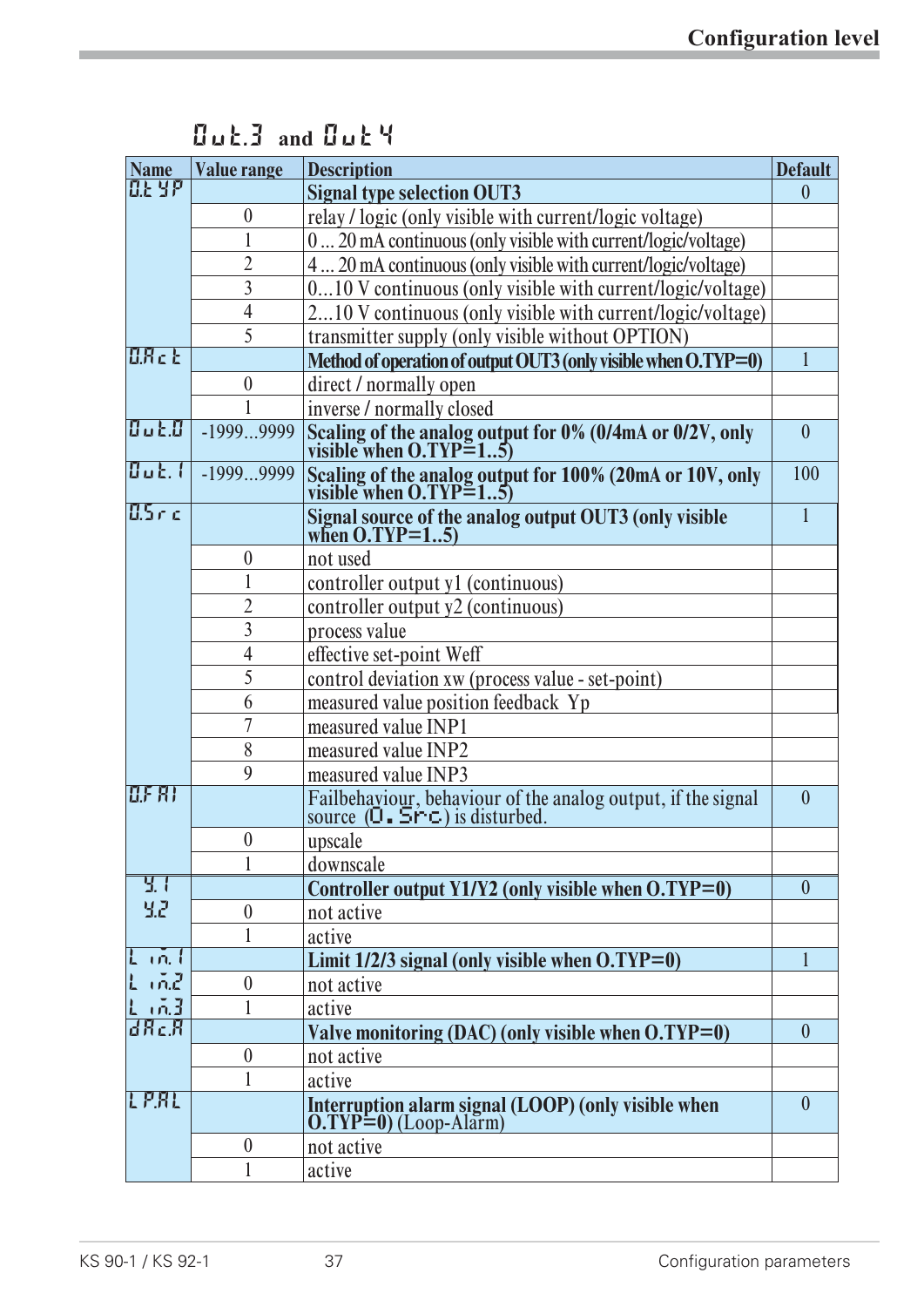## Out.3 and Out.4

| Name | Value range | Description | Default |
|---|---|---|---|
| O.TYP | | **Signal type selection OUT3** | 0 |
| | 0 | relay / logic (only visible with current/logic voltage) | |
| | 1 | 0 ... 20 mA continuous (only visible with current/logic/voltage) | |
| | 2 | 4 ... 20 mA continuous (only visible with current/logic/voltage) | |
| | 3 | 0...10 V continuous (only visible with current/logic/voltage) | |
| | 4 | 2...10 V continuous (only visible with current/logic/voltage) | |
| | 5 | transmitter supply (only visible without OPTION) | |
| O.Act | | **Method of operation of output OUT3 (only visible when O.TYP=0)** | 1 |
| | 0 | direct / normally open | |
| | 1 | inverse / normally closed | |
| Out.0 | -1999...9999 | **Scaling of the analog output for 0% (0/4mA or 0/2V, only visible when O.TYP=1..5)** | 0 |
| Out.1 | -1999...9999 | **Scaling of the analog output for 100% (20mA or 10V, only visible when O.TYP=1..5)** | 100 |
| O.Src | | **Signal source of the analog output OUT3 (only visible when O.TYP=1..5)** | 1 |
| | 0 | not used | |
| | 1 | controller output y1 (continuous) | |
| | 2 | controller output y2 (continuous) | |
| | 3 | process value | |
| | 4 | effective set-point Weff | |
| | 5 | control deviation xw (process value - set-point) | |
| | 6 | measured value position feedback Yp | |
| | 7 | measured value INP1 | |
| | 8 | measured value INP2 | |
| | 9 | measured value INP3 | |
| O.FAI | | Failbehaviour, behaviour of the analog output, if the signal source (O.Src) is disturbed. | 0 |
| | 0 | upscale | |
| | 1 | downscale | |
| Y.1 Y.2 | | **Controller output Y1/Y2 (only visible when O.TYP=0)** | 0 |
| | 0 | not active | |
| | 1 | active | |
| Lim.1 Lim.2 Lim.3 | | **Limit 1/2/3 signal (only visible when O.TYP=0)** | 1 |
| | 0 | not active | |
| | 1 | active | |
| dAc.A | | **Valve monitoring (DAC) (only visible when O.TYP=0)** | 0 |
| | 0 | not active | |
| | 1 | active | |
| LP.AL | | **Interruption alarm signal (LOOP) (only visible when O.TYP=0)** (Loop-Alarm) | 0 |
| | 0 | not active | |
| | 1 | active | |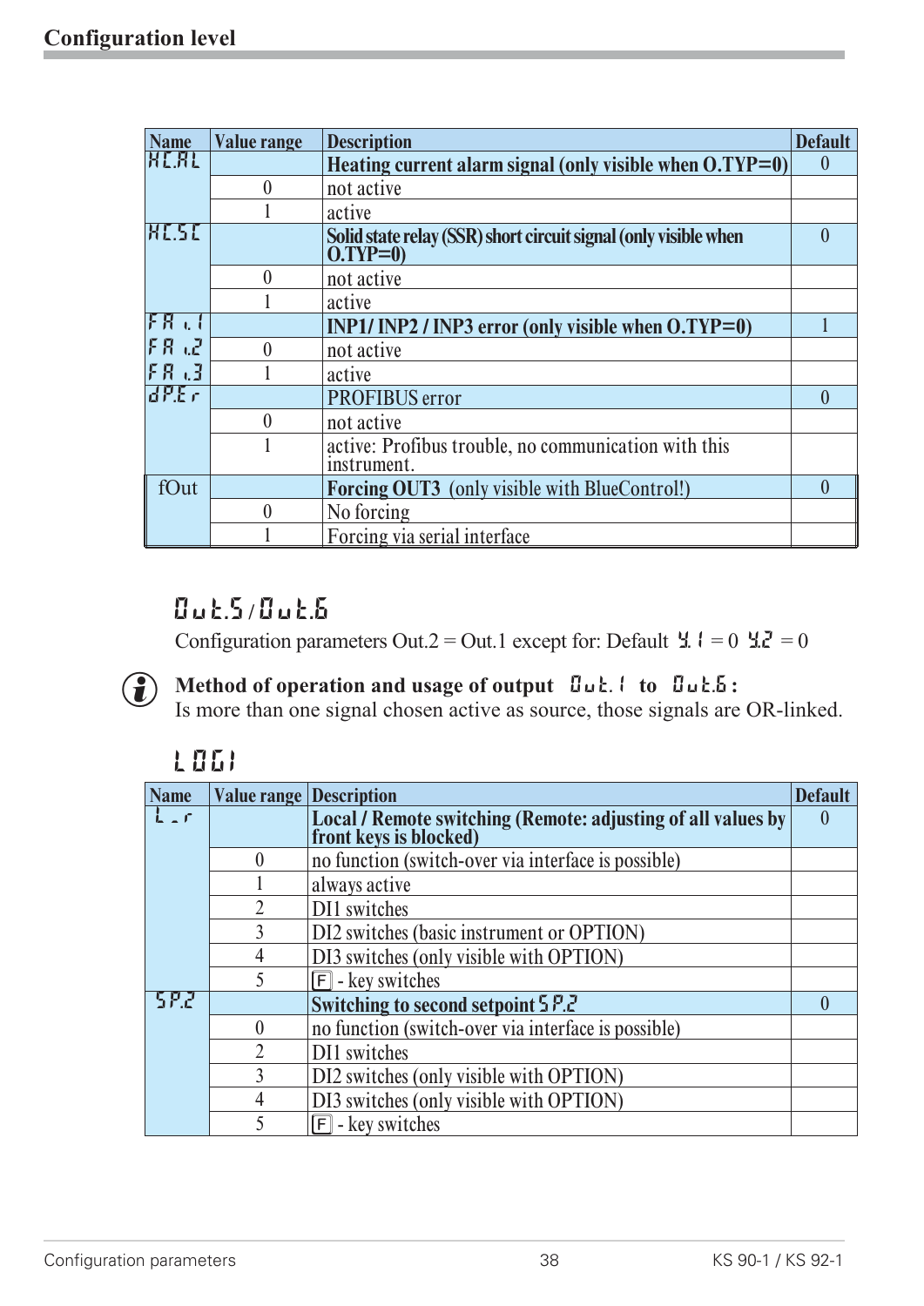## Configuration level

| Name | Value range | Description | Default |
|---|---|---|---|
| HC.AL | | **Heating current alarm signal (only visible when O.TYP=0)** | 0 |
| | 0 | not active | |
| | 1 | active | |
| HC.SC | | **Solid state relay (SSR) short circuit signal (only visible when O.TYP=0)** | 0 |
| | 0 | not active | |
| | 1 | active | |
| FA i.1 | | **INP1/ INP2 / INP3 error (only visible when O.TYP=0)** | 1 |
| FA i.2 | 0 | not active | |
| FA i.3 | 1 | active | |
| dP.Er | | PROFIBUS error | 0 |
| | 0 | not active | |
| | 1 | active: Profibus trouble, no communication with this instrument. | |
| fOut | | **Forcing OUT3** (only visible with BlueControl!) | 0 |
| | 0 | No forcing | |
| | 1 | Forcing via serial interface | |

### Out.5 / Out.6

Configuration parameters Out.2 = Out.1 except for: Default Y.1 = 0 Y.2 = 0

**Method of operation and usage of output Out.1 to Out.6:**
Is more than one signal chosen active as source, those signals are OR-linked.

### LOGI

| Name | Value range | Description | Default |
|---|---|---|---|
| L_r | | **Local / Remote switching (Remote: adjusting of all values by front keys is blocked)** | 0 |
| | 0 | no function (switch-over via interface is possible) | |
| | 1 | always active | |
| | 2 | DI1 switches | |
| | 3 | DI2 switches (basic instrument or OPTION) | |
| | 4 | DI3 switches (only visible with OPTION) | |
| | 5 | F - key switches | |
| SP.2 | | **Switching to second setpoint SP.2** | 0 |
| | 0 | no function (switch-over via interface is possible) | |
| | 2 | DI1 switches | |
| | 3 | DI2 switches (only visible with OPTION) | |
| | 4 | DI3 switches (only visible with OPTION) | |
| | 5 | F - key switches | |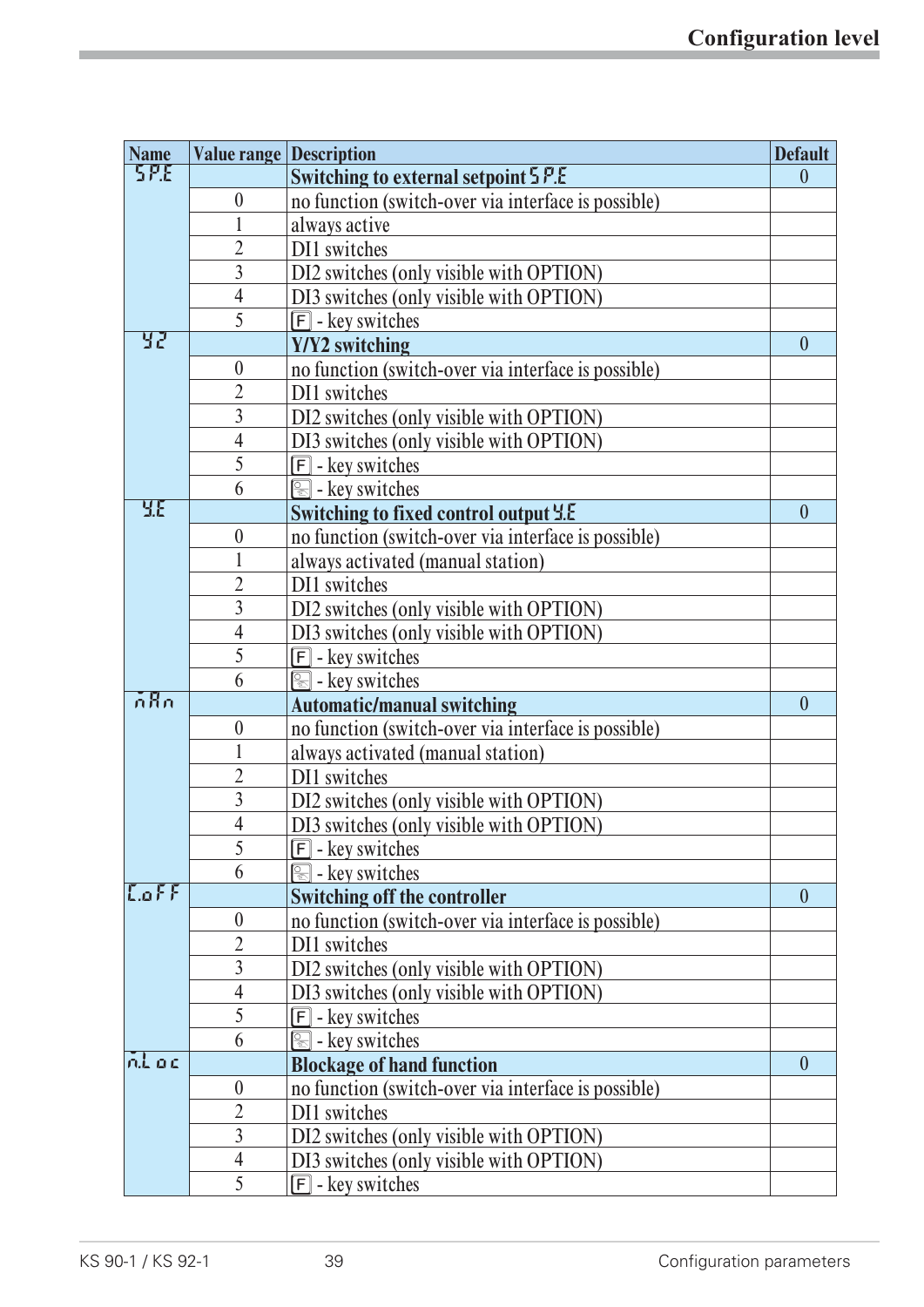| Name | Value range | Description | Default |
|---|---|---|---|
| SP.E | | **Switching to external setpoint SP.E** | 0 |
| | 0 | no function (switch-over via interface is possible) | |
| | 1 | always active | |
| | 2 | DI1 switches | |
| | 3 | DI2 switches (only visible with OPTION) | |
| | 4 | DI3 switches (only visible with OPTION) | |
| | 5 | [F] - key switches | |
| Y2 | | **Y/Y2 switching** | 0 |
| | 0 | no function (switch-over via interface is possible) | |
| | 2 | DI1 switches | |
| | 3 | DI2 switches (only visible with OPTION) | |
| | 4 | DI3 switches (only visible with OPTION) | |
| | 5 | [F] - key switches | |
| | 6 | [A/M] - key switches | |
| Y.E | | **Switching to fixed control output Y.E** | 0 |
| | 0 | no function (switch-over via interface is possible) | |
| | 1 | always activated (manual station) | |
| | 2 | DI1 switches | |
| | 3 | DI2 switches (only visible with OPTION) | |
| | 4 | DI3 switches (only visible with OPTION) | |
| | 5 | [F] - key switches | |
| | 6 | [A/M] - key switches | |
| mAn | | **Automatic/manual switching** | 0 |
| | 0 | no function (switch-over via interface is possible) | |
| | 1 | always activated (manual station) | |
| | 2 | DI1 switches | |
| | 3 | DI2 switches (only visible with OPTION) | |
| | 4 | DI3 switches (only visible with OPTION) | |
| | 5 | [F] - key switches | |
| | 6 | [A/M] - key switches | |
| C.oFF | | **Switching off the controller** | 0 |
| | 0 | no function (switch-over via interface is possible) | |
| | 2 | DI1 switches | |
| | 3 | DI2 switches (only visible with OPTION) | |
| | 4 | DI3 switches (only visible with OPTION) | |
| | 5 | [F] - key switches | |
| | 6 | [A/M] - key switches | |
| m.Loc | | **Blockage of hand function** | 0 |
| | 0 | no function (switch-over via interface is possible) | |
| | 2 | DI1 switches | |
| | 3 | DI2 switches (only visible with OPTION) | |
| | 4 | DI3 switches (only visible with OPTION) | |
| | 5 | [F] - key switches | |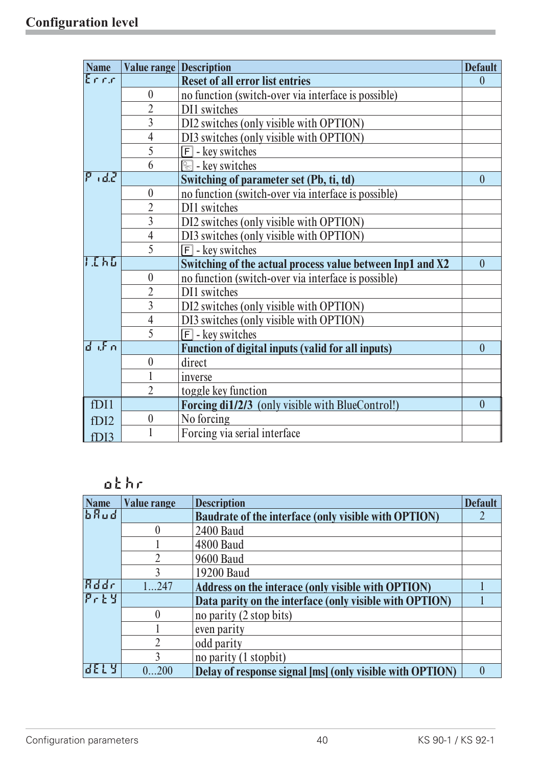## Configuration level

| Name | Value range | Description | Default |
|---|---|---|---|
| Err.r | | **Reset of all error list entries** | 0 |
| | 0 | no function (switch-over via interface is possible) | |
| | 2 | DI1 switches | |
| | 3 | DI2 switches (only visible with OPTION) | |
| | 4 | DI3 switches (only visible with OPTION) | |
| | 5 | F - key switches | |
| | 6 | - key switches | |
| P.id.2 | | **Switching of parameter set (Pb, ti, td)** | 0 |
| | 0 | no function (switch-over via interface is possible) | |
| | 2 | DI1 switches | |
| | 3 | DI2 switches (only visible with OPTION) | |
| | 4 | DI3 switches (only visible with OPTION) | |
| | 5 | F - key switches | |
| I.ChG | | **Switching of the actual process value between Inp1 and X2** | 0 |
| | 0 | no function (switch-over via interface is possible) | |
| | 2 | DI1 switches | |
| | 3 | DI2 switches (only visible with OPTION) | |
| | 4 | DI3 switches (only visible with OPTION) | |
| | 5 | F - key switches | |
| d.iFn | | **Function of digital inputs (valid for all inputs)** | 0 |
| | 0 | direct | |
| | 1 | inverse | |
| | 2 | toggle key function | |
| fDI1 fDI2 fDI3 | | **Forcing di1/2/3** (only visible with BlueControl!) | 0 |
| | 0 | No forcing | |
| | 1 | Forcing via serial interface | |

### othr

| Name | Value range | Description | Default |
|---|---|---|---|
| bAud | | **Baudrate of the interface (only visible with OPTION)** | 2 |
| | 0 | 2400 Baud | |
| | 1 | 4800 Baud | |
| | 2 | 9600 Baud | |
| | 3 | 19200 Baud | |
| Addr | 1...247 | **Address on the interace (only visible with OPTION)** | 1 |
| PrtY | | **Data parity on the interface (only visible with OPTION)** | 1 |
| | 0 | no parity (2 stop bits) | |
| | 1 | even parity | |
| | 2 | odd parity | |
| | 3 | no parity (1 stopbit) | |
| dELY | 0...200 | **Delay of response signal [ms] (only visible with OPTION)** | 0 |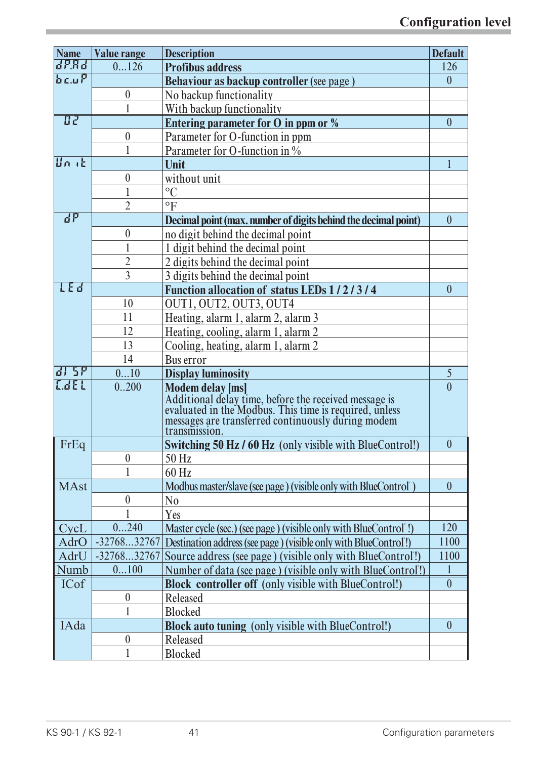| Name | Value range | Description | Default |
|---|---|---|---|
| dP.Ad | 0...126 | **Profibus address** | 126 |
| bc.uP | | **Behaviour as backup controller** (see page ) | 0 |
| | 0 | No backup functionality | |
| | 1 | With backup functionality | |
| O2 | | **Entering parameter for O in ppm or %** | 0 |
| | 0 | Parameter for O-function in ppm | |
| | 1 | Parameter for O-function in % | |
| Unit | | **Unit** | 1 |
| | 0 | without unit | |
| | 1 | °C | |
| | 2 | °F | |
| dP | | **Decimal point (max. number of digits behind the decimal point)** | 0 |
| | 0 | no digit behind the decimal point | |
| | 1 | 1 digit behind the decimal point | |
| | 2 | 2 digits behind the decimal point | |
| | 3 | 3 digits behind the decimal point | |
| LEd | | **Function allocation of status LEDs 1 / 2 / 3 / 4** | 0 |
| | 10 | OUT1, OUT2, OUT3, OUT4 | |
| | 11 | Heating, alarm 1, alarm 2, alarm 3 | |
| | 12 | Heating, cooling, alarm 1, alarm 2 | |
| | 13 | Cooling, heating, alarm 1, alarm 2 | |
| | 14 | Bus error | |
| dISP | 0...10 | **Display luminosity** | 5 |
| C.dEL | 0..200 | **Modem delay [ms]** Additional delay time, before the received message is evaluated in the Modbus. This time is required, unless messages are transferred continuously during modem transmission. | 0 |
| FrEq | | **Switching 50 Hz / 60 Hz** (only visible with BlueControl!) | 0 |
| | 0 | 50 Hz | |
| | 1 | 60 Hz | |
| MAst | | Modbus master/slave (see page ) (visible only with BlueControl ) | 0 |
| | 0 | No | |
| | 1 | Yes | |
| CycL | 0...240 | Master cycle (sec.) (see page ) (visible only with BlueControl !) | 120 |
| AdrO | -32768...32767 | Destination address (see page ) (visible only with BlueControl !) | 1100 |
| AdrU | -32768...32767 | Source address (see page ) (visible only with BlueControl!) | 1100 |
| Numb | 0...100 | Number of data (see page ) (visible only with BlueControl!) | 1 |
| ICof | | **Block controller off** (only visible with BlueControl!) | 0 |
| | 0 | Released | |
| | 1 | Blocked | |
| IAda | | **Block auto tuning** (only visible with BlueControl!) | 0 |
| | 0 | Released | |
| | 1 | Blocked | |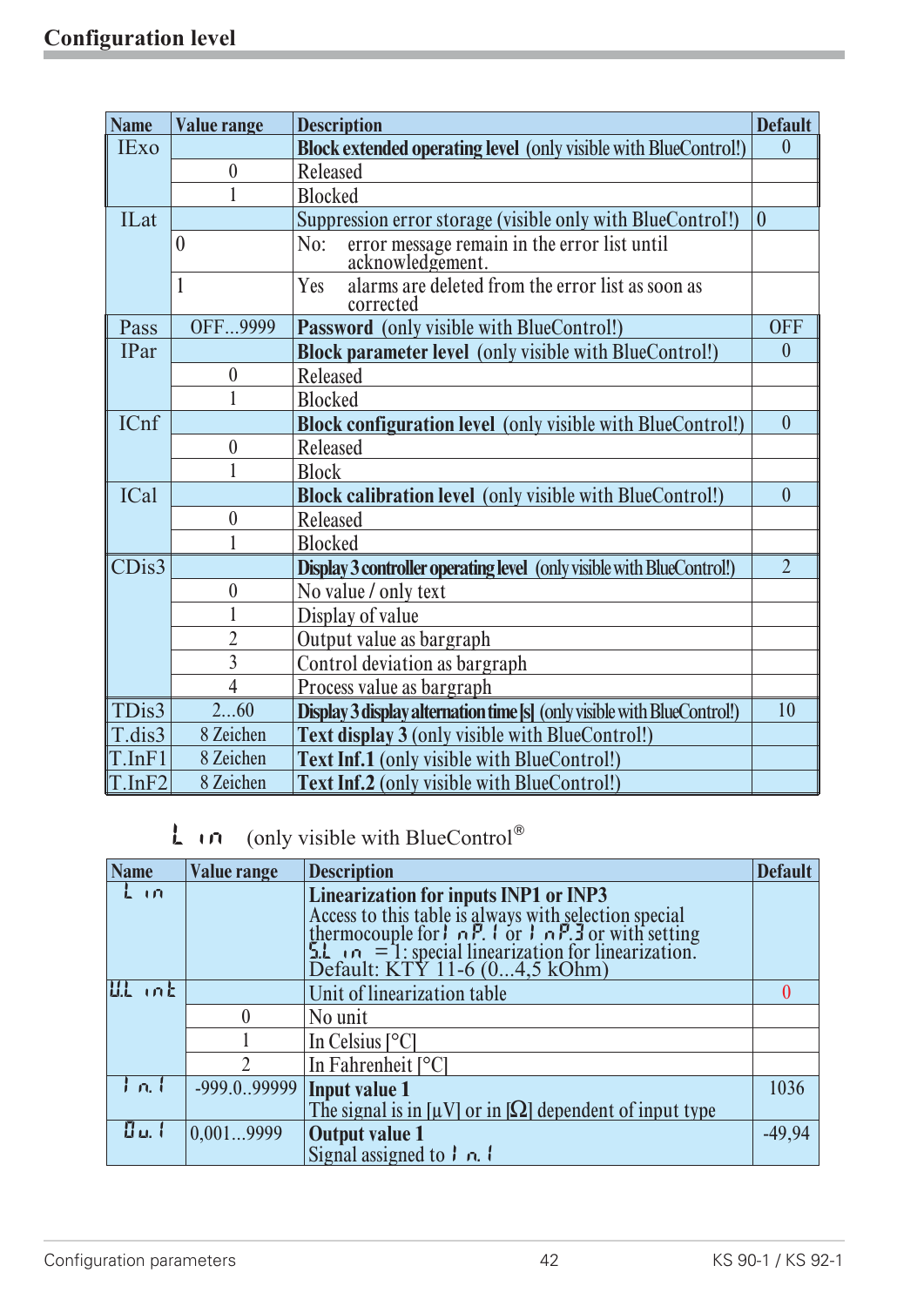## Configuration level

| Name | Value range | Description | Default |
|---|---|---|---|
| IExo | | **Block extended operating level** (only visible with BlueControl!) | 0 |
| | 0 | Released | |
| | 1 | Blocked | |
| ILat | | Suppression error storage (visible only with BlueControl!) | 0 |
| | 0 | No: error message remain in the error list until acknowledgement. | |
| | 1 | Yes alarms are deleted from the error list as soon as corrected | |
| Pass | OFF...9999 | **Password** (only visible with BlueControl!) | OFF |
| IPar | | **Block parameter level** (only visible with BlueControl!) | 0 |
| | 0 | Released | |
| | 1 | Blocked | |
| ICnf | | **Block configuration level** (only visible with BlueControl!) | 0 |
| | 0 | Released | |
| | 1 | Block | |
| ICal | | **Block calibration level** (only visible with BlueControl!) | 0 |
| | 0 | Released | |
| | 1 | Blocked | |
| CDis3 | | **Display 3 controller operating level** (only visible with BlueControl!) | 2 |
| | 0 | No value / only text | |
| | 1 | Display of value | |
| | 2 | Output value as bargraph | |
| | 3 | Control deviation as bargraph | |
| | 4 | Process value as bargraph | |
| TDis3 | 2...60 | **Display 3 display alternation time [s]** (only visible with BlueControl!) | 10 |
| T.dis3 | 8 Zeichen | **Text display 3** (only visible with BlueControl!) | |
| T.InF1 | 8 Zeichen | **Text Inf.1** (only visible with BlueControl!) | |
| T.InF2 | 8 Zeichen | **Text Inf.2** (only visible with BlueControl!) | |

### Lin (only visible with BlueControl®)

| Name | Value range | Description | Default |
|---|---|---|---|
| Lin | | **Linearization for inputs INP1 or INP3** Access to this table is always with selection special thermocouple for InP.1 or InP.3 or with setting S.Lin = 1: special linearization for linearization. Default: KTY 11-6 (0...4,5 kOhm) | |
| U.Lint | | Unit of linearization table | 0 |
| | 0 | No unit | |
| | 1 | In Celsius [°C] | |
| | 2 | In Fahrenheit [°C] | |
| In.1 | -999.0..99999 | **Input value 1** The signal is in [µV] or in [Ω] dependent of input type | 1036 |
| Ou.1 | 0,001...9999 | **Output value 1** Signal assigned to In.1 | -49,94 |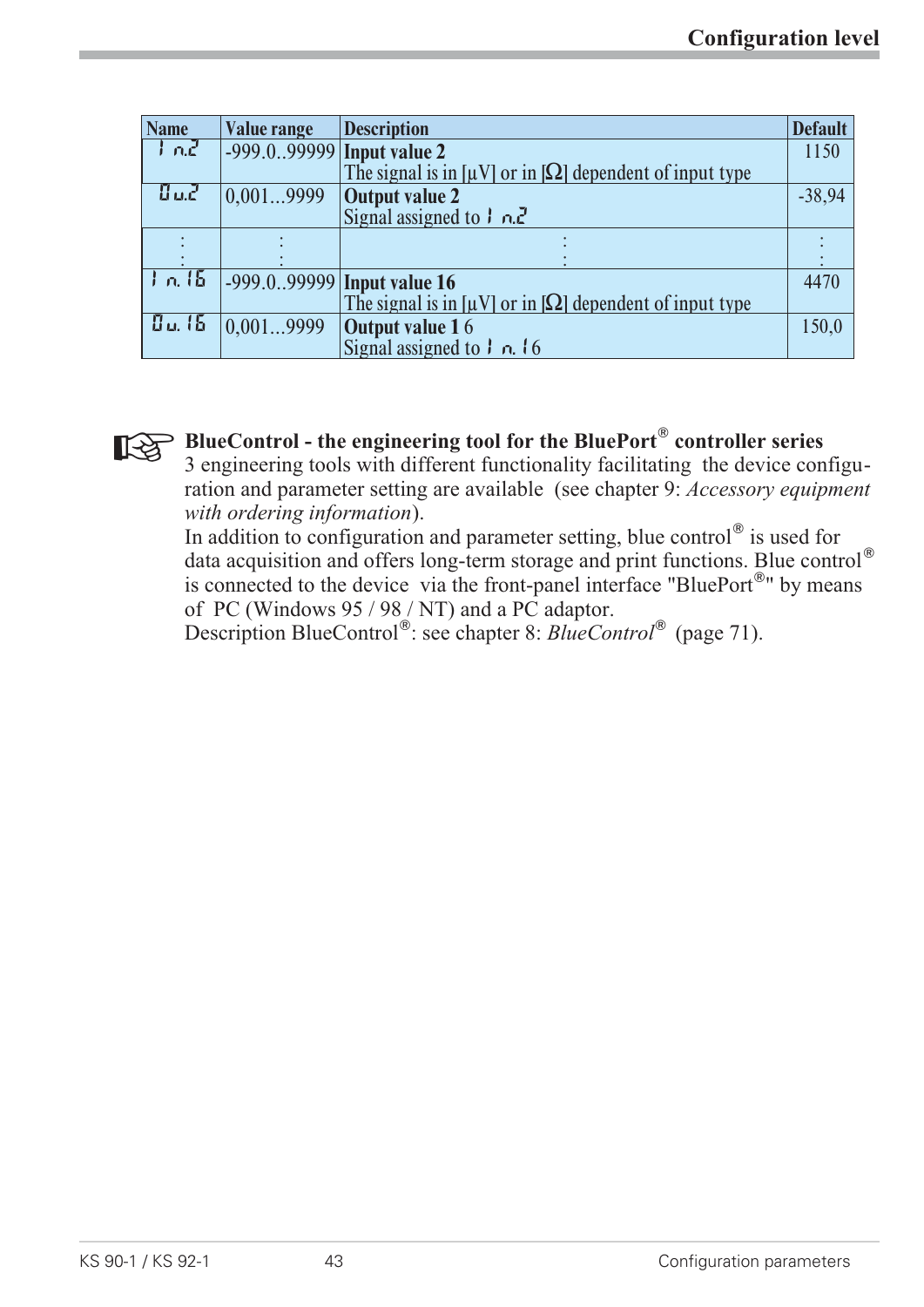| Name | Value range | Description | Default |
| --- | --- | --- | --- |
| In.2 | -999.0..99999 | **Input value 2**<br>The signal is in [µV] or in [Ω] dependent of input type | 1150 |
| Ou.2 | 0,001...9999 | **Output value 2**<br>Signal assigned to In.2 | -38,94 |
| : | : | : | : |
| In.16 | -999.0..99999 | **Input value 16**<br>The signal is in [µV] or in [Ω] dependent of input type | 4470 |
| Ou.16 | 0,001...9999 | **Output value 1** 6<br>Signal assigned to In.16 | 150,0 |

**BlueControl - the engineering tool for the BluePort® controller series**
3 engineering tools with different functionality facilitating the device configuration and parameter setting are available (see chapter 9: *Accessory equipment with ordering information*).
In addition to configuration and parameter setting, blue control® is used for data acquisition and offers long-term storage and print functions. Blue control® is connected to the device via the front-panel interface "BluePort®" by means of PC (Windows 95 / 98 / NT) and a PC adaptor.
Description BlueControl®: see chapter 8: *BlueControl®* (page 71).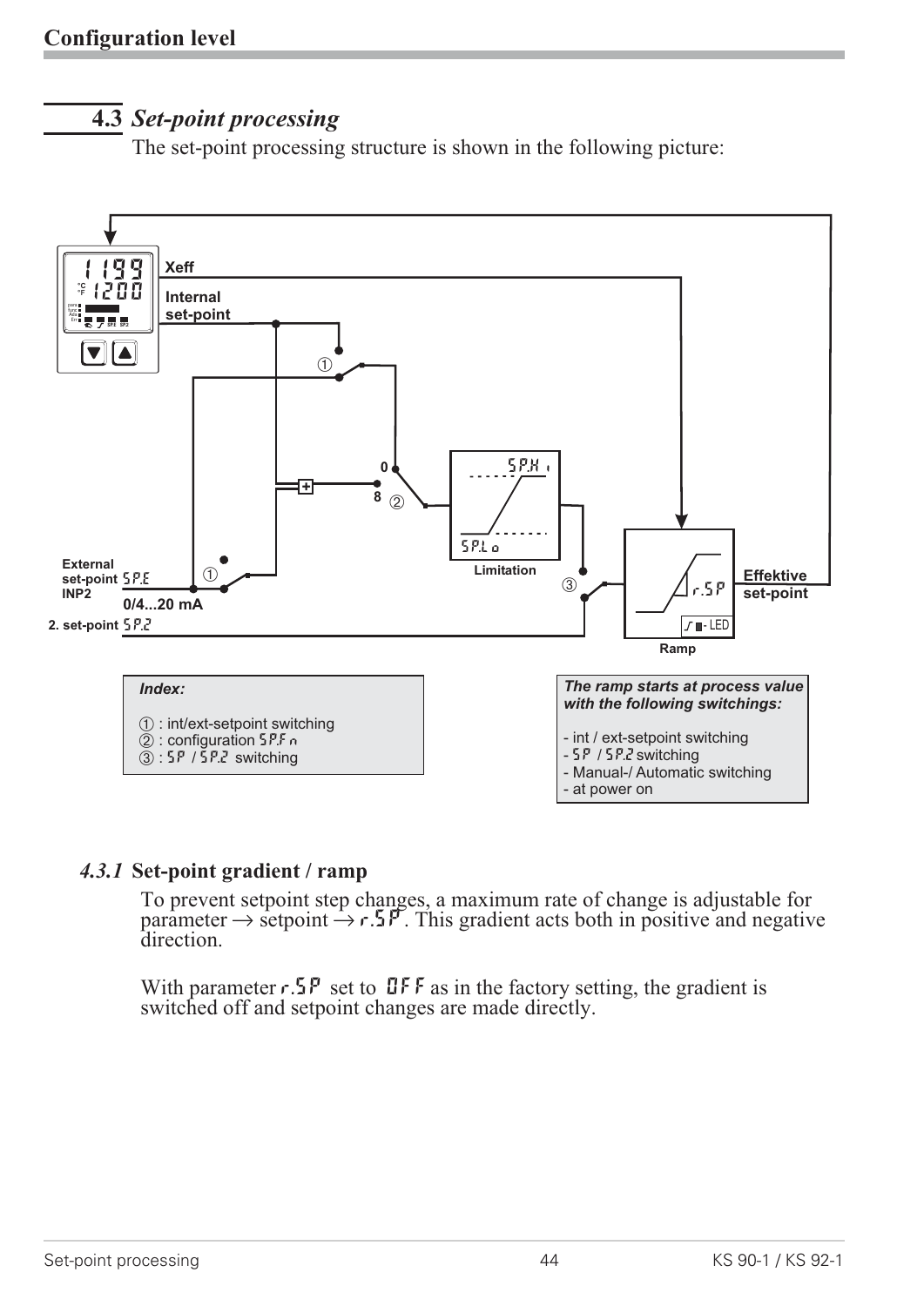## 4.3 *Set-point processing*

The set-point processing structure is shown in the following picture:

Xeff

Internal set-point

External set-point SP.E INP2

0/4...20 mA

2. set-point SP.2

SP.Hi

SP.Lo

Limitation

r.SP

Ramp

Effektive set-point

**Index:**

① : int/ext-setpoint switching
② : configuration SP.Fn
③ : SP / SP.2 switching

**The ramp starts at process value with the following switchings:**

- int / ext-setpoint switching
- SP / SP.2 switching
- Manual-/ Automatic switching
- at power on

### *4.3.1* Set-point gradient / ramp

To prevent setpoint step changes, a maximum rate of change is adjustable for parameter → setpoint → r.SP. This gradient acts both in positive and negative direction.

With parameter r.SP set to OFF as in the factory setting, the gradient is switched off and setpoint changes are made directly.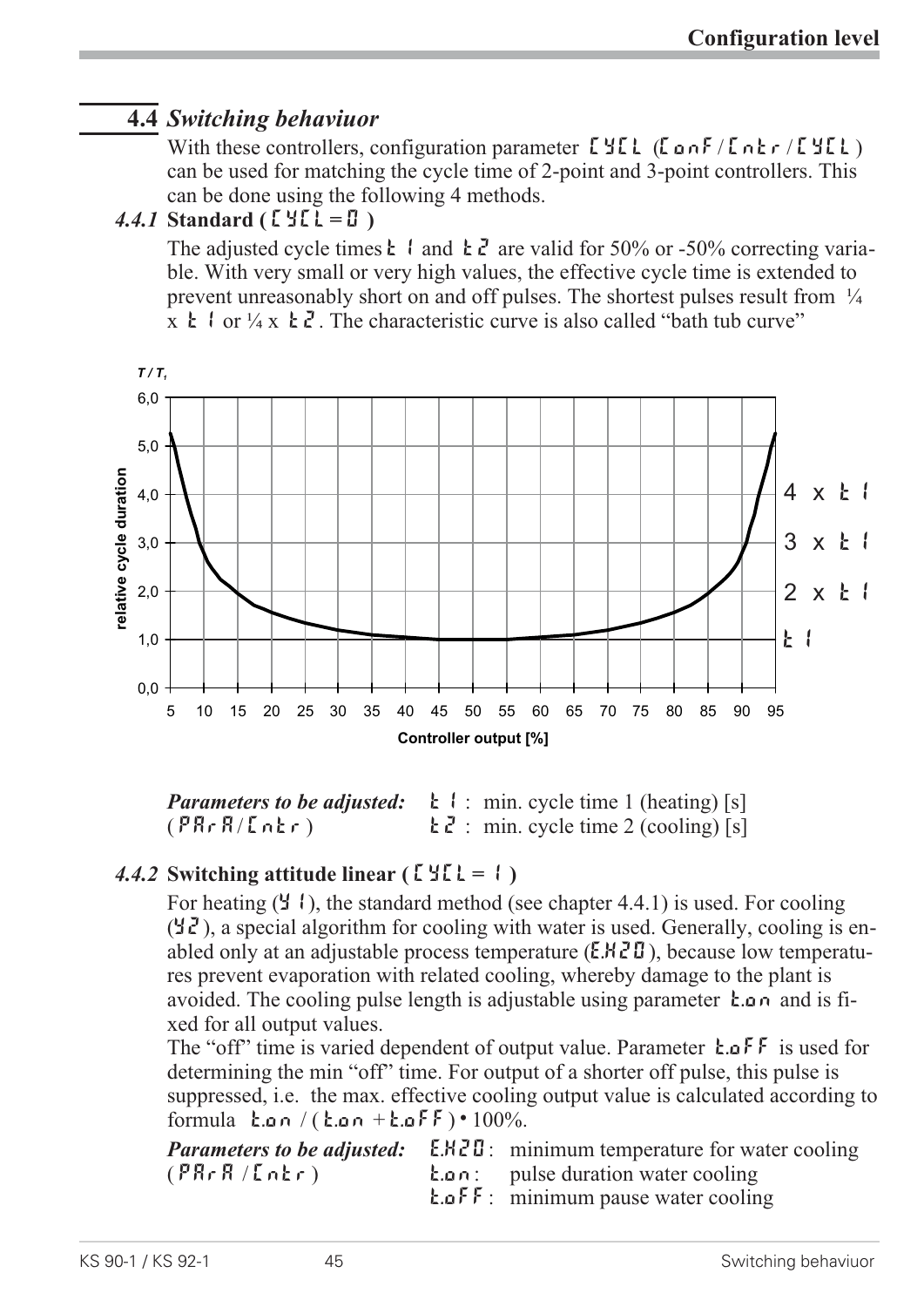## 4.4 *Switching behaviuor*

With these controllers, configuration parameter CYCL (ConF / Cntr / CYCL) can be used for matching the cycle time of 2-point and 3-point controllers. This can be done using the following 4 methods.

### *4.4.1* **Standard ( CYCL = 0 )**

The adjusted cycle times t 1 and t 2 are valid for 50% or -50% correcting variable. With very small or very high values, the effective cycle time is extended to prevent unreasonably short on and off pulses. The shortest pulses result from ¼ x t 1 or ¼ x t 2 . The characteristic curve is also called “bath tub curve”

*Parameters to be adjusted:* (PArA / Cntr)
- t 1 : min. cycle time 1 (heating) [s]
- t 2 : min. cycle time 2 (cooling) [s]

### *4.4.2* **Switching attitude linear ( CYCL = 1 )**

For heating (Y 1), the standard method (see chapter 4.4.1) is used. For cooling (Y2), a special algorithm for cooling with water is used. Generally, cooling is enabled only at an adjustable process temperature (E.H20), because low temperatures prevent evaporation with related cooling, whereby damage to the plant is avoided. The cooling pulse length is adjustable using parameter t.on and is fixed for all output values.

The “off” time is varied dependent of output value. Parameter t.oFF is used for determining the min “off” time. For output of a shorter off pulse, this pulse is suppressed, i.e. the max. effective cooling output value is calculated according to formula t.on / ( t.on + t.oFF ) • 100%.

*Parameters to be adjusted:* (PArA / Cntr)
- E.H20 : minimum temperature for water cooling
- t.on : pulse duration water cooling
- t.oFF : minimum pause water cooling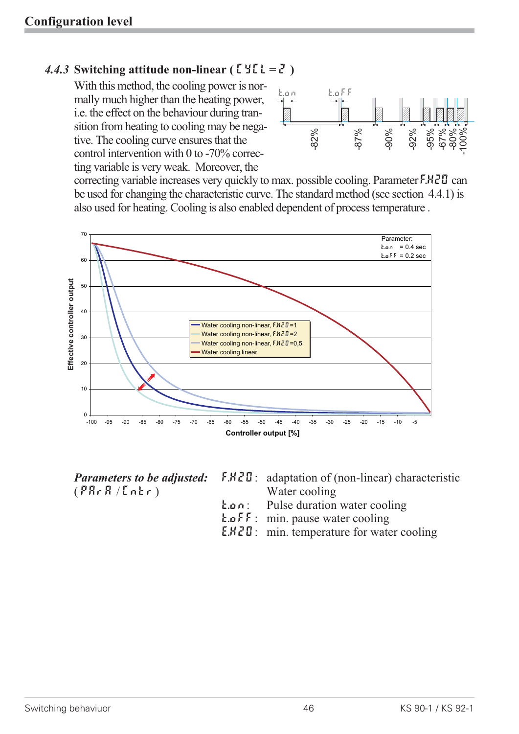## Configuration level

### 4.4.3 Switching attitude non-linear ( CYCL = 2 )

With this method, the cooling power is normally much higher than the heating power, i.e. the effect on the behaviour during transition from heating to cooling may be negative. The cooling curve ensures that the control intervention with 0 to -70% correcting variable is very weak. Moreover, the correcting variable increases very quickly to max. possible cooling. Parameter F.H2O can be used for changing the characteristic curve. The standard method (see section 4.4.1) is also used for heating. Cooling is also enabled dependent of process temperature .

t.on t.oFF

-82% -87% -90% -92% -95% -67% -80% -100%

Parameter:
t.on = 0.4 sec
t.oFF = 0.2 sec

Effective controller output

Controller output [%]

- Water cooling non-linear, F.H2O =1
- Water cooling non-linear, F.H2O =2
- Water cooling non-linear, F.H2O =0,5
- Water cooling linear

***Parameters to be adjusted:***
( PArA / Cntr )

| | |
|---|---|
| F.H2O: | adaptation of (non-linear) characteristic Water cooling |
| t.on: | Pulse duration water cooling |
| t.oFF: | min. pause water cooling |
| E.H2O: | min. temperature for water cooling |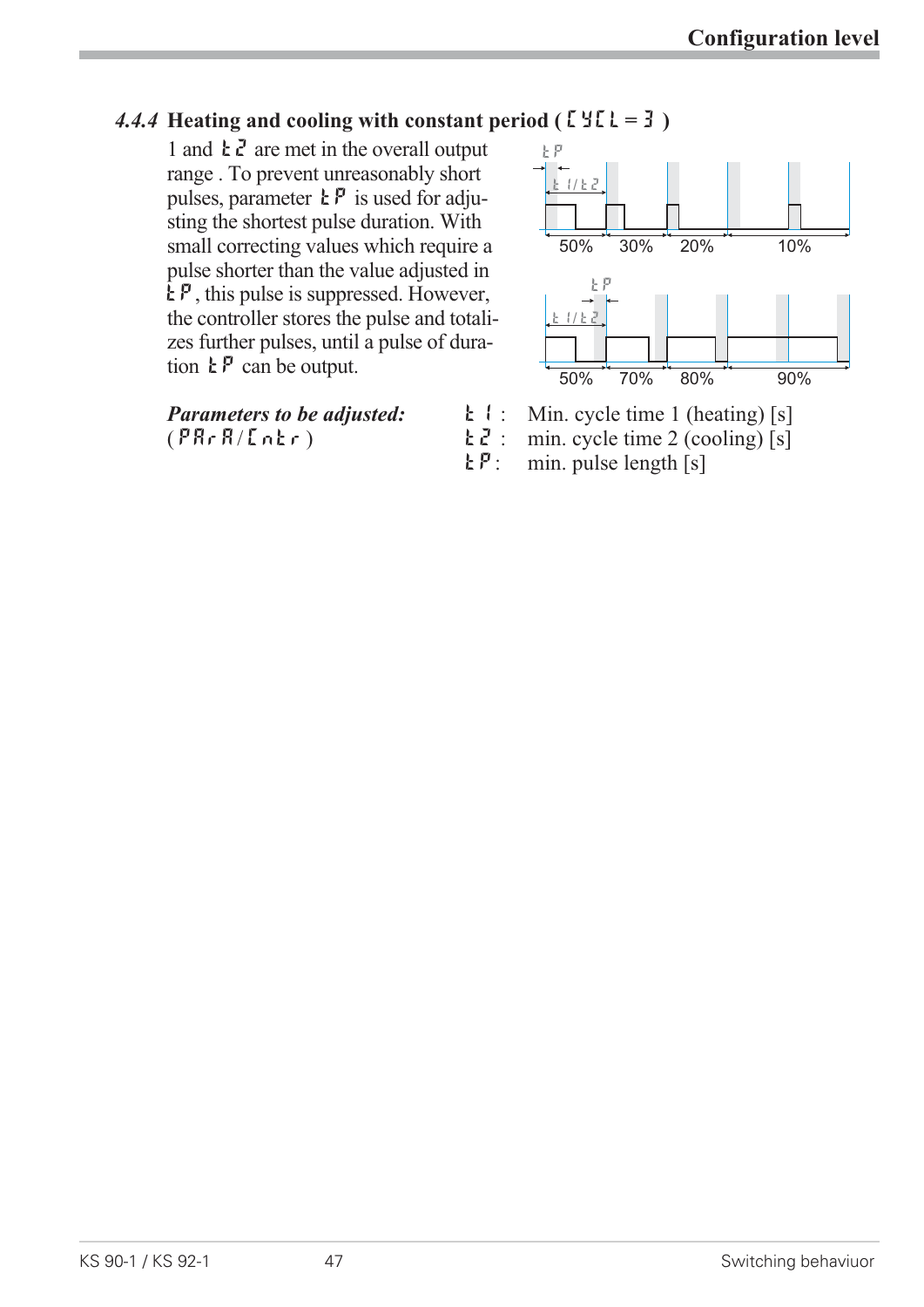### 4.4.4 Heating and cooling with constant period ( CYCL = 3 )

1 and t2 are met in the overall output range . To prevent unreasonably short pulses, parameter tP is used for adjusting the shortest pulse duration. With small correcting values which require a pulse shorter than the value adjusted in tP, this pulse is suppressed. However, the controller stores the pulse and totalizes further pulses, until a pulse of duration tP can be output.

tP
t1/t2
50% 30% 20% 10%

tP
t1/t2
50% 70% 80% 90%

***Parameters to be adjusted:***
(PArA/Cntr)

t1 : Min. cycle time 1 (heating) [s]
t2 : min. cycle time 2 (cooling) [s]
tP : min. pulse length [s]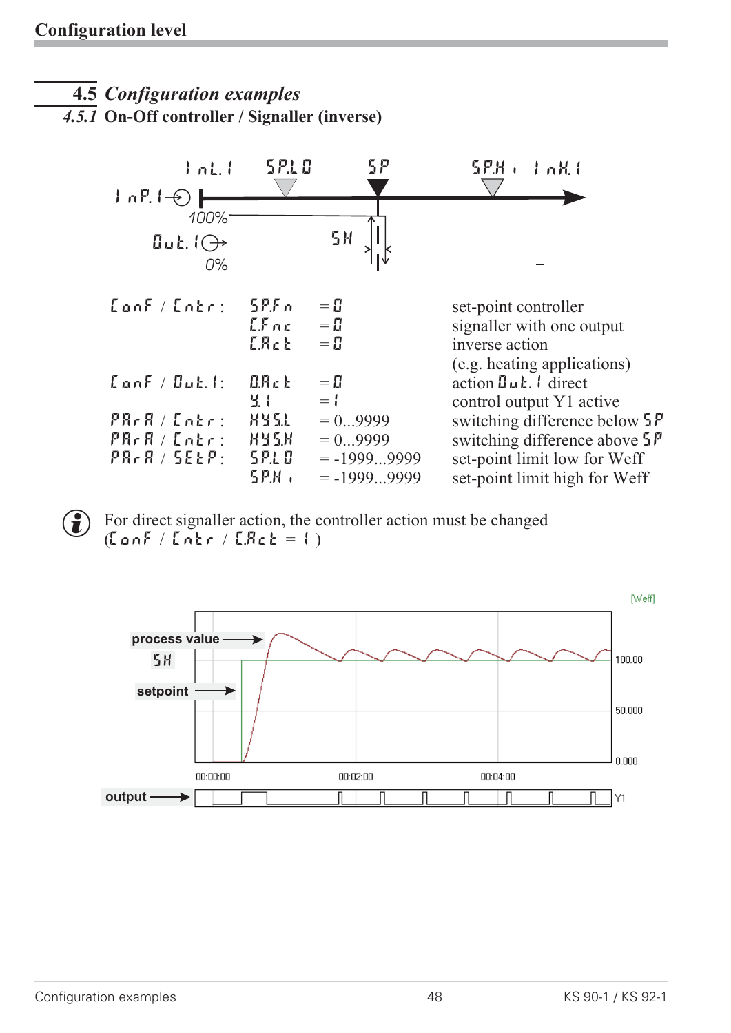## 4.5 *Configuration examples*

### *4.5.1* On-Off controller / Signaller (inverse)

| | | | |
|---|---|---|---|
| ConF / Cntr: | SP.Fn | = 0 | set-point controller |
| | C.Fnc | = 0 | signaller with one output |
| | C.Act | = 0 | inverse action (e.g. heating applications) |
| ConF / Out.1: | O.Act | = 0 | action Out.1 direct |
| | Y.1 | = 1 | control output Y1 active |
| PArA / Cntr: | HYS.L | = 0...9999 | switching difference below SP |
| PArA / Cntr: | HYS.H | = 0...9999 | switching difference above SP |
| PArA / SEtP: | SP.LO | = -1999...9999 | set-point limit low for Weff |
| | SP.Hi | = -1999...9999 | set-point limit high for Weff |

For direct signaller action, the controller action must be changed (ConF / Cntr / C.Act = 1 )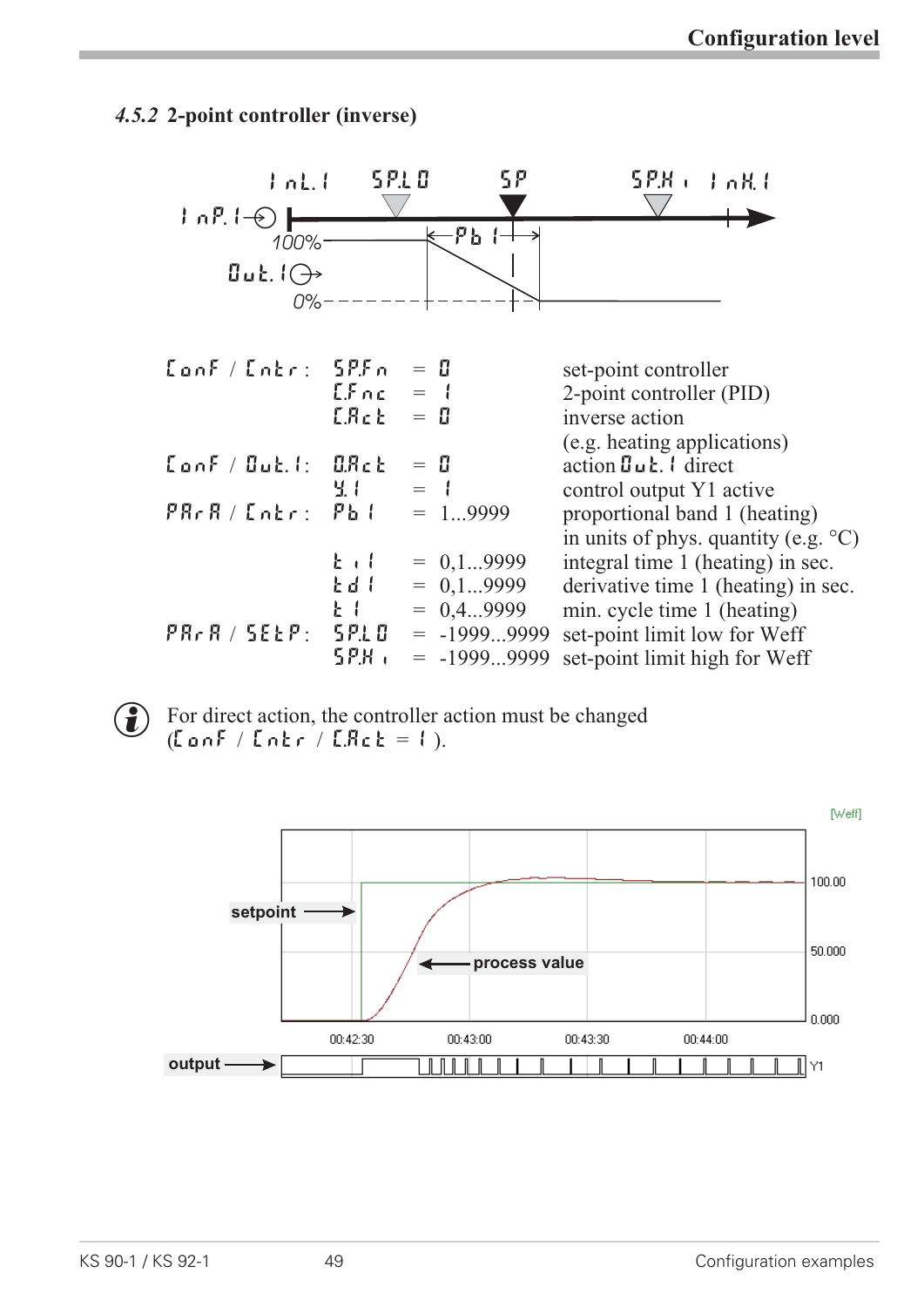### 4.5.2 2-point controller (inverse)

InL.1 SP.LO SP SP.Hi InH.1

InP.1

Pb1

100%

Out.1

0%

| | | | |
|---|---|---|---|
| ConF / Cntr: | SP.Fn | = 0 | set-point controller |
| | C.Fnc | = 1 | 2-point controller (PID) |
| | C.Act | = 0 | inverse action (e.g. heating applications) |
| ConF / Out.1: | O.Act | = 0 | action Out.1 direct |
| | Y.1 | = 1 | control output Y1 active |
| PArA / Cntr: | Pb1 | = 1...9999 | proportional band 1 (heating) in units of phys. quantity (e.g. °C) |
| | ti1 | = 0,1...9999 | integral time 1 (heating) in sec. |
| | td1 | = 0,1...9999 | derivative time 1 (heating) in sec. |
| | t1 | = 0,4...9999 | min. cycle time 1 (heating) |
| PArA / SEtP: | SP.LO | = -1999...9999 | set-point limit low for Weff |
| | SP.Hi | = -1999...9999 | set-point limit high for Weff |

ⓘ For direct action, the controller action must be changed (ConF / Cntr / C.Act = 1 ).

[Weff]

setpoint

process value

100.00

50.000

0.000

00:42:30 00:43:00 00:43:30 00:44:00

output

Y1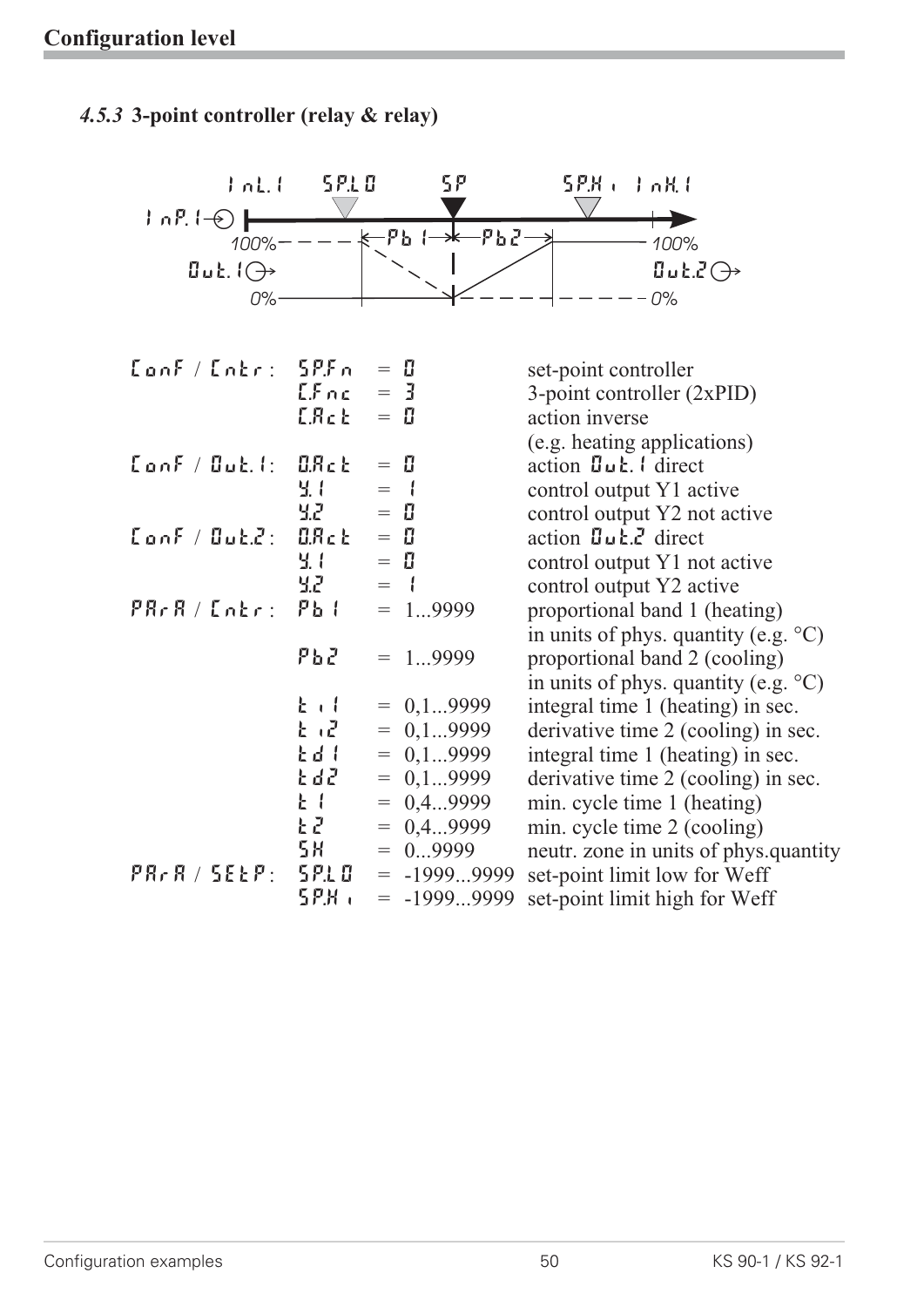### *4.5.3* 3-point controller (relay & relay)

| | | | |
|---|---|---|---|
| ConF / Cntr: | SP.Fn | = 0 | set-point controller |
| | C.Fnc | = 3 | 3-point controller (2xPID) |
| | C.Act | = 0 | action inverse (e.g. heating applications) |
| ConF / Out.1: | O.Act | = 0 | action Out.1 direct |
| | Y.1 | = 1 | control output Y1 active |
| | Y.2 | = 0 | control output Y2 not active |
| ConF / Out.2: | O.Act | = 0 | action Out.2 direct |
| | Y.1 | = 0 | control output Y1 not active |
| | Y.2 | = 1 | control output Y2 active |
| PArA / Cntr: | Pb1 | = 1...9999 | proportional band 1 (heating) in units of phys. quantity (e.g. °C) |
| | Pb2 | = 1...9999 | proportional band 2 (cooling) in units of phys. quantity (e.g. °C) |
| | ti1 | = 0,1...9999 | integral time 1 (heating) in sec. |
| | ti2 | = 0,1...9999 | derivative time 2 (cooling) in sec. |
| | td1 | = 0,1...9999 | integral time 1 (heating) in sec. |
| | td2 | = 0,1...9999 | derivative time 2 (cooling) in sec. |
| | t1 | = 0,4...9999 | min. cycle time 1 (heating) |
| | t2 | = 0,4...9999 | min. cycle time 2 (cooling) |
| | SH | = 0...9999 | neutr. zone in units of phys.quantity |
| PArA / SEtP: | SP.LO | = -1999...9999 | set-point limit low for Weff |
| | SP.Hi | = -1999...9999 | set-point limit high for Weff |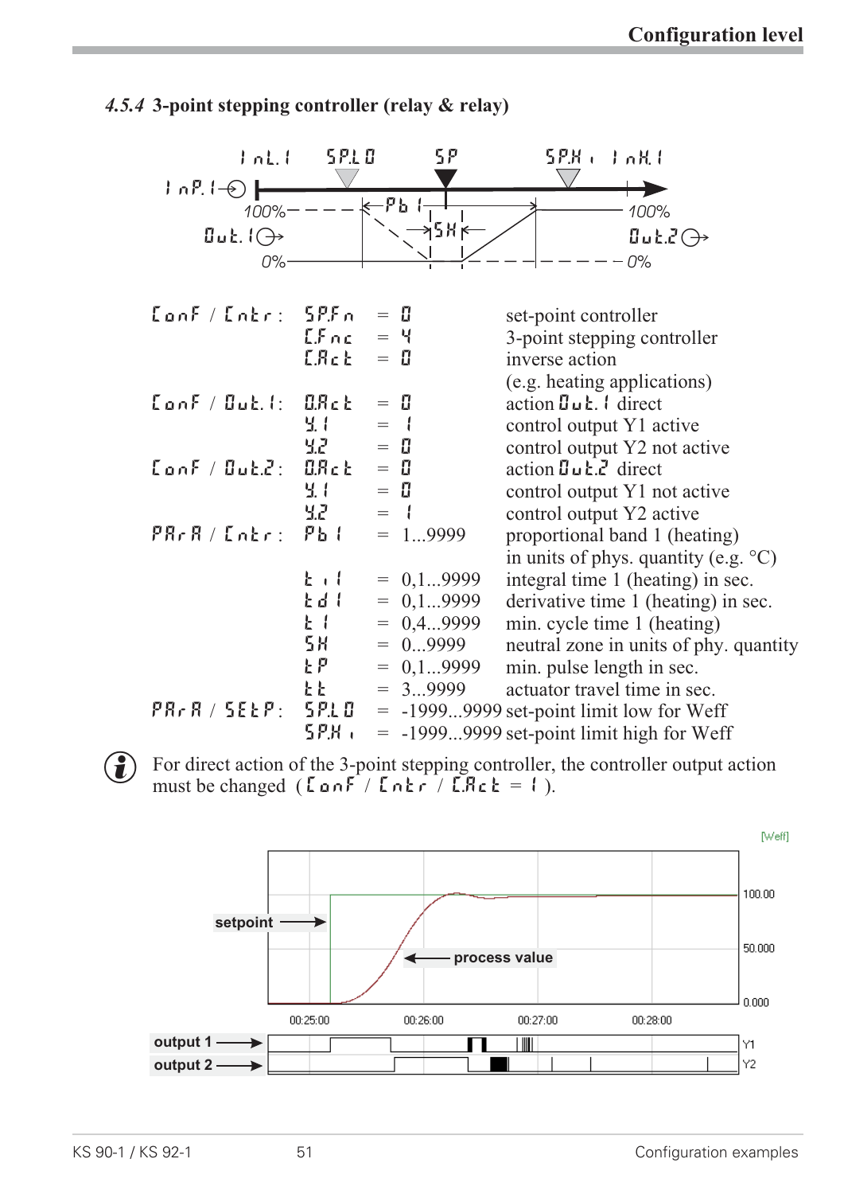### 4.5.4 3-point stepping controller (relay & relay)

| | | | |
|---|---|---|---|
| ConF / Cntr: | SP.Fn | = 0 | set-point controller |
| | C.Fnc | = 4 | 3-point stepping controller |
| | C.Act | = 0 | inverse action (e.g. heating applications) |
| ConF / Out.1: | O.Act | = 0 | action Out.1 direct |
| | Y.1 | = 1 | control output Y1 active |
| | Y.2 | = 0 | control output Y2 not active |
| ConF / Out.2: | O.Act | = 0 | action Out.2 direct |
| | Y.1 | = 0 | control output Y1 not active |
| | Y.2 | = 1 | control output Y2 active |
| PArA / Cntr: | Pb1 | = 1...9999 | proportional band 1 (heating) in units of phys. quantity (e.g. °C) |
| | ti1 | = 0,1...9999 | integral time 1 (heating) in sec. |
| | td1 | = 0,1...9999 | derivative time 1 (heating) in sec. |
| | t1 | = 0,4...9999 | min. cycle time 1 (heating) |
| | SH | = 0...9999 | neutral zone in units of phy. quantity |
| | tP | = 0,1...9999 | min. pulse length in sec. |
| | tt | = 3...9999 | actuator travel time in sec. |
| PArA / SEtP: | SP.LO | = -1999...9999 | set-point limit low for Weff |
| | SP.Hi | = -1999...9999 | set-point limit high for Weff |

For direct action of the 3-point stepping controller, the controller output action must be changed (ConF / Cntr / C.Act = 1).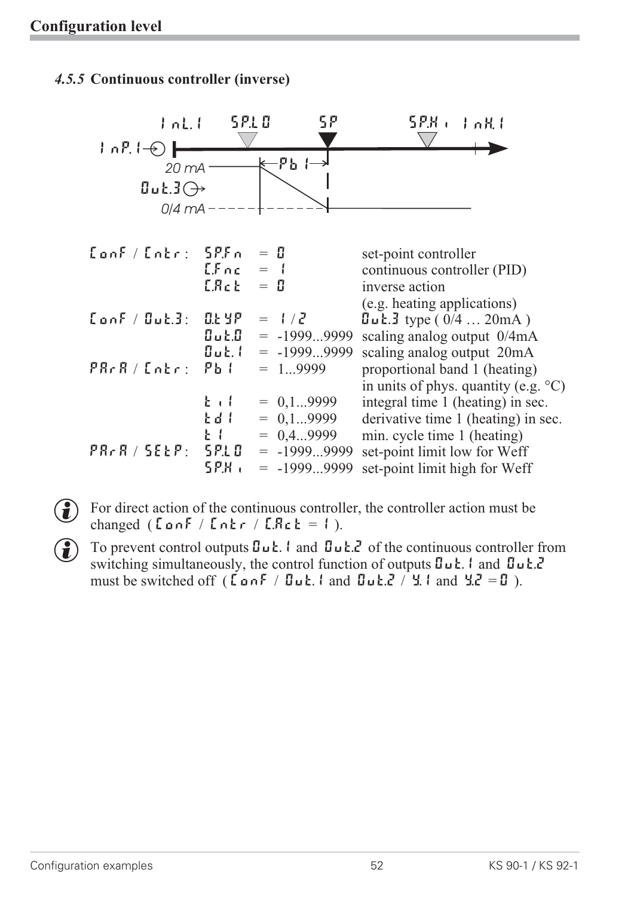## 4.5.5 Continuous controller (inverse)

InL.1 SP.LO SP SP.Hi InH.1

InP.1

20 mA — Pb1

Out.3

0/4 mA

| | | | |
|---|---|---|---|
| ConF / Cntr: | SP.Fn | = 0 | set-point controller |
| | C.Fnc | = 1 | continuous controller (PID) |
| | C.Act | = 0 | inverse action (e.g. heating applications) |
| ConF / Out.3: | O.tYP | = 1 / 2 | Out.3 type ( 0/4 … 20mA ) |
| | Out.0 | = -1999...9999 | scaling analog output 0/4mA |
| | Out.1 | = -1999...9999 | scaling analog output 20mA |
| PArA / Cntr: | Pb1 | = 1...9999 | proportional band 1 (heating) in units of phys. quantity (e.g. °C) |
| | ti1 | = 0,1...9999 | integral time 1 (heating) in sec. |
| | td1 | = 0,1...9999 | derivative time 1 (heating) in sec. |
| | t1 | = 0,4...9999 | min. cycle time 1 (heating) |
| PArA / SEtP: | SP.LO | = -1999...9999 | set-point limit low for Weff |
| | SP.Hi | = -1999...9999 | set-point limit high for Weff |

(i) For direct action of the continuous controller, the controller action must be changed ( ConF / Cntr / C.Act = 1 ).

(i) To prevent control outputs Out.1 and Out.2 of the continuous controller from switching simultaneously, the control function of outputs Out.1 and Out.2 must be switched off ( ConF / Out.1 and Out.2 / Y.1 and Y.2 = 0 ).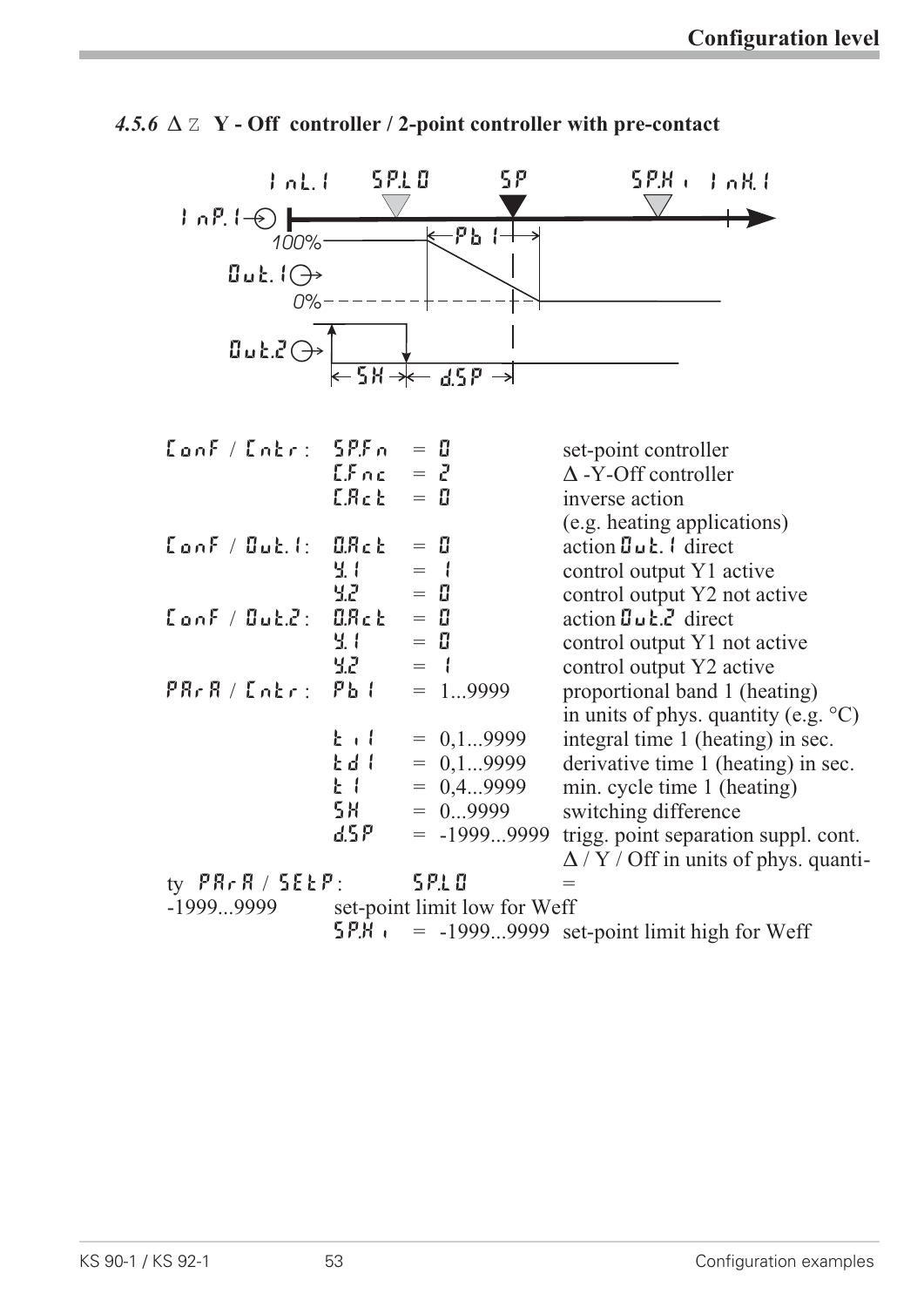### *4.5.6* Δ Z Y - Off controller / 2-point controller with pre-contact

| | | | |
|---|---|---|---|
| ConF / Cntr: | SP.Fn | = 0 | set-point controller |
| | C.Fnc | = 2 | Δ -Y-Off controller |
| | C.Act | = 0 | inverse action (e.g. heating applications) |
| ConF / Out.1: | O.Act | = 0 | action Out.1 direct |
| | Y.1 | = 1 | control output Y1 active |
| | Y.2 | = 0 | control output Y2 not active |
| ConF / Out.2: | O.Act | = 0 | action Out.2 direct |
| | Y.1 | = 0 | control output Y1 not active |
| | Y.2 | = 1 | control output Y2 active |
| PArA / Cntr: | Pb1 | = 1...9999 | proportional band 1 (heating) in units of phys. quantity (e.g. °C) |
| | ti1 | = 0,1...9999 | integral time 1 (heating) in sec. |
| | td1 | = 0,1...9999 | derivative time 1 (heating) in sec. |
| | t1 | = 0,4...9999 | min. cycle time 1 (heating) |
| | SH | = 0...9999 | switching difference |
| | d.SP | = -1999...9999 | trigg. point separation suppl. cont. Δ / Y / Off in units of phys. quantity |
| PArA / SEtP: | SP.LO | = -1999...9999 | set-point limit low for Weff |
| | SP.Hi | = -1999...9999 | set-point limit high for Weff |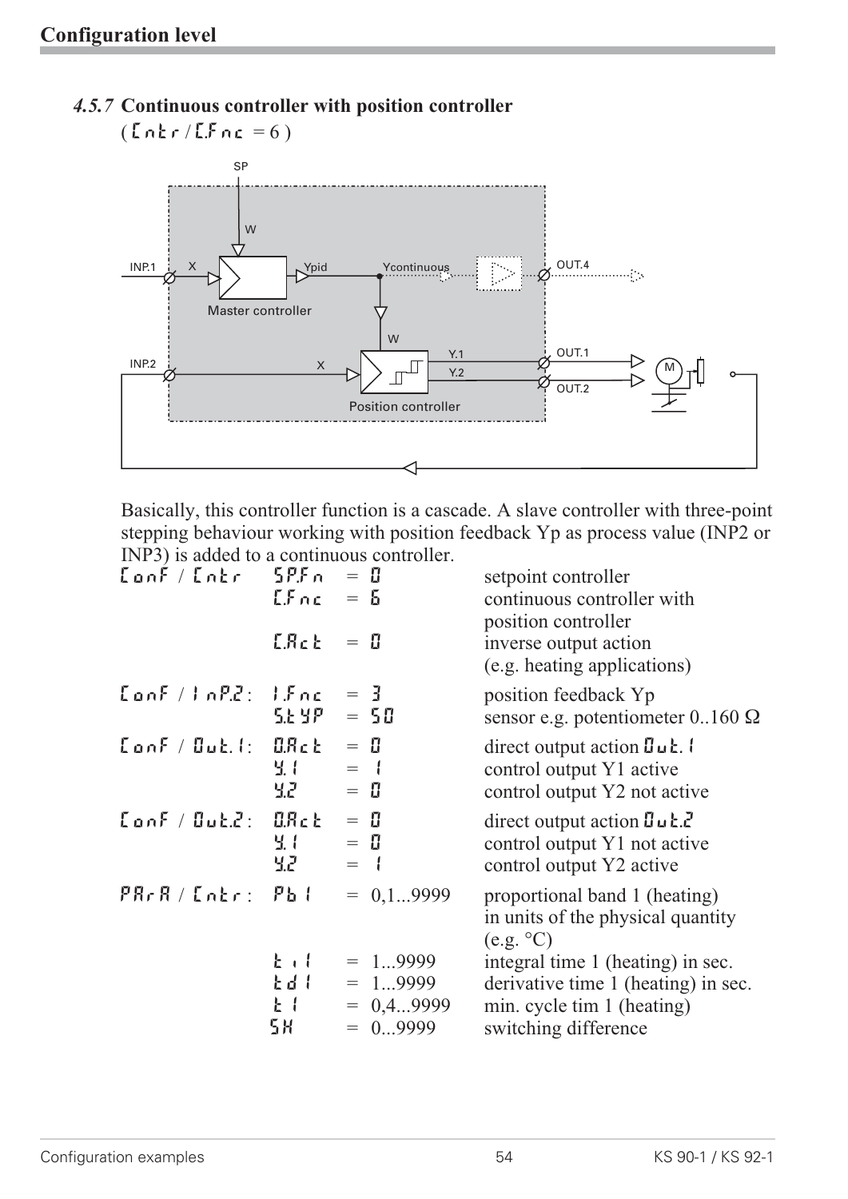### 4.5.7 Continuous controller with position controller

( Cntr / C.Fnc = 6 )

Basically, this controller function is a cascade. A slave controller with three-point stepping behaviour working with position feedback Yp as process value (INP2 or INP3) is added to a continuous controller.

| | | | |
|---|---|---|---|
| ConF / Cntr | SP.Fn | = 0 | setpoint controller |
| | C.Fnc | = 6 | continuous controller with position controller |
| | C.Act | = 0 | inverse output action (e.g. heating applications) |
| ConF / InP.2: | I.Fnc | = 3 | position feedback Yp |
| | S.tYP | = 50 | sensor e.g. potentiometer 0..160 Ω |
| ConF / Out.1: | O.Act | = 0 | direct output action Out.1 |
| | Y.1 | = 1 | control output Y1 active |
| | Y.2 | = 0 | control output Y2 not active |
| ConF / Out.2: | O.Act | = 0 | direct output action Out.2 |
| | Y.1 | = 0 | control output Y1 not active |
| | Y.2 | = 1 | control output Y2 active |
| PArA / Cntr: | Pb1 | = 0,1...9999 | proportional band 1 (heating) in units of the physical quantity (e.g. °C) |
| | ti1 | = 1...9999 | integral time 1 (heating) in sec. |
| | td1 | = 1...9999 | derivative time 1 (heating) in sec. |
| | t1 | = 0,4...9999 | min. cycle tim 1 (heating) |
| | SH | = 0...9999 | switching difference |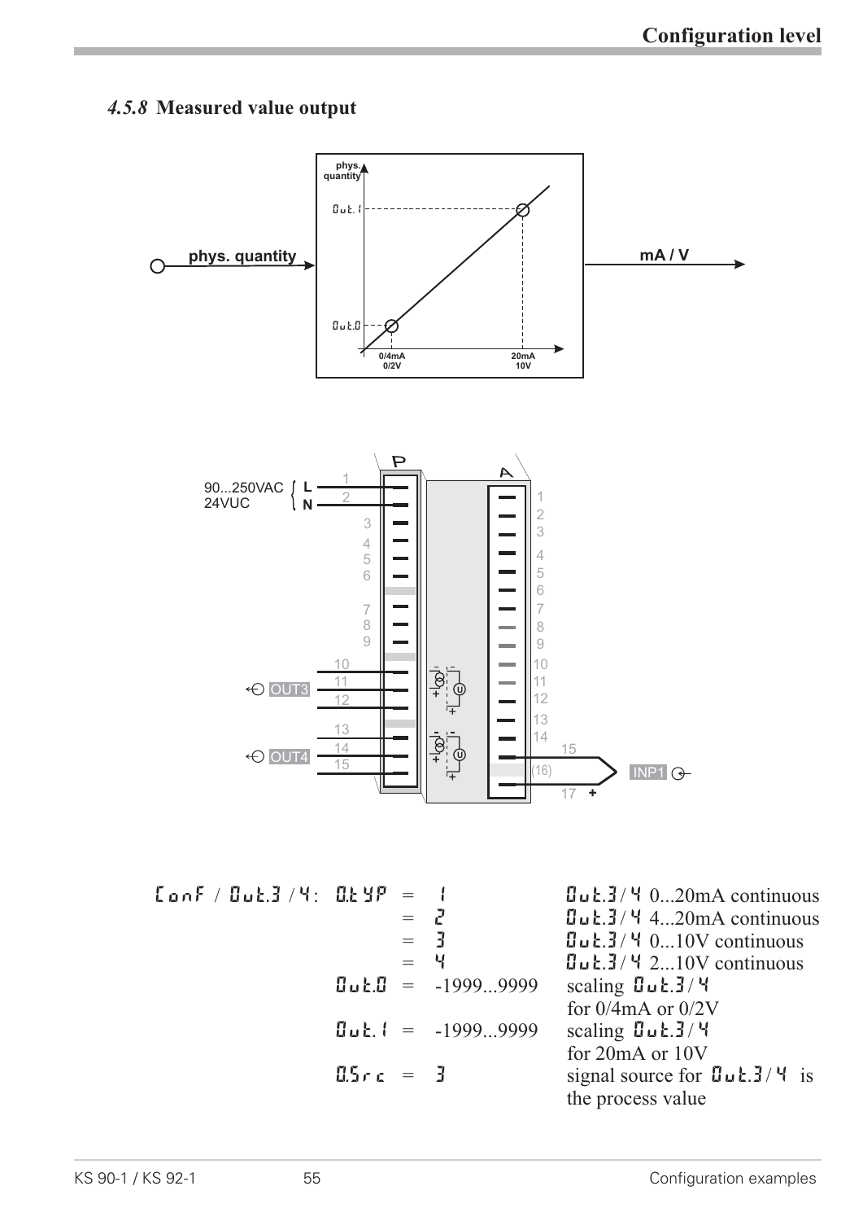## *4.5.8* Measured value output

| ConF / Out.3 / 4: | | | |
|---|---|---|---|
| O.tYP | = | 1 | Out.3 / 4 0...20mA continuous |
| | = | 2 | Out.3 / 4 4...20mA continuous |
| | = | 3 | Out.3 / 4 0...10V continuous |
| | = | 4 | Out.3 / 4 2...10V continuous |
| Out.0 | = | -1999...9999 | scaling Out.3 / 4 for 0/4mA or 0/2V |
| Out.1 | = | -1999...9999 | scaling Out.3 / 4 for 20mA or 10V |
| O.Src | = | 3 | signal source for Out.3 / 4 is the process value |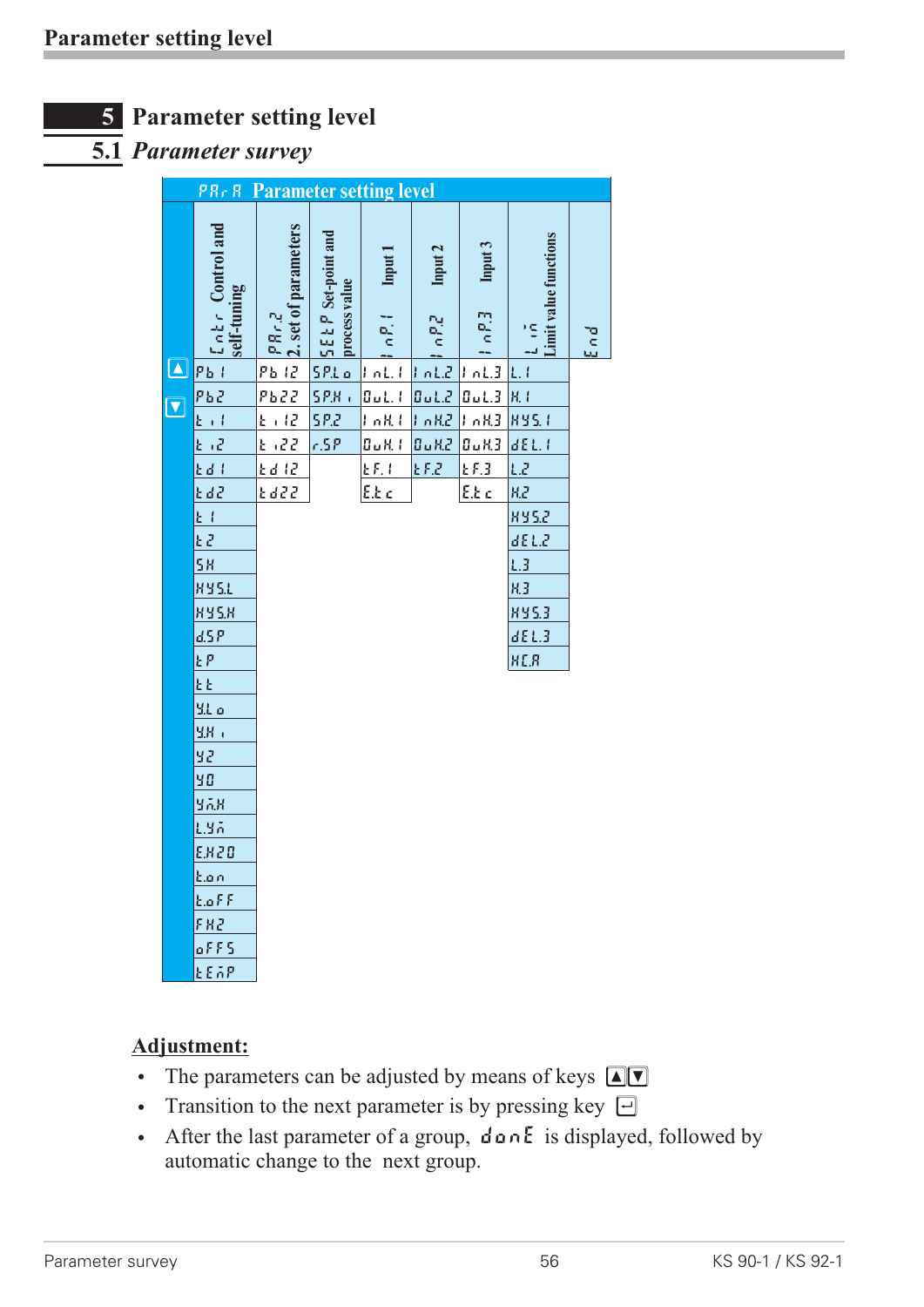# 5 Parameter setting level

## 5.1 *Parameter survey*

| PArA Parameter setting level | | | | | | | |
|---|---|---|---|---|---|---|---|
| Cntr Control and self-tuning | PAr.2 2. set of parameters | SEtP Set-point and process value | InP.1 Input 1 | InP.2 Input 2 | InP.3 Input 3 | Lim Limit value functions | End |
| Pb1 | Pb12 | SP.Lo | InL.1 | InL.2 | InL.3 | L.1 | |
| Pb2 | Pb22 | SP.Hi | OuL.1 | OuL.2 | OuL.3 | H.1 | |
| ti1 | ti12 | SP.2 | InH.1 | InH.2 | InH.3 | HYS.1 | |
| ti2 | ti22 | r.SP | OuH.1 | OuH.2 | OuH.3 | dEL.1 | |
| td1 | td12 | | tF.1 | tF.2 | tF.3 | L.2 | |
| td2 | td22 | | E.tc | | E.tc | H.2 | |
| t1 | | | | | | HYS.2 | |
| t2 | | | | | | dEL.2 | |
| SH | | | | | | L.3 | |
| HYS.L | | | | | | H.3 | |
| HYS.H | | | | | | HYS.3 | |
| d.SP | | | | | | dEL.3 | |
| tP | | | | | | HC.A | |
| tt | | | | | | | |
| Y.Lo | | | | | | | |
| Y.Hi | | | | | | | |
| Y2 | | | | | | | |
| Y0 | | | | | | | |
| Ym.H | | | | | | | |
| L.Ym | | | | | | | |
| E.H2O | | | | | | | |
| t.on | | | | | | | |
| t.oFF | | | | | | | |
| FH2 | | | | | | | |
| oFFS | | | | | | | |
| tEmP | | | | | | | |

**Adjustment:**

- The parameters can be adjusted by means of keys ▲▼
- Transition to the next parameter is by pressing key ↵
- After the last parameter of a group, donE is displayed, followed by automatic change to the next group.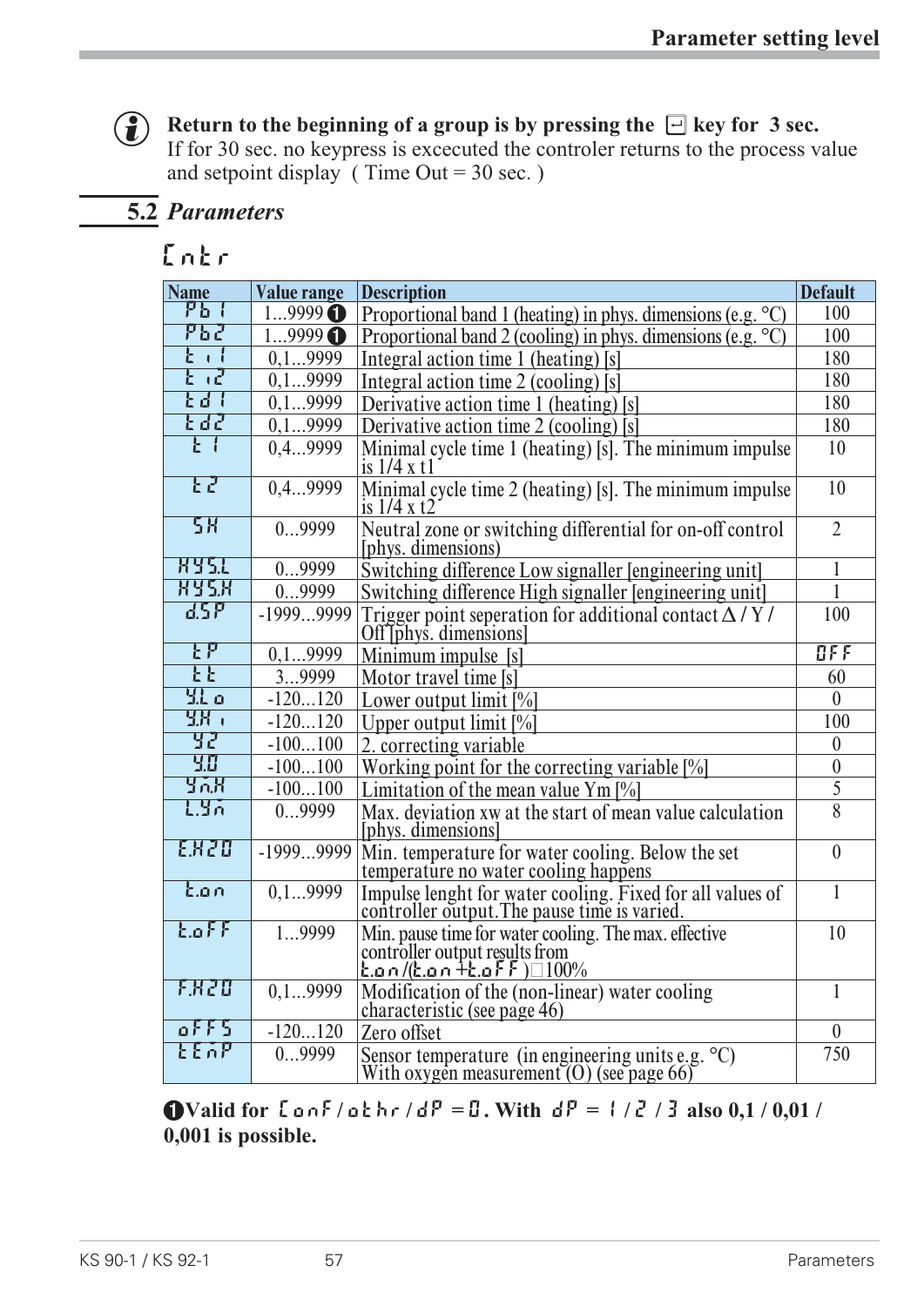**Return to the beginning of a group is by pressing the ⏎ key for 3 sec.**
If for 30 sec. no keypress is excecuted the controler returns to the process value and setpoint display ( Time Out = 30 sec. )

## 5.2 *Parameters*

### Cntr

| Name | Value range | Description | Default |
|---|---|---|---|
| Pb1 | 1...9999 ❶ | Proportional band 1 (heating) in phys. dimensions (e.g. °C) | 100 |
| Pb2 | 1...9999 ❶ | Proportional band 2 (cooling) in phys. dimensions (e.g. °C) | 100 |
| ti1 | 0,1...9999 | Integral action time 1 (heating) [s] | 180 |
| ti2 | 0,1...9999 | Integral action time 2 (cooling) [s] | 180 |
| td1 | 0,1...9999 | Derivative action time 1 (heating) [s] | 180 |
| td2 | 0,1...9999 | Derivative action time 2 (cooling) [s] | 180 |
| t1 | 0,4...9999 | Minimal cycle time 1 (heating) [s]. The minimum impulse is 1/4 x t1 | 10 |
| t2 | 0,4...9999 | Minimal cycle time 2 (heating) [s]. The minimum impulse is 1/4 x t2 | 10 |
| SH | 0...9999 | Neutral zone or switching differential for on-off control [phys. dimensions) | 2 |
| HYS.L | 0...9999 | Switching difference Low signaller [engineering unit] | 1 |
| HYS.H | 0...9999 | Switching difference High signaller [engineering unit] | 1 |
| d.SP | -1999...9999 | Trigger point seperation for additional contact Δ / Y / Off [phys. dimensions] | 100 |
| tP | 0,1...9999 | Minimum impulse [s] | OFF |
| tt | 3...9999 | Motor travel time [s] | 60 |
| Y.Lo | -120...120 | Lower output limit [%] | 0 |
| Y.Hi | -120...120 | Upper output limit [%] | 100 |
| Y2 | -100...100 | 2. correcting variable | 0 |
| Y.0 | -100...100 | Working point for the correcting variable [%] | 0 |
| Ym.H | -100...100 | Limitation of the mean value Ym [%] | 5 |
| L.Ym | 0...9999 | Max. deviation xw at the start of mean value calculation [phys. dimensions] | 8 |
| E.H2O | -1999...9999 | Min. temperature for water cooling. Below the set temperature no water cooling happens | 0 |
| t.on | 0,1...9999 | Impulse lenght for water cooling. Fixed for all values of controller output.The pause time is varied. | 1 |
| t.oFF | 1...9999 | Min. pause time for water cooling. The max. effective controller output results from t.on/(t.on+t.oFF)□100% | 10 |
| F.H2O | 0,1...9999 | Modification of the (non-linear) water cooling characteristic (see page 46) | 1 |
| oFFS | -120...120 | Zero offset | 0 |
| tEmP | 0...9999 | Sensor temperature (in engineering units e.g. °C) With oxygen measurement (O) (see page 66) | 750 |

❶**Valid for ConF / othr / dP = 0. With dP = 1 / 2 / 3 also 0,1 / 0,01 / 0,001 is possible.**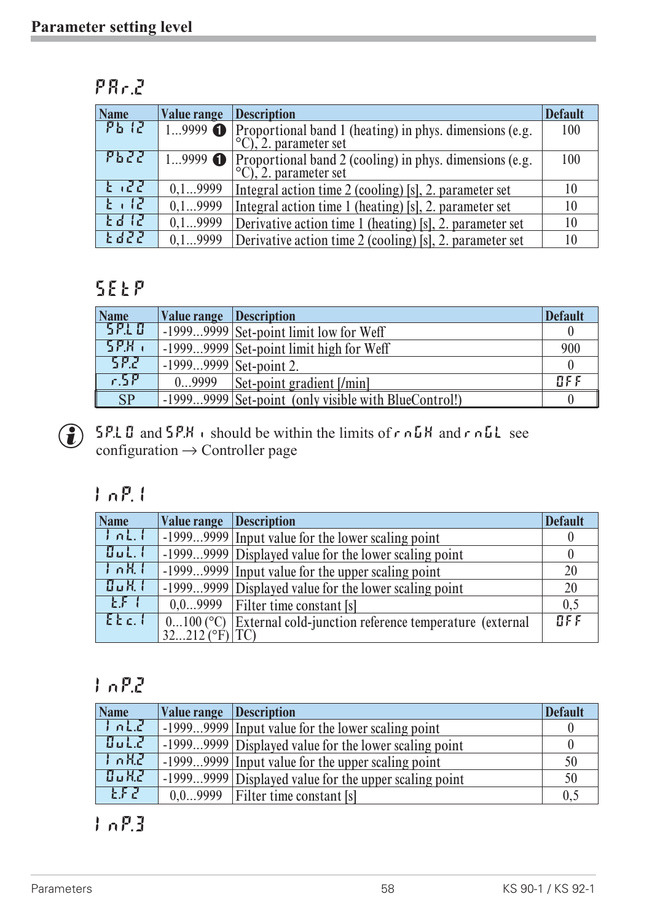## Parameter setting level

### PAr.2

| Name | Value range | Description | Default |
|---|---|---|---|
| Pb12 | 1...9999 ❶ | Proportional band 1 (heating) in phys. dimensions (e.g. °C), 2. parameter set | 100 |
| Pb22 | 1...9999 ❶ | Proportional band 2 (cooling) in phys. dimensions (e.g. °C), 2. parameter set | 100 |
| ti22 | 0,1...9999 | Integral action time 2 (cooling) [s], 2. parameter set | 10 |
| ti12 | 0,1...9999 | Integral action time 1 (heating) [s], 2. parameter set | 10 |
| td12 | 0,1...9999 | Derivative action time 1 (heating) [s], 2. parameter set | 10 |
| td22 | 0,1...9999 | Derivative action time 2 (cooling) [s], 2. parameter set | 10 |

### SEtP

| Name | Value range | Description | Default |
|---|---|---|---|
| SP.LO | -1999...9999 | Set-point limit low for Weff | 0 |
| SP.Hi | -1999...9999 | Set-point limit high for Weff | 900 |
| SP.2 | -1999...9999 | Set-point 2. | 0 |
| r.SP | 0...9999 | Set-point gradient [/min] | OFF |
| SP | -1999...9999 | Set-point (only visible with BlueControl!) | 0 |

ⓘ SP.LO and SP.Hi should be within the limits of rnGH and rnGL see configuration → Controller page

### InP.1

| Name | Value range | Description | Default |
|---|---|---|---|
| InL.1 | -1999...9999 | Input value for the lower scaling point | 0 |
| OuL.1 | -1999...9999 | Displayed value for the lower scaling point | 0 |
| InH.1 | -1999...9999 | Input value for the upper scaling point | 20 |
| OuH.1 | -1999...9999 | Displayed value for the lower scaling point | 20 |
| t.F1 | 0,0...9999 | Filter time constant [s] | 0,5 |
| Etc.1 | 0...100 (°C) 32...212 (°F) | External cold-junction reference temperature (external TC) | OFF |

### InP.2

| Name | Value range | Description | Default |
|---|---|---|---|
| InL.2 | -1999...9999 | Input value for the lower scaling point | 0 |
| OuL.2 | -1999...9999 | Displayed value for the lower scaling point | 0 |
| InH.2 | -1999...9999 | Input value for the upper scaling point | 50 |
| OuH.2 | -1999...9999 | Displayed value for the upper scaling point | 50 |
| t.F2 | 0,0...9999 | Filter time constant [s] | 0,5 |

### InP.3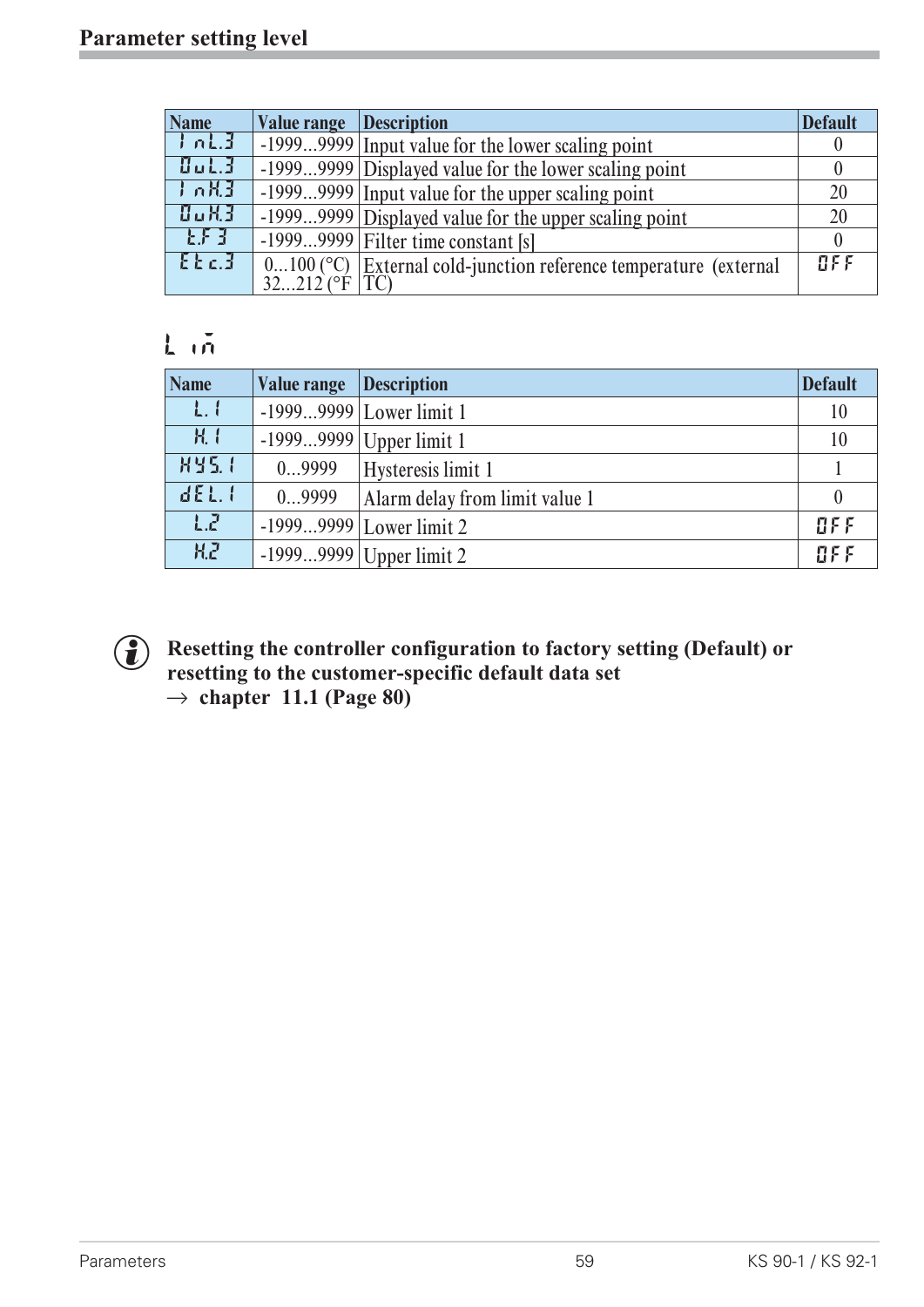## Parameter setting level

| Name | Value range | Description | Default |
|---|---|---|---|
| InL.3 | -1999...9999 | Input value for the lower scaling point | 0 |
| OuL.3 | -1999...9999 | Displayed value for the lower scaling point | 0 |
| InH.3 | -1999...9999 | Input value for the upper scaling point | 20 |
| OuH.3 | -1999...9999 | Displayed value for the upper scaling point | 20 |
| t.F3 | -1999...9999 | Filter time constant [s] | 0 |
| Etc.3 | 0...100 (°C) 32...212 (°F | External cold-junction reference temperature (external TC) | OFF |

### Lim

| Name | Value range | Description | Default |
|---|---|---|---|
| L.1 | -1999...9999 | Lower limit 1 | 10 |
| H.1 | -1999...9999 | Upper limit 1 | 10 |
| HYS.1 | 0...9999 | Hysteresis limit 1 | 1 |
| dEL.1 | 0...9999 | Alarm delay from limit value 1 | 0 |
| L.2 | -1999...9999 | Lower limit 2 | OFF |
| H.2 | -1999...9999 | Upper limit 2 | OFF |

**Resetting the controller configuration to factory setting (Default) or resetting to the customer-specific default data set**
**→ chapter 11.1 (Page 80)**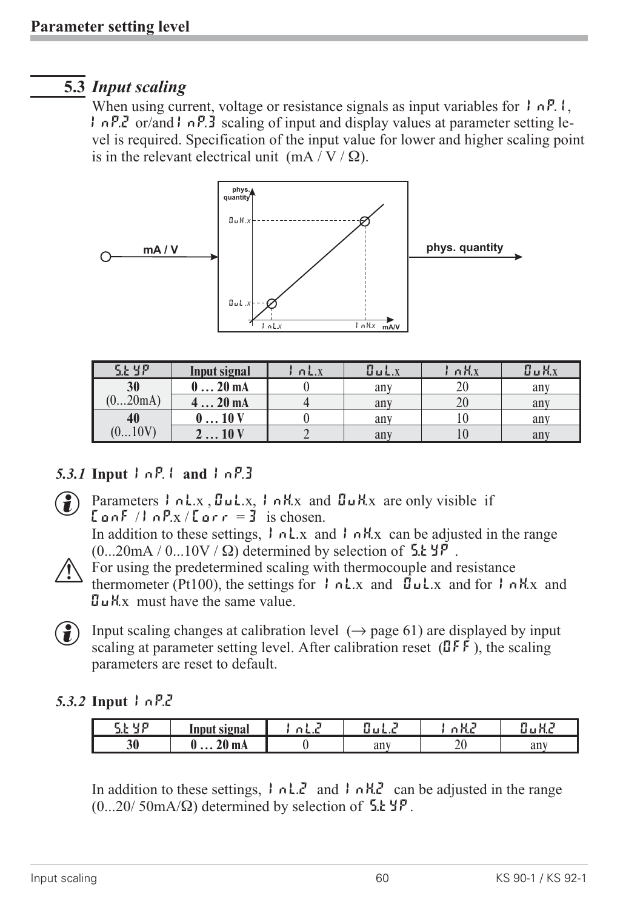## 5.3 *Input scaling*

When using current, voltage or resistance signals as input variables for InP.1, InP.2 or/and InP.3 scaling of input and display values at parameter setting level is required. Specification of the input value for lower and higher scaling point is in the relevant electrical unit (mA / V / Ω).

| S.tYP | Input signal | InL.x | OuL.x | InH.x | OuH.x |
|---|---|---|---|---|---|
| 30 (0...20mA) | 0 … 20 mA | 0 | any | 20 | any |
| | 4 … 20 mA | 4 | any | 20 | any |
| 40 (0...10V) | 0 … 10 V | 0 | any | 10 | any |
| | 2 … 10 V | 2 | any | 10 | any |

### *5.3.1* Input InP.1 and InP.3

Parameters InL.x , OuL.x, InH.x and OuH.x are only visible if ConF / InP.x / Corr = 3 is chosen.

In addition to these settings, InL.x and InH.x can be adjusted in the range (0...20mA / 0...10V / Ω) determined by selection of S.tYP .

For using the predetermined scaling with thermocouple and resistance thermometer (Pt100), the settings for InL.x and OuL.x and for InH.x and OuH.x must have the same value.

Input scaling changes at calibration level (→ page 61) are displayed by input scaling at parameter setting level. After calibration reset (OFF ), the scaling parameters are reset to default.

### *5.3.2* Input InP.2

| S.tYP | Input signal | InL.2 | OuL.2 | InH.2 | OuH.2 |
|---|---|---|---|---|---|
| 30 | 0 … 20 mA | 0 | any | 20 | any |

In addition to these settings, InL.2 and InH.2 can be adjusted in the range (0...20/ 50mA/Ω) determined by selection of S.tYP .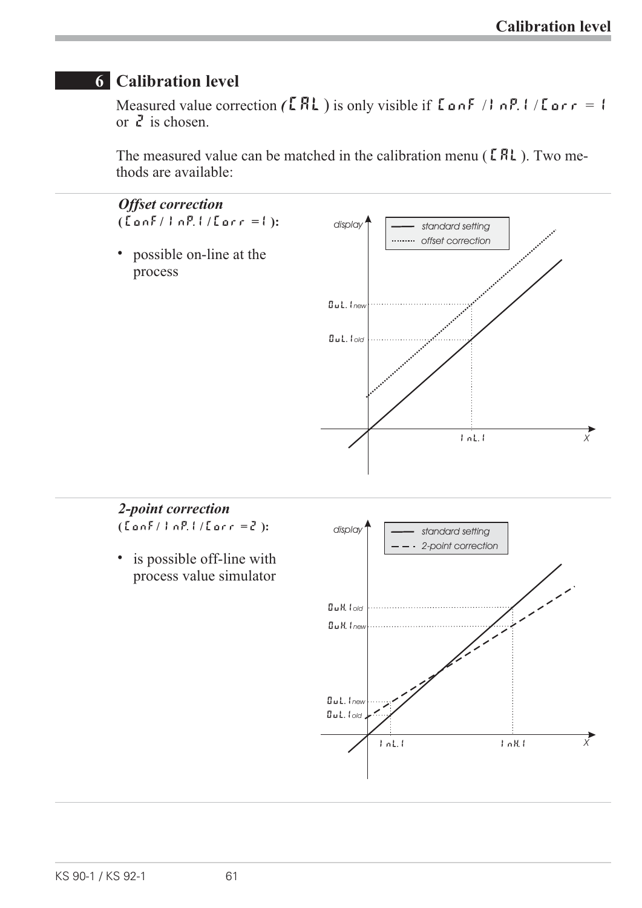# 6 Calibration level

Measured value correction (CAL) is only visible if ConF / InP.1 / Corr = 1 or 2 is chosen.

The measured value can be matched in the calibration menu (CAL). Two methods are available:

***Offset correction***
**(ConF / InP.1 / Corr = 1):**

- possible on-line at the process

display

standard setting
offset correction

OuL.1new
OuL.1old
InL.1
X

***2-point correction***
**(ConF / InP.1 / Corr = 2):**

- is possible off-line with process value simulator

display

standard setting
2-point correction

OuH.1old
OuH.1new
OuL.1new
OuL.1old
InL.1
InH.1
X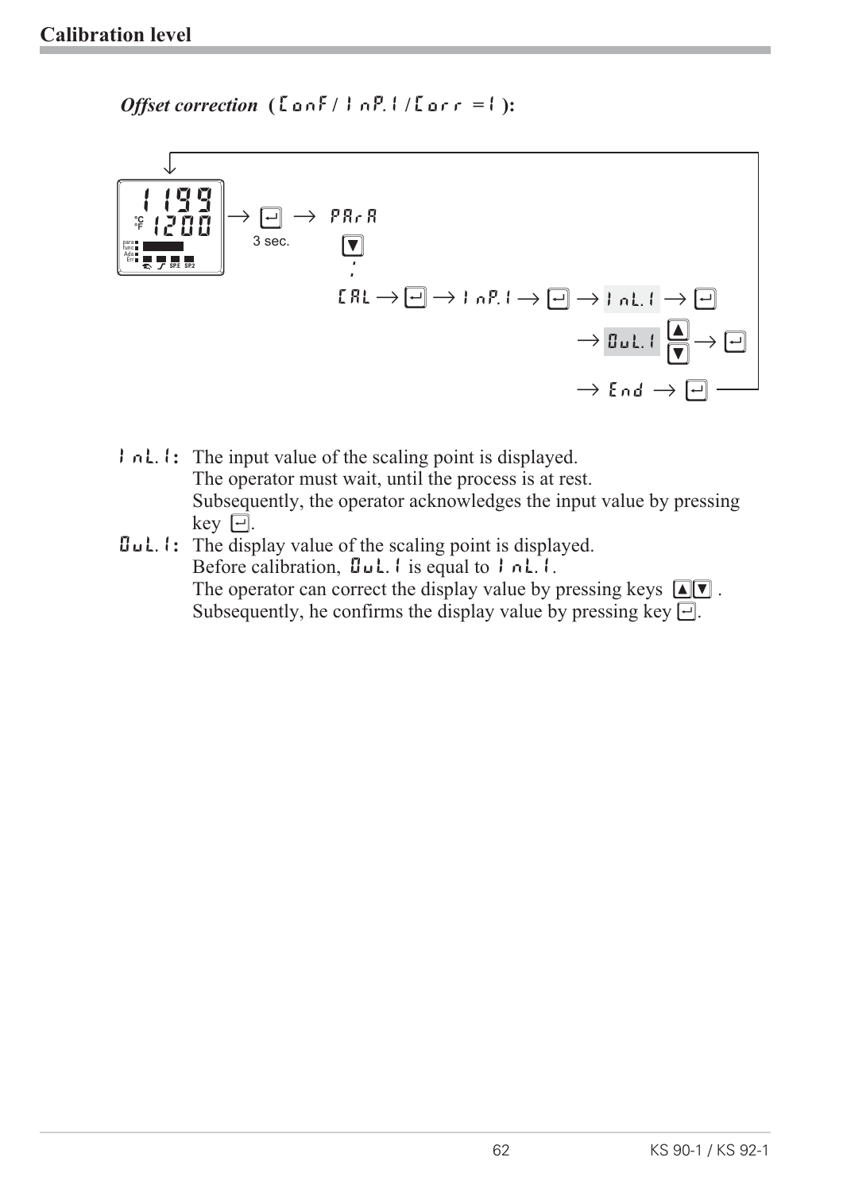## Calibration level

***Offset correction*** **(ConF / InP.1 / Corr = 1):**

```
1199
1200  → [↵] → PArA
       3 sec.   [▼]
                 :
               CAL → [↵] → InP.1 → [↵] → InL.1 → [↵]
                                        → OuL.1 [▲][▼] → [↵]
                                        → End → [↵]
```

**InL.1:** The input value of the scaling point is displayed.
The operator must wait, until the process is at rest.
Subsequently, the operator acknowledges the input value by pressing key [↵].

**OuL.1:** The display value of the scaling point is displayed.
Before calibration, OuL.1 is equal to InL.1.
The operator can correct the display value by pressing keys [▲][▼].
Subsequently, he confirms the display value by pressing key [↵].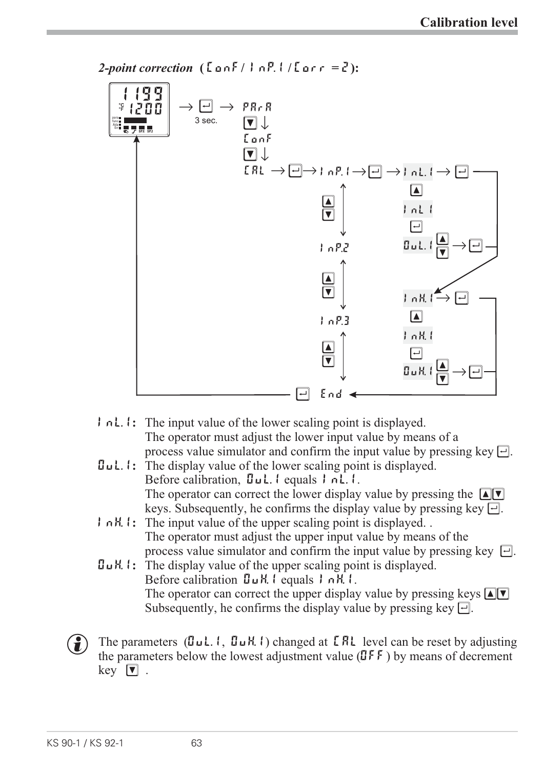*2-point correction* (ConF / InP.1 / Corr = 2):

InL.1: The input value of the lower scaling point is displayed.
The operator must adjust the lower input value by means of a process value simulator and confirm the input value by pressing key ↵.

OuL.1: The display value of the lower scaling point is displayed.
Before calibration, OuL.1 equals InL.1.
The operator can correct the lower display value by pressing the ▲▼ keys. Subsequently, he confirms the display value by pressing key ↵.

InH.1: The input value of the upper scaling point is displayed. .
The operator must adjust the upper input value by means of the process value simulator and confirm the input value by pressing key ↵.

OuH.1: The display value of the upper scaling point is displayed.
Before calibration OuH.1 equals InH.1.
The operator can correct the upper display value by pressing keys ▲▼
Subsequently, he confirms the display value by pressing key ↵.

The parameters (OuL.1, OuH.1) changed at CAL level can be reset by adjusting the parameters below the lowest adjustment value (OFF) by means of decrement key ▼ .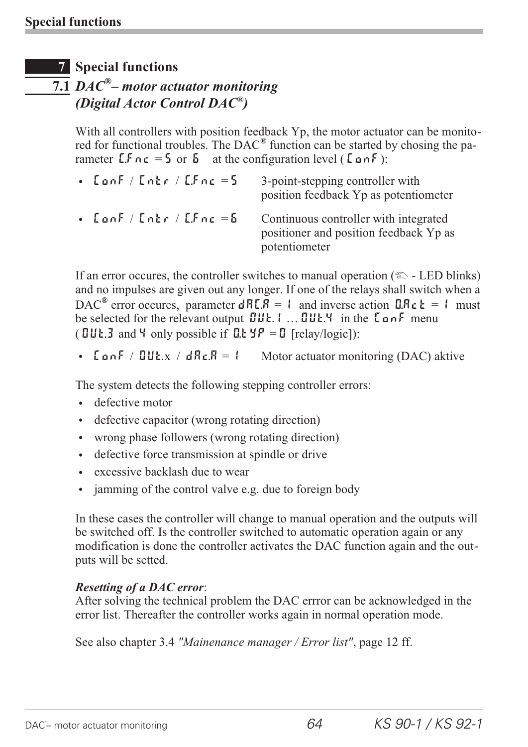# 7 Special functions

## 7.1 *DAC®– motor actuator monitoring (Digital Actor Control DAC®)*

With all controllers with position feedback Yp, the motor actuator can be monitored for functional troubles. The DAC® function can be started by chosing the parameter C.Fnc = 5 or 6 at the configuration level ( ConF ):

- ConF / Cntr / C.Fnc = 5 — 3-point-stepping controller with position feedback Yp as potentiometer
- ConF / Cntr / C.Fnc = 6 — Continuous controller with integrated positioner and position feedback Yp as potentiometer

If an error occures, the controller switches to manual operation (✍ - LED blinks) and no impulses are given out any longer. If one of the relays shall switch when a DAC® error occures, parameter dAC.A = 1 and inverse action O.Act = 1 must be selected for the relevant output OUt.1 … OUt.4 in the ConF menu ( OUt.3 and 4 only possible if O.tYP = 0 [relay/logic]):

- ConF / OUt.x / dAc.A = 1 — Motor actuator monitoring (DAC) aktive

The system detects the following stepping controller errors:

- defective motor
- defective capacitor (wrong rotating direction)
- wrong phase followers (wrong rotating direction)
- defective force transmission at spindle or drive
- excessive backlash due to wear
- jamming of the control valve e.g. due to foreign body

In these cases the controller will change to manual operation and the outputs will be switched off. Is the controller switched to automatic operation again or any modification is done the controller activates the DAC function again and the outputs will be setted.

***Resetting of a DAC error***:
After solving the technical problem the DAC errror can be acknowledged in the error list. Thereafter the controller works again in normal operation mode.

See also chapter 3.4 *"Mainenance manager / Error list"*, page 12 ff.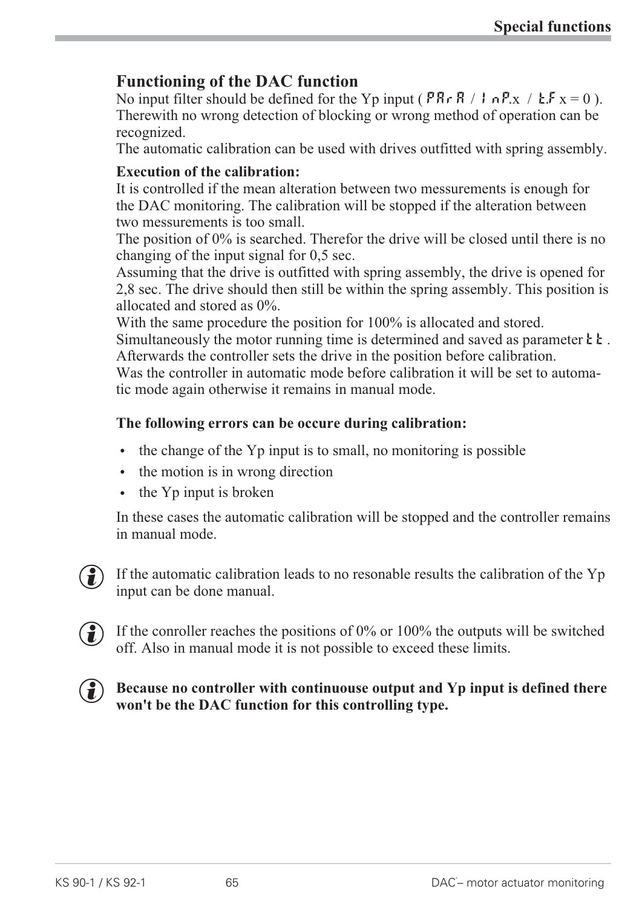## Functioning of the DAC function

No input filter should be defined for the Yp input ( PArA / InP.x / t.F x = 0 ). Therewith no wrong detection of blocking or wrong method of operation can be recognized.
The automatic calibration can be used with drives outfitted with spring assembly.

**Execution of the calibration:**
It is controlled if the mean alteration between two messurements is enough for the DAC monitoring. The calibration will be stopped if the alteration between two messurements is too small.
The position of 0% is searched. Therefor the drive will be closed until there is no changing of the input signal for 0,5 sec.
Assuming that the drive is outfitted with spring assembly, the drive is opened for 2,8 sec. The drive should then still be within the spring assembly. This position is allocated and stored as 0%.
With the same procedure the position for 100% is allocated and stored. Simultaneously the motor running time is determined and saved as parameter tt .
Afterwards the controller sets the drive in the position before calibration.
Was the controller in automatic mode before calibration it will be set to automatic mode again otherwise it remains in manual mode.

**The following errors can be occure during calibration:**

- the change of the Yp input is to small, no monitoring is possible
- the motion is in wrong direction
- the Yp input is broken

In these cases the automatic calibration will be stopped and the controller remains in manual mode.

If the automatic calibration leads to no resonable results the calibration of the Yp input can be done manual.

If the conroller reaches the positions of 0% or 100% the outputs will be switched off. Also in manual mode it is not possible to exceed these limits.

**Because no controller with continuouse output and Yp input is defined there won't be the DAC function for this controlling type.**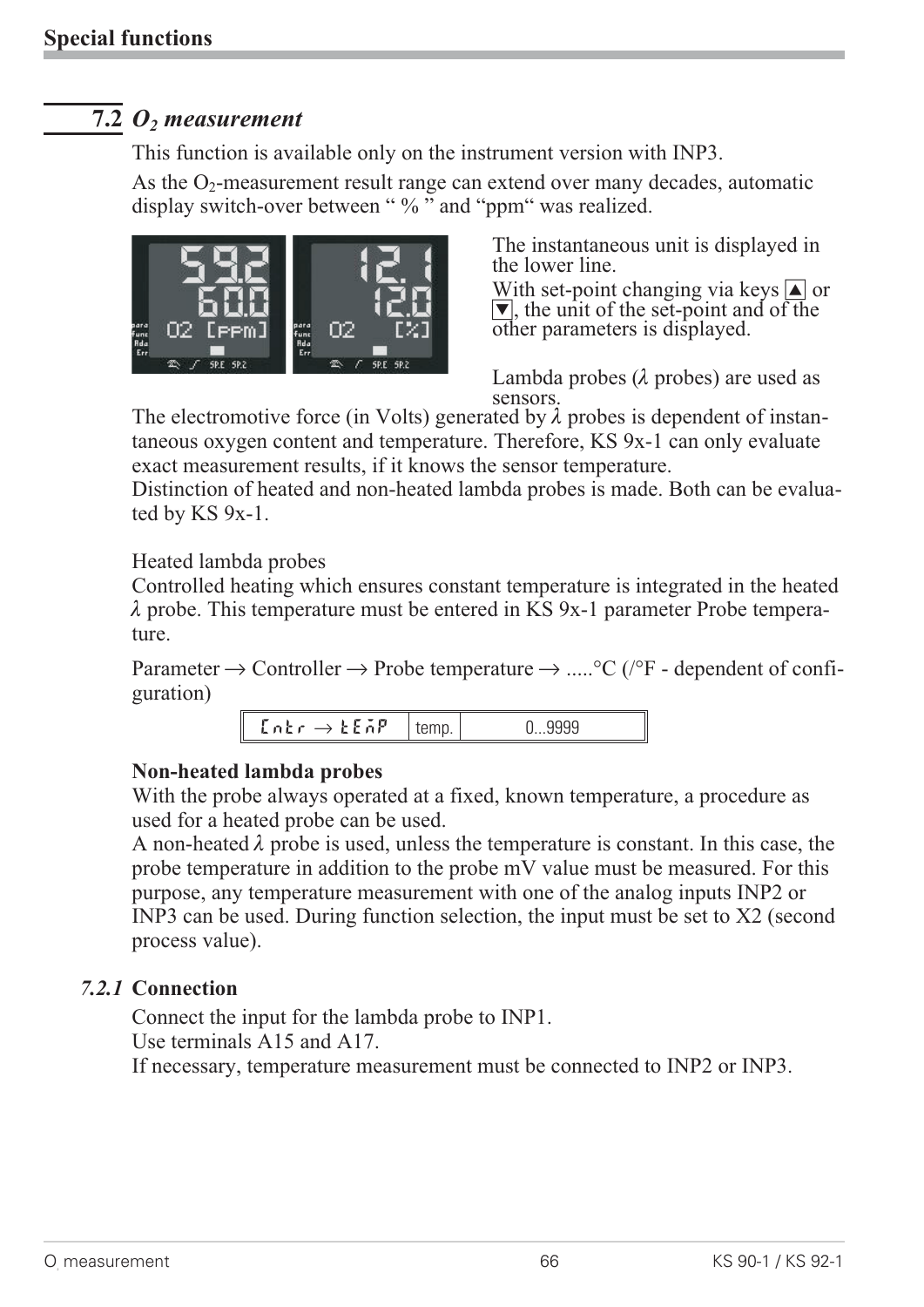## 7.2 $O_2$ measurement

This function is available only on the instrument version with INP3.

As the $O_2$-measurement result range can extend over many decades, automatic display switch-over between " % " and "ppm" was realized.

The instantaneous unit is displayed in the lower line.

With set-point changing via keys ▲ or ▼, the unit of the set-point and of the other parameters is displayed.

Lambda probes ($\lambda$ probes) are used as sensors.

The electromotive force (in Volts) generated by $\lambda$ probes is dependent of instantaneous oxygen content and temperature. Therefore, KS 9x-1 can only evaluate exact measurement results, if it knows the sensor temperature.

Distinction of heated and non-heated lambda probes is made. Both can be evaluated by KS 9x-1.

Heated lambda probes

Controlled heating which ensures constant temperature is integrated in the heated $\lambda$ probe. This temperature must be entered in KS 9x-1 parameter Probe temperature.

Parameter → Controller → Probe temperature → .....°C (/°F - dependent of configuration)

| Cntr → tEMP | temp. | 0...9999 |
|---|---|---|

**Non-heated lambda probes**

With the probe always operated at a fixed, known temperature, a procedure as used for a heated probe can be used.

A non-heated $\lambda$ probe is used, unless the temperature is constant. In this case, the probe temperature in addition to the probe mV value must be measured. For this purpose, any temperature measurement with one of the analog inputs INP2 or INP3 can be used. During function selection, the input must be set to X2 (second process value).

### 7.2.1 Connection

Connect the input for the lambda probe to INP1.

Use terminals A15 and A17.

If necessary, temperature measurement must be connected to INP2 or INP3.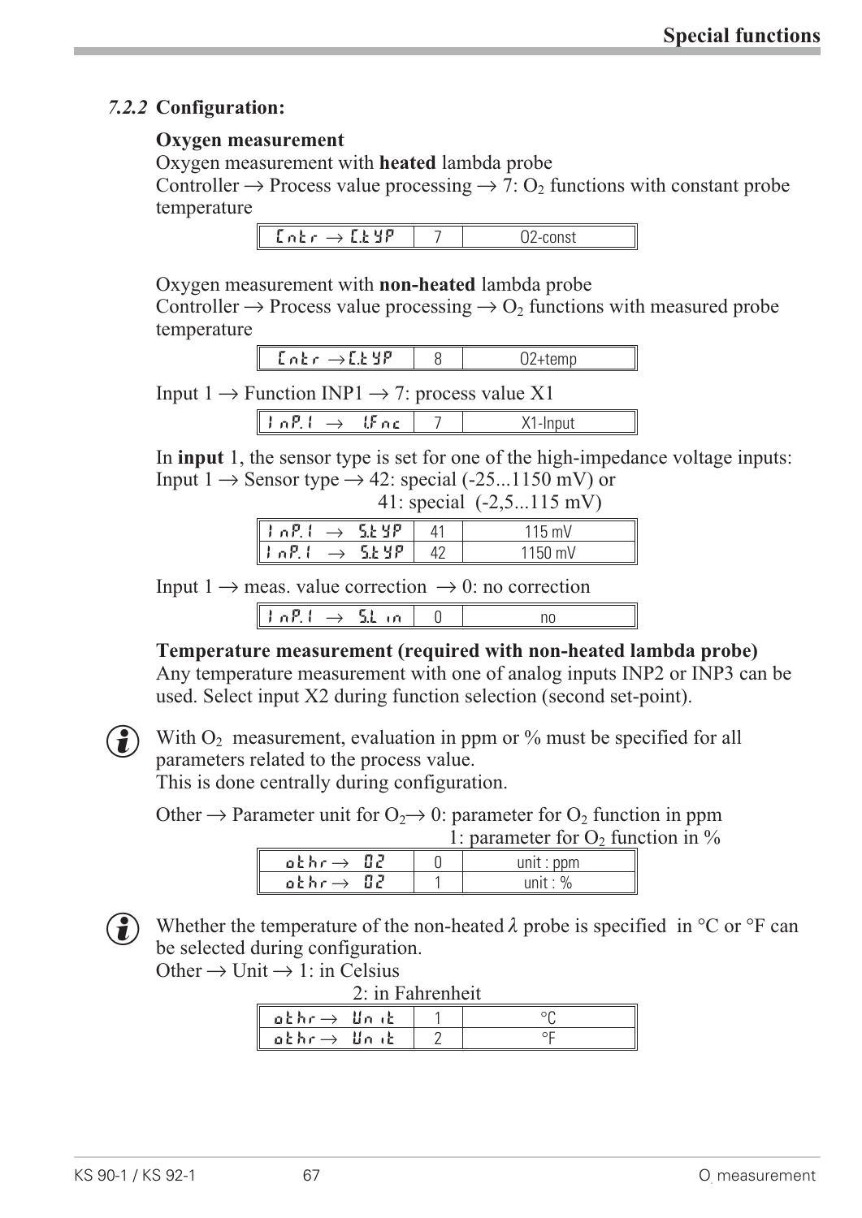### *7.2.2* Configuration:

**Oxygen measurement**

Oxygen measurement with **heated** lambda probe
Controller → Process value processing → 7: $O_2$ functions with constant probe temperature

| CntR → C.tYP | 7 | O2-const |
|---|---|---|

Oxygen measurement with **non-heated** lambda probe
Controller → Process value processing → $O_2$ functions with measured probe temperature

| CntR → C.tYP | 8 | O2+temp |
|---|---|---|

Input 1 → Function INP1 → 7: process value X1

| InP.1 → I.Fnc | 7 | X1-Input |
|---|---|---|

In **input** 1, the sensor type is set for one of the high-impedance voltage inputs:
Input 1 → Sensor type → 42: special (-25...1150 mV) or
41: special (-2,5...115 mV)

| InP.1 → S.tYP | 41 | 115 mV |
|---|---|---|
| InP.1 → S.tYP | 42 | 1150 mV |

Input 1 → meas. value correction → 0: no correction

| InP.1 → S.Lin | 0 | no |
|---|---|---|

**Temperature measurement (required with non-heated lambda probe)**
Any temperature measurement with one of analog inputs INP2 or INP3 can be used. Select input X2 during function selection (second set-point).

ⓘ With $O_2$ measurement, evaluation in ppm or % must be specified for all parameters related to the process value.
This is done centrally during configuration.

Other → Parameter unit for $O_2$ → 0: parameter for $O_2$ function in ppm
1: parameter for $O_2$ function in %

| othr → O2 | 0 | unit : ppm |
|---|---|---|
| othr → O2 | 1 | unit : % |

ⓘ Whether the temperature of the non-heated $\lambda$ probe is specified in °C or °F can be selected during configuration.
Other → Unit → 1: in Celsius
2: in Fahrenheit

| othr → Unit | 1 | °C |
|---|---|---|
| othr → Unit | 2 | °F |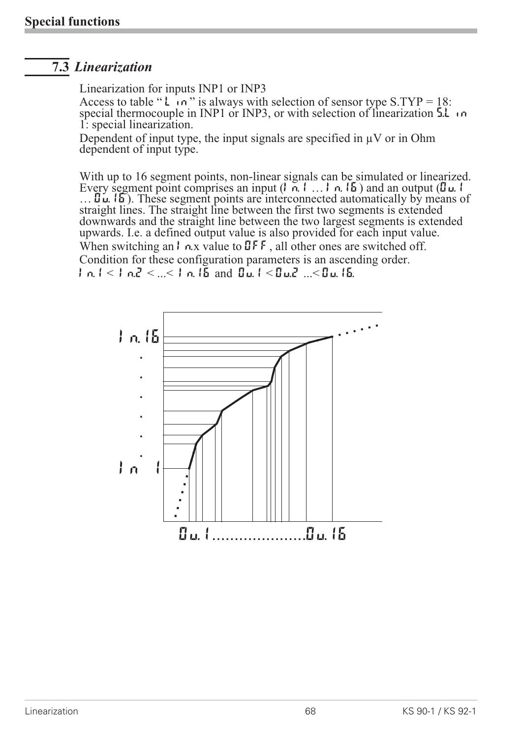## 7.3 *Linearization*

Linearization for inputs INP1 or INP3

Access to table "L in" is always with selection of sensor type S.TYP = 18: special thermocouple in INP1 or INP3, or with selection of linearization S.Lin 1: special linearization.

Dependent of input type, the input signals are specified in µV or in Ohm dependent of input type.

With up to 16 segment points, non-linear signals can be simulated or linearized. Every segment point comprises an input (In.1 … In.16) and an output (Ou.1 … Ou.16). These segment points are interconnected automatically by means of straight lines. The straight line between the first two segments is extended downwards and the straight line between the two largest segments is extended upwards. I.e. a defined output value is also provided for each input value.

When switching an In.x value to OFF, all other ones are switched off.

Condition for these configuration parameters is an ascending order.

In.1 < In.2 < ...< In.16 and Ou.1 < Ou.2 ...< Ou.16.

In.16 . . . . . . In 1

Ou.1.....................Ou.16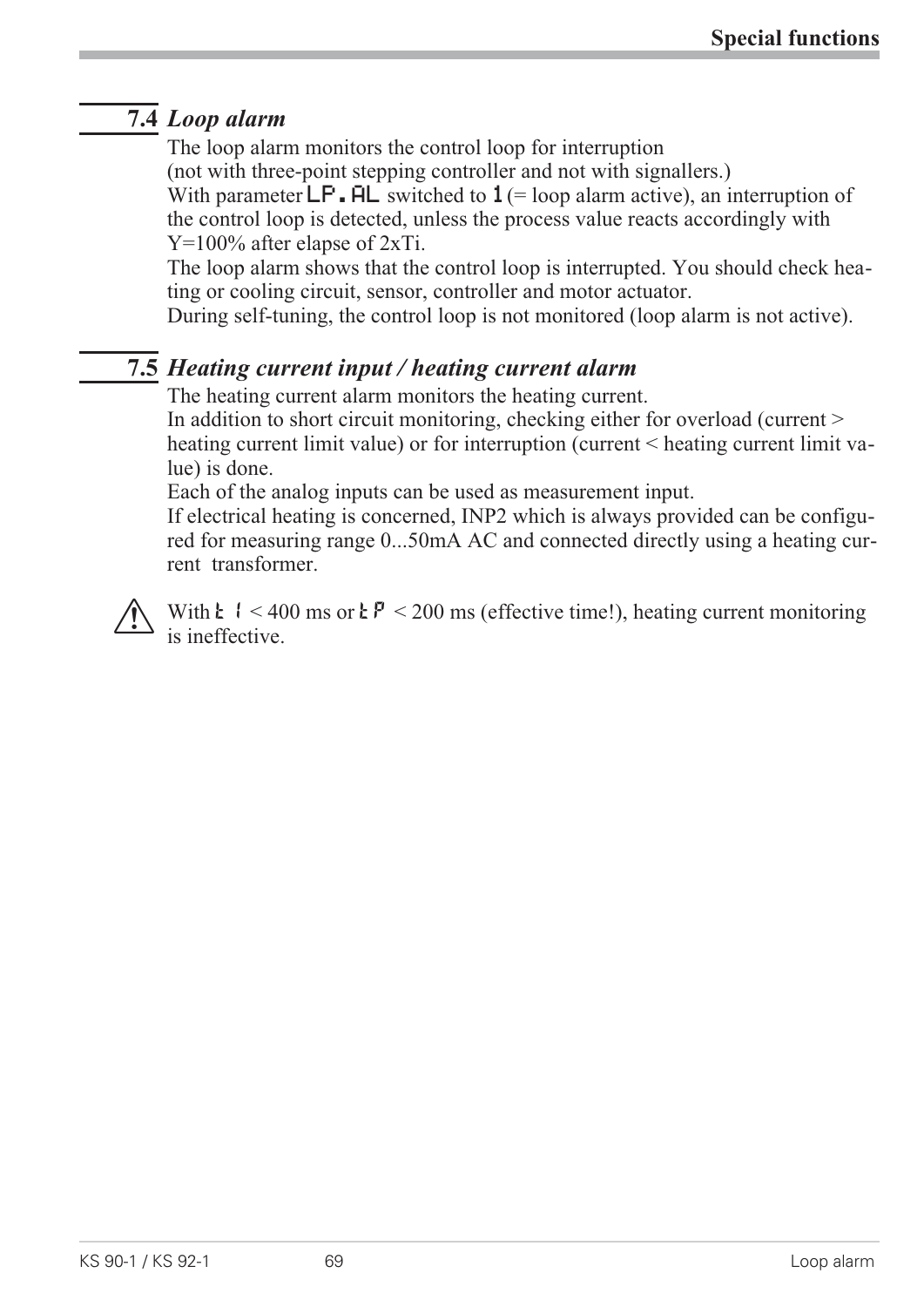## 7.4 *Loop alarm*

The loop alarm monitors the control loop for interruption
(not with three-point stepping controller and not with signallers.)
With parameter **LP.AL** switched to **1** (= loop alarm active), an interruption of the control loop is detected, unless the process value reacts accordingly with Y=100% after elapse of 2xTi.
The loop alarm shows that the control loop is interrupted. You should check heating or cooling circuit, sensor, controller and motor actuator.
During self-tuning, the control loop is not monitored (loop alarm is not active).

## 7.5 *Heating current input / heating current alarm*

The heating current alarm monitors the heating current.
In addition to short circuit monitoring, checking either for overload (current > heating current limit value) or for interruption (current < heating current limit value) is done.
Each of the analog inputs can be used as measurement input.
If electrical heating is concerned, INP2 which is always provided can be configured for measuring range 0...50mA AC and connected directly using a heating current transformer.

⚠ With **t 1** < 400 ms or **tP** < 200 ms (effective time!), heating current monitoring is ineffective.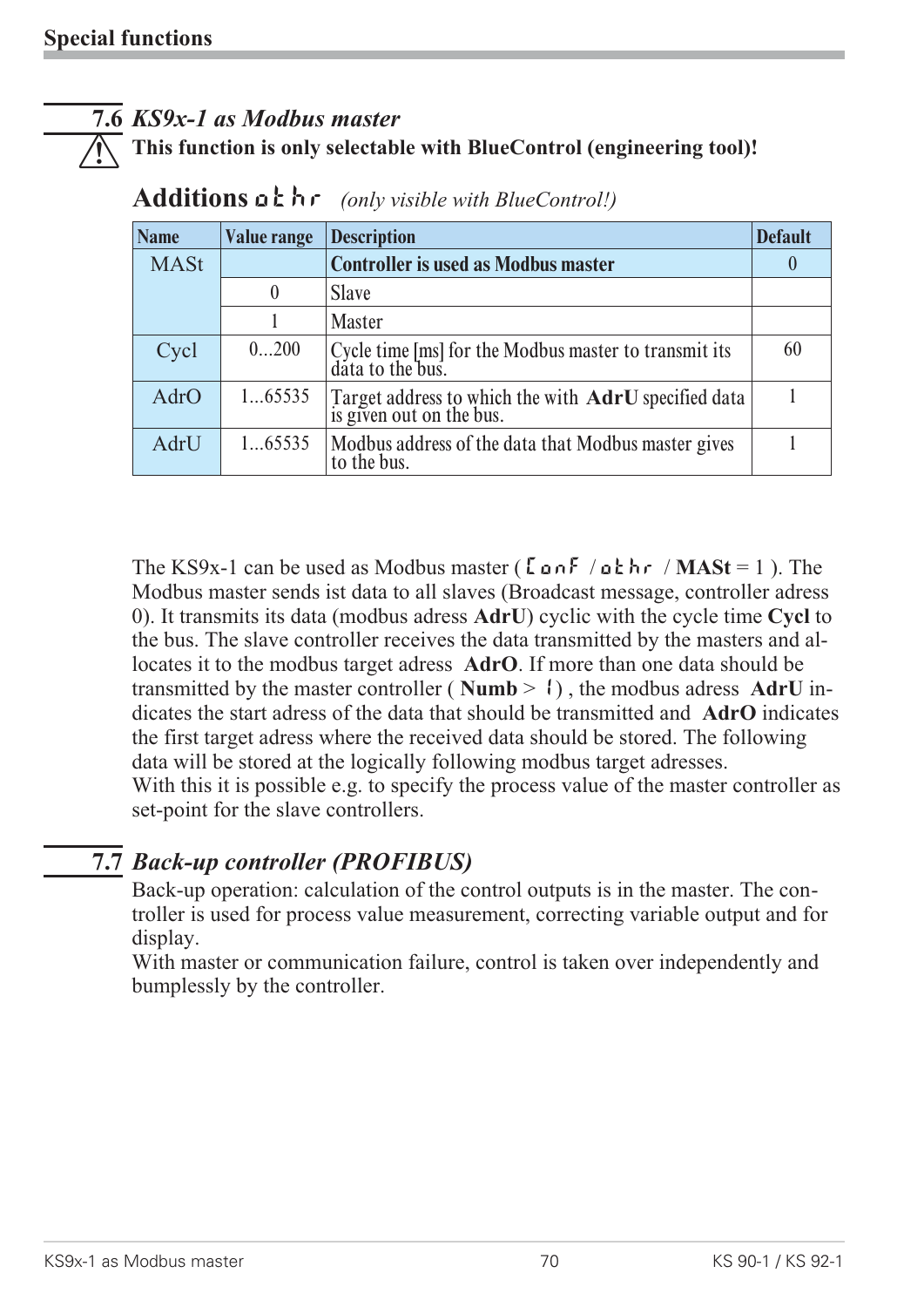## 7.6 *KS9x-1 as Modbus master*

⚠ **This function is only selectable with BlueControl (engineering tool)!**

### Additions othr *(only visible with BlueControl!)*

| Name | Value range | Description | Default |
|---|---|---|---|
| MASt | | **Controller is used as Modbus master** | 0 |
| | 0 | Slave | |
| | 1 | Master | |
| Cycl | 0...200 | Cycle time [ms] for the Modbus master to transmit its data to the bus. | 60 |
| AdrO | 1...65535 | Target address to which the with **AdrU** specified data is given out on the bus. | 1 |
| AdrU | 1...65535 | Modbus address of the data that Modbus master gives to the bus. | 1 |

The KS9x-1 can be used as Modbus master ( ConF / othr / **MASt** = 1 ). The Modbus master sends ist data to all slaves (Broadcast message, controller adress 0). It transmits its data (modbus adress **AdrU**) cyclic with the cycle time **Cycl** to the bus. The slave controller receives the data transmitted by the masters and allocates it to the modbus target adress **AdrO**. If more than one data should be transmitted by the master controller ( **Numb** > 1) , the modbus adress **AdrU** indicates the start adress of the data that should be transmitted and **AdrO** indicates the first target adress where the received data should be stored. The following data will be stored at the logically following modbus target adresses.
With this it is possible e.g. to specify the process value of the master controller as set-point for the slave controllers.

## 7.7 *Back-up controller (PROFIBUS)*

Back-up operation: calculation of the control outputs is in the master. The controller is used for process value measurement, correcting variable output and for display.
With master or communication failure, control is taken over independently and bumplessly by the controller.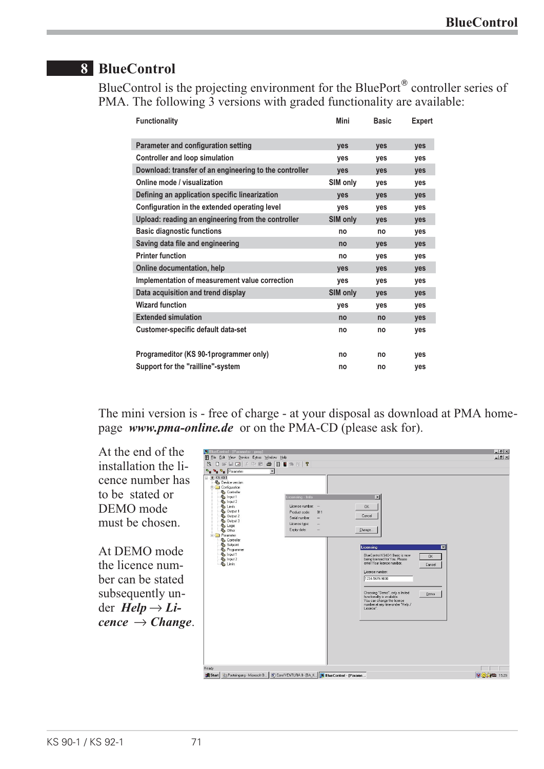# 8 BlueControl

BlueControl is the projecting environment for the BluePort® controller series of PMA. The following 3 versions with graded functionality are available:

| Functionality | Mini | Basic | Expert |
|---|---|---|---|
| Parameter and configuration setting | yes | yes | yes |
| Controller and loop simulation | yes | yes | yes |
| Download: transfer of an engineering to the controller | yes | yes | yes |
| Online mode / visualization | SIM only | yes | yes |
| Defining an application specific linearization | yes | yes | yes |
| Configuration in the extended operating level | yes | yes | yes |
| Upload: reading an engineering from the controller | SIM only | yes | yes |
| Basic diagnostic functions | no | no | yes |
| Saving data file and engineering | no | yes | yes |
| Printer function | no | yes | yes |
| Online documentation, help | yes | yes | yes |
| Implementation of measurement value correction | yes | yes | yes |
| Data acquisition and trend display | SIM only | yes | yes |
| Wizard function | yes | yes | yes |
| Extended simulation | no | no | yes |
| Customer-specific default data-set | no | no | yes |
| Programeditor (KS 90-1programmer only) | no | no | yes |
| Support for the "railline"-system | no | no | yes |

The mini version is - free of charge - at your disposal as download at PMA homepage ***www.pma-online.de*** or on the PMA-CD (please ask for).

At the end of the installation the licence number has to be stated or DEMO mode must be chosen.

At DEMO mode the licence number can be stated subsequently under ***Help*** → ***Licence*** → ***Change***.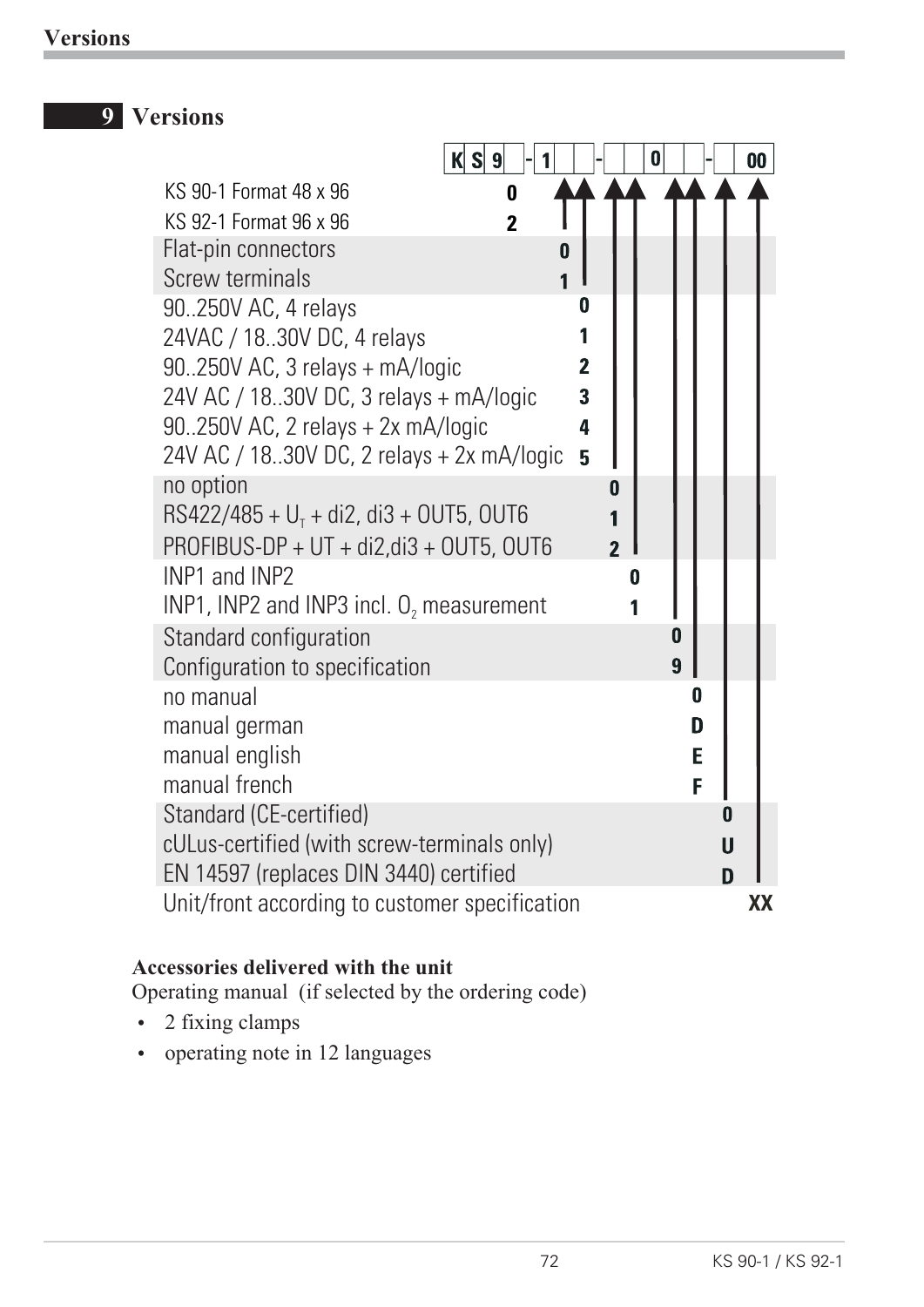## 9 Versions

**K S 9 _ - 1 _ _ - _ _ 0 _ _ - _ 00**

| Description | Code |
|---|---|
| KS 90-1 Format 48 x 96 | **0** |
| KS 92-1 Format 96 x 96 | **2** |
| Flat-pin connectors | **0** |
| Screw terminals | **1** |
| 90..250V AC, 4 relays | **0** |
| 24VAC / 18..30V DC, 4 relays | **1** |
| 90..250V AC, 3 relays + mA/logic | **2** |
| 24V AC / 18..30V DC, 3 relays + mA/logic | **3** |
| 90..250V AC, 2 relays + 2x mA/logic | **4** |
| 24V AC / 18..30V DC, 2 relays + 2x mA/logic | **5** |
| no option | **0** |
| RS422/485 + $U_T$ + di2, di3 + OUT5, OUT6 | **1** |
| PROFIBUS-DP + UT + di2,di3 + OUT5, OUT6 | **2** |
| INP1 and INP2 | **0** |
| INP1, INP2 and INP3 incl. $O_2$ measurement | **1** |
| Standard configuration | **0** |
| Configuration to specification | **9** |
| no manual | **0** |
| manual german | **D** |
| manual english | **E** |
| manual french | **F** |
| Standard (CE-certified) | **0** |
| cULus-certified (with screw-terminals only) | **U** |
| EN 14597 (replaces DIN 3440) certified | **D** |
| Unit/front according to customer specification | **XX** |

**Accessories delivered with the unit**

Operating manual (if selected by the ordering code)

- 2 fixing clamps
- operating note in 12 languages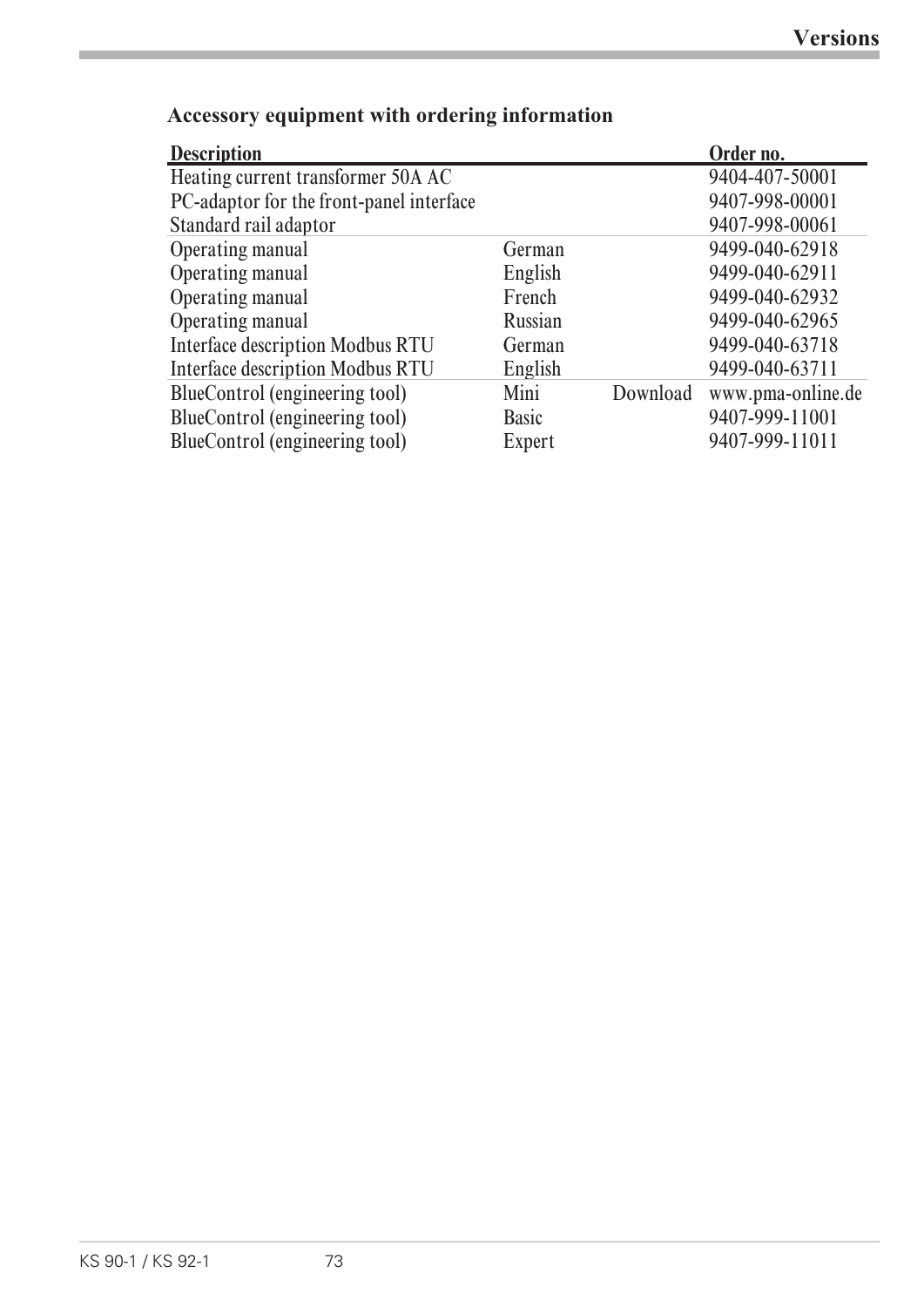## Accessory equipment with ordering information

| Description | | | Order no. |
|---|---|---|---|
| Heating current transformer 50A AC | | | 9404-407-50001 |
| PC-adaptor for the front-panel interface | | | 9407-998-00001 |
| Standard rail adaptor | | | 9407-998-00061 |
| Operating manual | German | | 9499-040-62918 |
| Operating manual | English | | 9499-040-62911 |
| Operating manual | French | | 9499-040-62932 |
| Operating manual | Russian | | 9499-040-62965 |
| Interface description Modbus RTU | German | | 9499-040-63718 |
| Interface description Modbus RTU | English | | 9499-040-63711 |
| BlueControl (engineering tool) | Mini | Download | www.pma-online.de |
| BlueControl (engineering tool) | Basic | | 9407-999-11001 |
| BlueControl (engineering tool) | Expert | | 9407-999-11011 |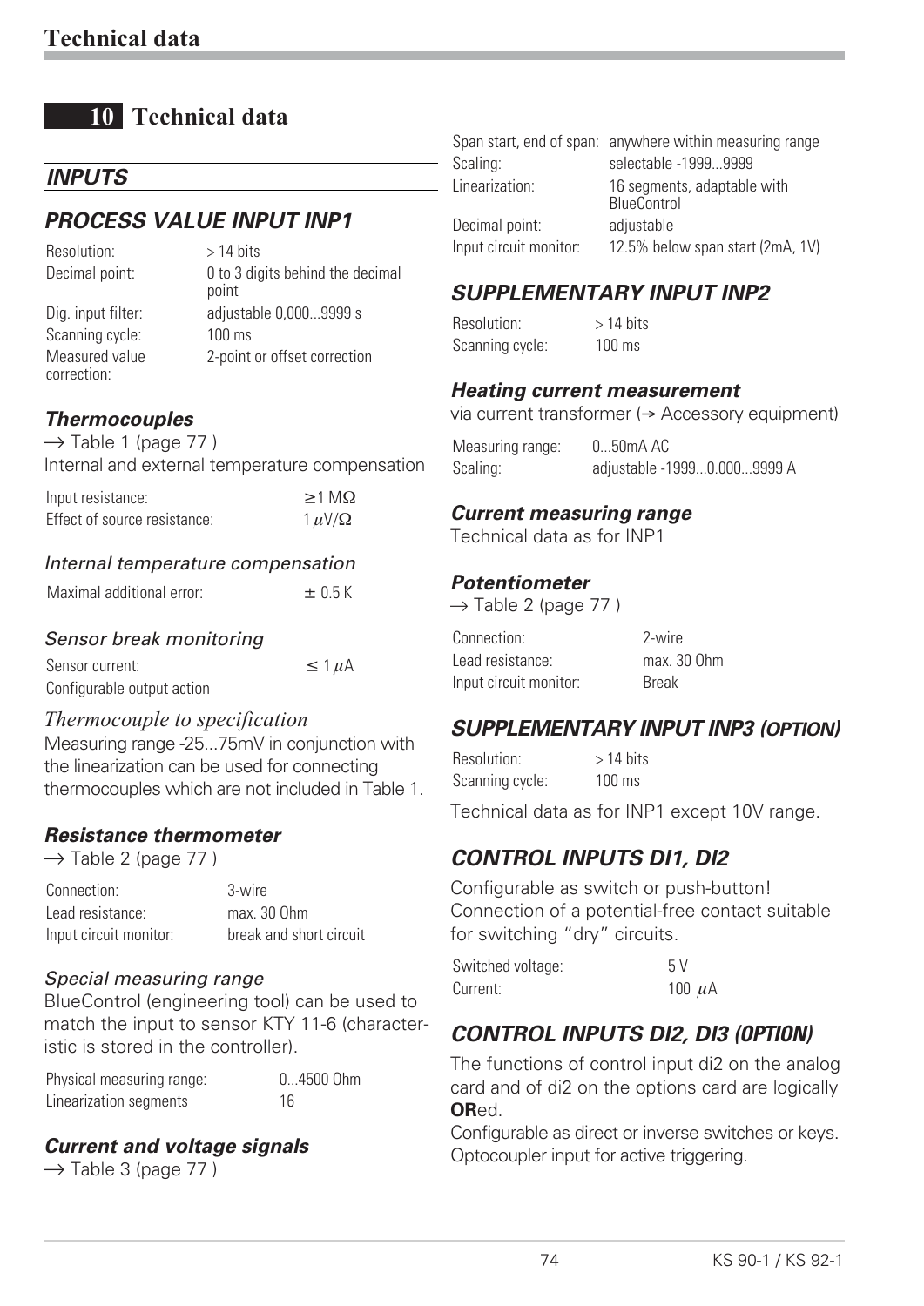# 10 Technical data

## INPUTS

## PROCESS VALUE INPUT INP1

| | |
|---|---|
| Resolution: | > 14 bits |
| Decimal point: | 0 to 3 digits behind the decimal point |
| Dig. input filter: | adjustable 0,000...9999 s |
| Scanning cycle: | 100 ms |
| Measured value correction: | 2-point or offset correction |

### Thermocouples

→ Table 1 (page 77 )

Internal and external temperature compensation

| | |
|---|---|
| Input resistance: | ≥1 MΩ |
| Effect of source resistance: | 1 μV/Ω |

#### Internal temperature compensation

| | |
|---|---|
| Maximal additional error: | ± 0.5 K |

#### Sensor break monitoring

| | |
|---|---|
| Sensor current: | ≤ 1 μA |
| Configurable output action | |

#### *Thermocouple to specification*

Measuring range -25...75mV in conjunction with the linearization can be used for connecting thermocouples which are not included in Table 1.

### Resistance thermometer

→ Table 2 (page 77 )

| | |
|---|---|
| Connection: | 3-wire |
| Lead resistance: | max. 30 Ohm |
| Input circuit monitor: | break and short circuit |

#### Special measuring range

BlueControl (engineering tool) can be used to match the input to sensor KTY 11-6 (characteristic is stored in the controller).

| | |
|---|---|
| Physical measuring range: | 0...4500 Ohm |
| Linearization segments | 16 |

### Current and voltage signals

→ Table 3 (page 77 )

| | |
|---|---|
| Span start, end of span: | anywhere within measuring range |
| Scaling: | selectable -1999...9999 |
| Linearization: | 16 segments, adaptable with BlueControl |
| Decimal point: | adjustable |
| Input circuit monitor: | 12.5% below span start (2mA, 1V) |

## SUPPLEMENTARY INPUT INP2

| | |
|---|---|
| Resolution: | > 14 bits |
| Scanning cycle: | 100 ms |

### Heating current measurement

via current transformer (→ Accessory equipment)

| | |
|---|---|
| Measuring range: | 0...50mA AC |
| Scaling: | adjustable -1999...0.000...9999 A |

### Current measuring range

Technical data as for INP1

### Potentiometer

→ Table 2 (page 77 )

| | |
|---|---|
| Connection: | 2-wire |
| Lead resistance: | max. 30 Ohm |
| Input circuit monitor: | Break |

## SUPPLEMENTARY INPUT INP3 (OPTION)

| | |
|---|---|
| Resolution: | > 14 bits |
| Scanning cycle: | 100 ms |

Technical data as for INP1 except 10V range.

## CONTROL INPUTS DI1, DI2

Configurable as switch or push-button!
Connection of a potential-free contact suitable for switching "dry" circuits.

| | |
|---|---|
| Switched voltage: | 5 V |
| Current: | 100 μA |

## CONTROL INPUTS DI2, DI3 (OPTION)

The functions of control input di2 on the analog card and of di2 on the options card are logically **OR**ed.
Configurable as direct or inverse switches or keys.
Optocoupler input for active triggering.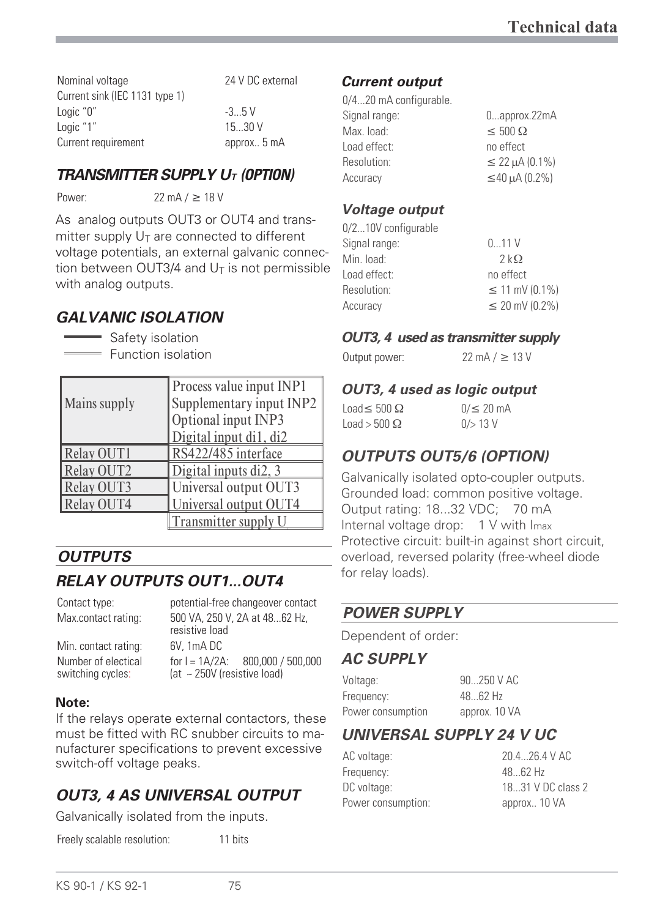| | |
|---|---|
| Nominal voltage | 24 V DC external |
| Current sink (IEC 1131 type 1) | |
| Logic "0" | -3...5 V |
| Logic "1" | 15...30 V |
| Current requirement | approx.. 5 mA |

### TRANSMITTER SUPPLY $U_T$ (OPTION)

Power: 22 mA / ≥ 18 V

As analog outputs OUT3 or OUT4 and transmitter supply $U_T$ are connected to different voltage potentials, an external galvanic connection between OUT3/4 and $U_T$ is not permissible with analog outputs.

### GALVANIC ISOLATION

- Safety isolation (single line)
- Function isolation (double line)

| | |
|---|---|
| Mains supply | Process value input INP1<br>Supplementary input INP2<br>Optional input INP3<br>Digital input di1, di2 |
| Relay OUT1 | RS422/485 interface |
| Relay OUT2 | Digital inputs di2, 3 |
| Relay OUT3 | Universal output OUT3 |
| Relay OUT4 | Universal output OUT4 |
| | Transmitter supply $U_T$ |

## OUTPUTS

### RELAY OUTPUTS OUT1...OUT4

| | |
|---|---|
| Contact type: | potential-free changeover contact |
| Max.contact rating: | 500 VA, 250 V, 2A at 48...62 Hz, resistive load |
| Min. contact rating: | 6V, 1mA DC |
| Number of electical switching cycles: | for I = 1A/2A: 800,000 / 500,000 (at ~ 250V (resistive load) |

**Note:**

If the relays operate external contactors, these must be fitted with RC snubber circuits to manufacturer specifications to prevent excessive switch-off voltage peaks.

### OUT3, 4 AS UNIVERSAL OUTPUT

Galvanically isolated from the inputs.

Freely scalable resolution: 11 bits

#### Current output

0/4...20 mA configurable.

| | |
|---|---|
| Signal range: | 0...approx.22mA |
| Max. load: | ≤ 500 Ω |
| Load effect: | no effect |
| Resolution: | ≤ 22 μA (0.1%) |
| Accuracy | ≤40 μA (0.2%) |

#### Voltage output

0/2...10V configurable

| | |
|---|---|
| Signal range: | 0...11 V |
| Min. load: | 2 kΩ |
| Load effect: | no effect |
| Resolution: | ≤ 11 mV (0.1%) |
| Accuracy | ≤ 20 mV (0.2%) |

#### OUT3, 4 used as transmitter supply

Output power: 22 mA / ≥ 13 V

#### OUT3, 4 used as logic output

| | |
|---|---|
| Load≤ 500 Ω | 0/≤ 20 mA |
| Load > 500 Ω | 0/> 13 V |

### OUTPUTS OUT5/6 (OPTION)

Galvanically isolated opto-coupler outputs.
Grounded load: common positive voltage.
Output rating: 18...32 VDC; 70 mA
Internal voltage drop: 1 V with $I_{max}$
Protective circuit: built-in against short circuit, overload, reversed polarity (free-wheel diode for relay loads).

## POWER SUPPLY

Dependent of order:

### AC SUPPLY

| | |
|---|---|
| Voltage: | 90...250 V AC |
| Frequency: | 48...62 Hz |
| Power consumption | approx. 10 VA |

### UNIVERSAL SUPPLY 24 V UC

| | |
|---|---|
| AC voltage: | 20.4...26.4 V AC |
| Frequency: | 48...62 Hz |
| DC voltage: | 18...31 V DC class 2 |
| Power consumption: | approx.. 10 VA |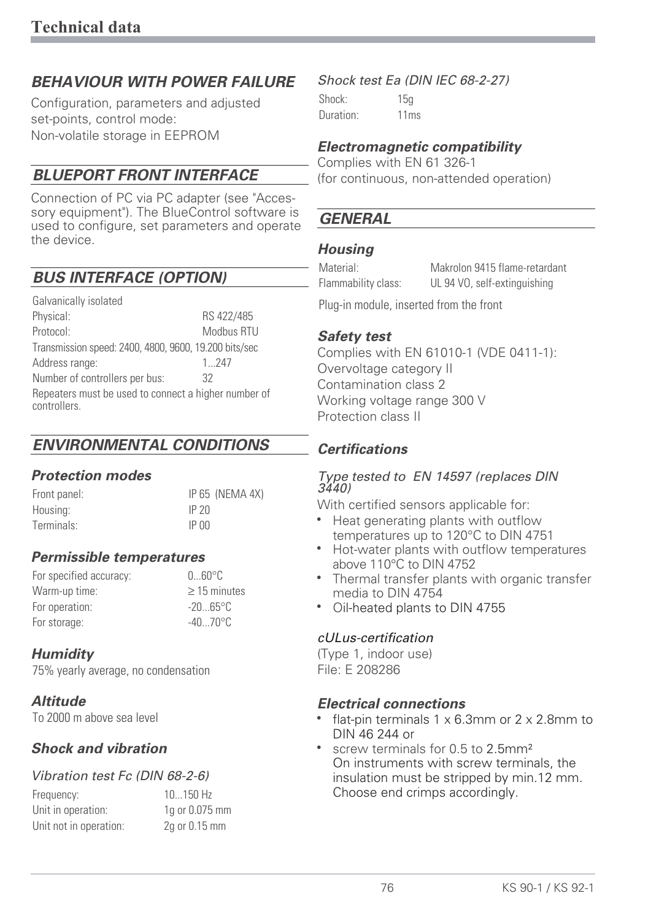# Technical data

## BEHAVIOUR WITH POWER FAILURE

Configuration, parameters and adjusted set-points, control mode:
Non-volatile storage in EEPROM

## BLUEPORT FRONT INTERFACE

Connection of PC via PC adapter (see "Accessory equipment"). The BlueControl software is used to configure, set parameters and operate the device.

## BUS INTERFACE (OPTION)

Galvanically isolated

| | |
|---|---|
| Physical: | RS 422/485 |
| Protocol: | Modbus RTU |

Transmission speed: 2400, 4800, 9600, 19.200 bits/sec

| | |
|---|---|
| Address range: | 1...247 |
| Number of controllers per bus: | 32 |

Repeaters must be used to connect a higher number of controllers.

## ENVIRONMENTAL CONDITIONS

### Protection modes

| | |
|---|---|
| Front panel: | IP 65 (NEMA 4X) |
| Housing: | IP 20 |
| Terminals: | IP 00 |

### Permissible temperatures

| | |
|---|---|
| For specified accuracy: | 0...60°C |
| Warm-up time: | ≥ 15 minutes |
| For operation: | -20...65°C |
| For storage: | -40...70°C |

### Humidity

75% yearly average, no condensation

### Altitude

To 2000 m above sea level

### Shock and vibration

*Vibration test Fc (DIN 68-2-6)*

| | |
|---|---|
| Frequency: | 10...150 Hz |
| Unit in operation: | 1g or 0.075 mm |
| Unit not in operation: | 2g or 0.15 mm |

*Shock test Ea (DIN IEC 68-2-27)*

| | |
|---|---|
| Shock: | 15g |
| Duration: | 11ms |

### Electromagnetic compatibility

Complies with EN 61 326-1
(for continuous, non-attended operation)

## GENERAL

### Housing

| | |
|---|---|
| Material: | Makrolon 9415 flame-retardant |
| Flammability class: | UL 94 VO, self-extinguishing |

Plug-in module, inserted from the front

### Safety test

Complies with EN 61010-1 (VDE 0411-1):
Overvoltage category II
Contamination class 2
Working voltage range 300 V
Protection class II

### Certifications

*Type tested to EN 14597 (replaces DIN 3440)*

With certified sensors applicable for:

- Heat generating plants with outflow temperatures up to 120°C to DIN 4751
- Hot-water plants with outflow temperatures above 110°C to DIN 4752
- Thermal transfer plants with organic transfer media to DIN 4754
- Oil-heated plants to DIN 4755

*cULus-certification*

(Type 1, indoor use)
File: E 208286

### Electrical connections

- flat-pin terminals 1 x 6.3mm or 2 x 2.8mm to DIN 46 244 or
- screw terminals for 0.5 to 2.5mm²
  On instruments with screw terminals, the insulation must be stripped by min.12 mm. Choose end crimps accordingly.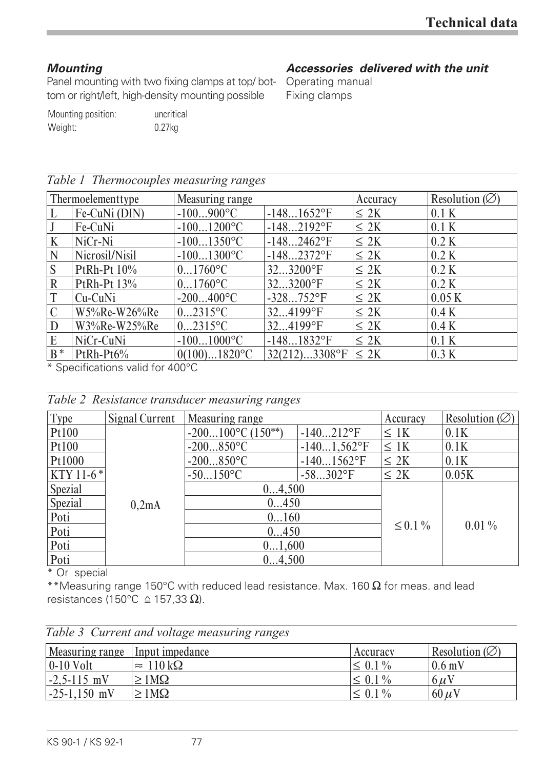### *Mounting*

Panel mounting with two fixing clamps at top/ bottom or right/left, high-density mounting possible

Mounting position: uncritical
Weight: 0.27kg

### *Accessories delivered with the unit*

Operating manual
Fixing clamps

*Table 1 Thermocouples measuring ranges*

| Thermoelementtype | | Measuring range | | Accuracy | Resolution (∅) |
|---|---|---|---|---|---|
| L | Fe-CuNi (DIN) | -100...900°C | -148...1652°F | ≤ 2K | 0.1 K |
| J | Fe-CuNi | -100...1200°C | -148...2192°F | ≤ 2K | 0.1 K |
| K | NiCr-Ni | -100...1350°C | -148...2462°F | ≤ 2K | 0.2 K |
| N | Nicrosil/Nisil | -100...1300°C | -148...2372°F | ≤ 2K | 0.2 K |
| S | PtRh-Pt 10% | 0...1760°C | 32...3200°F | ≤ 2K | 0.2 K |
| R | PtRh-Pt 13% | 0...1760°C | 32...3200°F | ≤ 2K | 0.2 K |
| T | Cu-CuNi | -200...400°C | -328...752°F | ≤ 2K | 0.05 K |
| C | W5%Re-W26%Re | 0...2315°C | 32...4199°F | ≤ 2K | 0.4 K |
| D | W3%Re-W25%Re | 0...2315°C | 32...4199°F | ≤ 2K | 0.4 K |
| E | NiCr-CuNi | -100...1000°C | -148...1832°F | ≤ 2K | 0.1 K |
| B* | PtRh-Pt6% | 0(100)...1820°C | 32(212)...3308°F | ≤ 2K | 0.3 K |

* Specifications valid for 400°C

*Table 2 Resistance transducer measuring ranges*

| Type | Signal Current | Measuring range | | Accuracy | Resolution (∅) |
|---|---|---|---|---|---|
| Pt100 | 0,2mA | -200...100°C (150**) | -140...212°F | ≤ 1K | 0.1K |
| Pt100 | | -200...850°C | -140...1,562°F | ≤ 1K | 0.1K |
| Pt1000 | | -200...850°C | -140...1562°F | ≤ 2K | 0.1K |
| KTY 11-6* | | -50...150°C | -58...302°F | ≤ 2K | 0.05K |
| Spezial | | 0...4,500 | | ≤ 0.1 % | 0.01 % |
| Spezial | | 0...450 | | | |
| Poti | | 0...160 | | | |
| Poti | | 0...450 | | | |
| Poti | | 0...1,600 | | | |
| Poti | | 0...4,500 | | | |

* Or special

**Measuring range 150°C with reduced lead resistance. Max. 160 Ω for meas. and lead resistances (150°C ≙ 157,33 Ω).

*Table 3 Current and voltage measuring ranges*

| Measuring range | Input impedance | Accuracy | Resolution (∅) |
|---|---|---|---|
| 0-10 Volt | ≈ 110 kΩ | ≤ 0.1 % | 0.6 mV |
| -2,5-115 mV | ≥ 1MΩ | ≤ 0.1 % | 6 μV |
| -25-1,150 mV | ≥ 1MΩ | ≤ 0.1 % | 60 μV |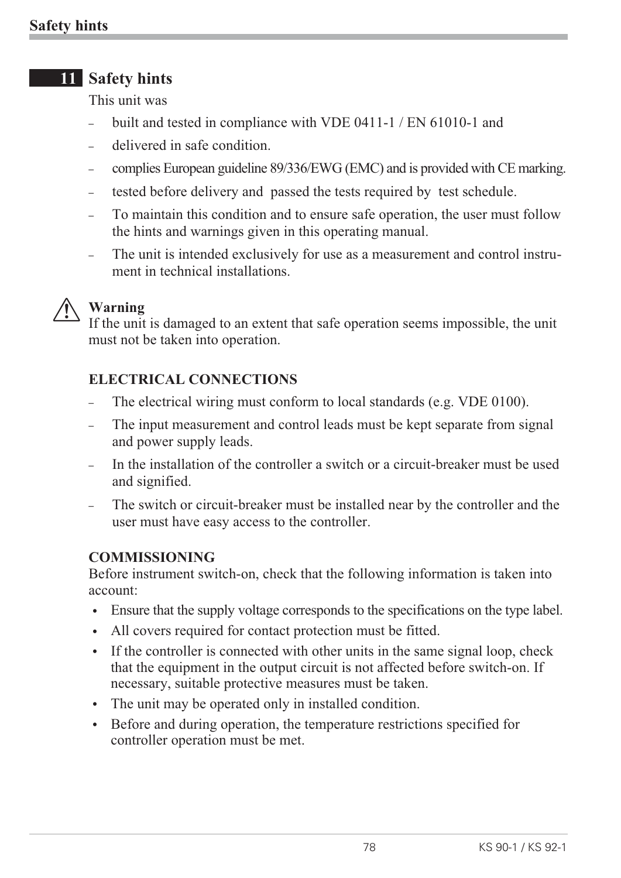## 11 Safety hints

This unit was

- built and tested in compliance with VDE 0411-1 / EN 61010-1 and
- delivered in safe condition.
- complies European guideline 89/336/EWG (EMC) and is provided with CE marking.
- tested before delivery and passed the tests required by test schedule.
- To maintain this condition and to ensure safe operation, the user must follow the hints and warnings given in this operating manual.
- The unit is intended exclusively for use as a measurement and control instrument in technical installations.

**Warning**
If the unit is damaged to an extent that safe operation seems impossible, the unit must not be taken into operation.

**ELECTRICAL CONNECTIONS**

- The electrical wiring must conform to local standards (e.g. VDE 0100).
- The input measurement and control leads must be kept separate from signal and power supply leads.
- In the installation of the controller a switch or a circuit-breaker must be used and signified.
- The switch or circuit-breaker must be installed near by the controller and the user must have easy access to the controller.

**COMMISSIONING**
Before instrument switch-on, check that the following information is taken into account:

- Ensure that the supply voltage corresponds to the specifications on the type label.
- All covers required for contact protection must be fitted.
- If the controller is connected with other units in the same signal loop, check that the equipment in the output circuit is not affected before switch-on. If necessary, suitable protective measures must be taken.
- The unit may be operated only in installed condition.
- Before and during operation, the temperature restrictions specified for controller operation must be met.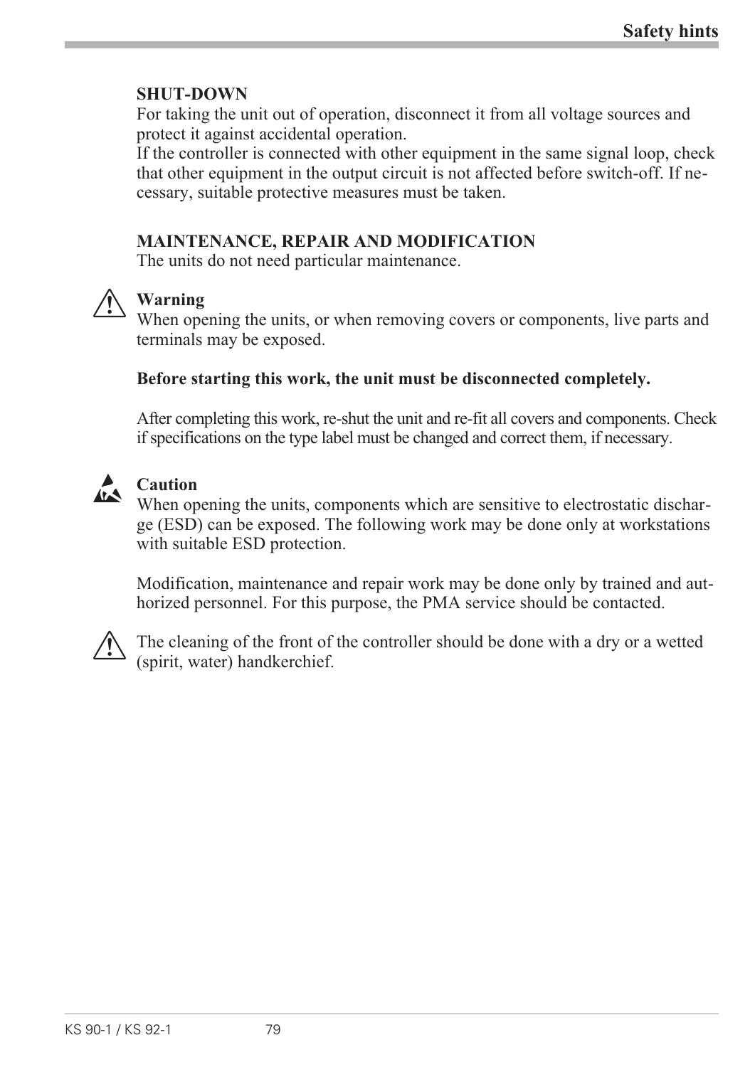**SHUT-DOWN**

For taking the unit out of operation, disconnect it from all voltage sources and protect it against accidental operation.

If the controller is connected with other equipment in the same signal loop, check that other equipment in the output circuit is not affected before switch-off. If necessary, suitable protective measures must be taken.

**MAINTENANCE, REPAIR AND MODIFICATION**

The units do not need particular maintenance.

**Warning**

When opening the units, or when removing covers or components, live parts and terminals may be exposed.

**Before starting this work, the unit must be disconnected completely.**

After completing this work, re-shut the unit and re-fit all covers and components. Check if specifications on the type label must be changed and correct them, if necessary.

**Caution**

When opening the units, components which are sensitive to electrostatic discharge (ESD) can be exposed. The following work may be done only at workstations with suitable ESD protection.

Modification, maintenance and repair work may be done only by trained and authorized personnel. For this purpose, the PMA service should be contacted.

The cleaning of the front of the controller should be done with a dry or a wetted (spirit, water) handkerchief.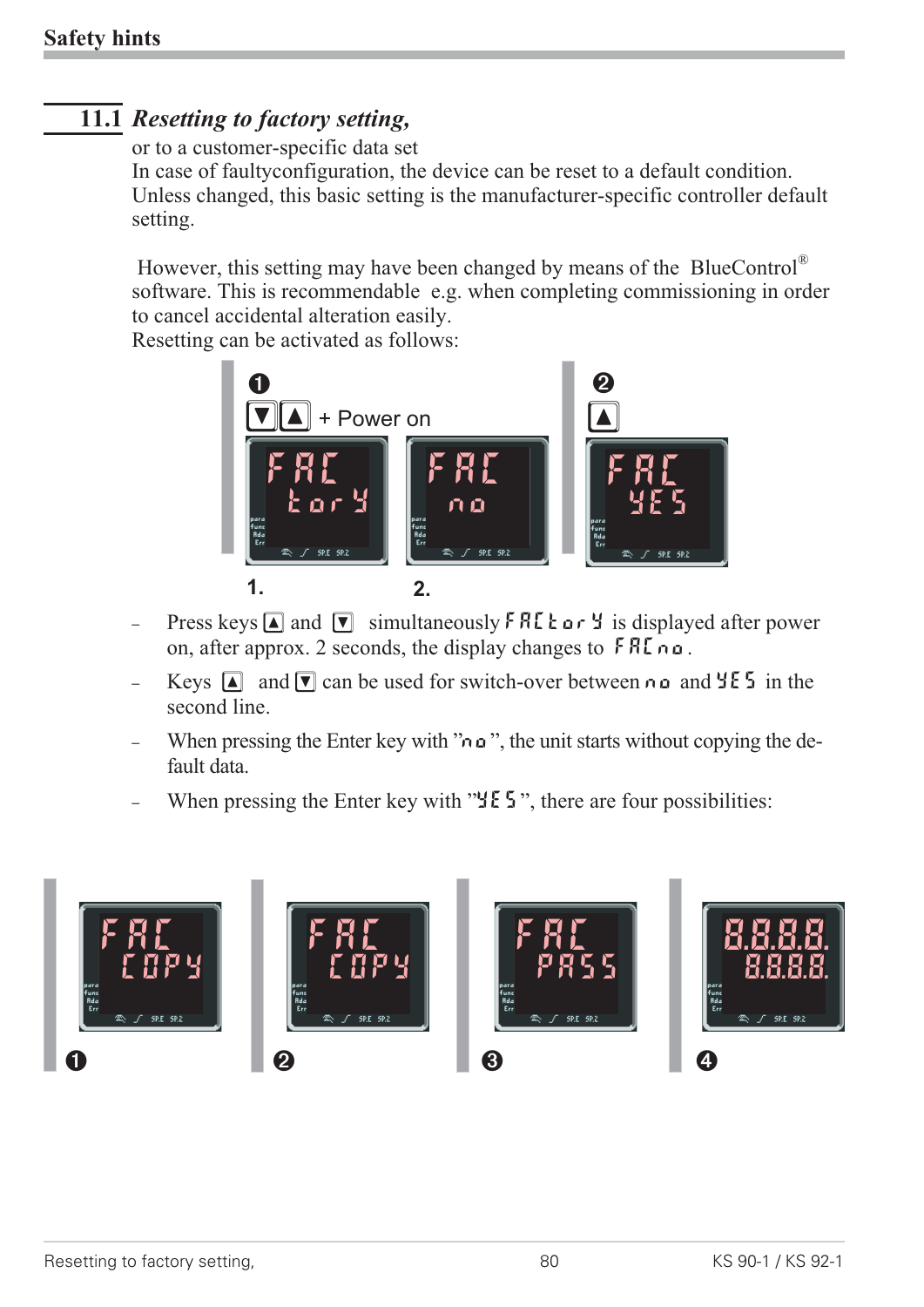## 11.1 *Resetting to factory setting,*

or to a customer-specific data set

In case of faultyconfiguration, the device can be reset to a default condition. Unless changed, this basic setting is the manufacturer-specific controller default setting.

However, this setting may have been changed by means of the BlueControl® software. This is recommendable e.g. when completing commissioning in order to cancel accidental alteration easily.

Resetting can be activated as follows:

❶ [▼][▲] + Power on

FAC tory — FAC no

1. 2.

❷ [▲]

FAC YES

- Press keys [▲] and [▼] simultaneously FACtorY is displayed after power on, after approx. 2 seconds, the display changes to FACno.
- Keys [▲] and [▼] can be used for switch-over between no and YES in the second line.
- When pressing the Enter key with "no", the unit starts without copying the default data.
- When pressing the Enter key with "YES", there are four possibilities:

❶ FAC COPY

❷ FAC COPY

❸ FAC PASS

❹ 8.8.8.8. 8.8.8.8.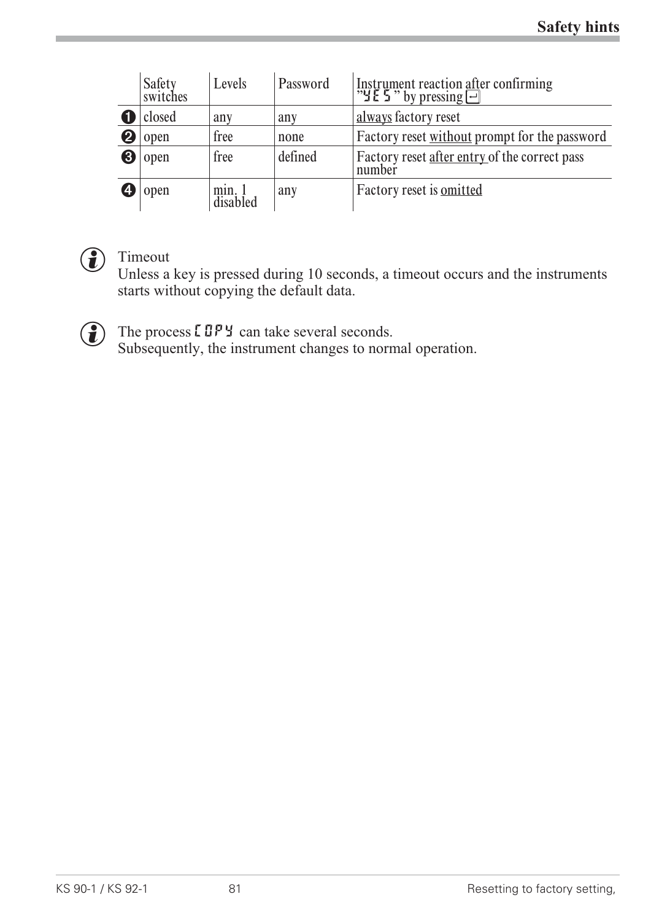| | Safety switches | Levels | Password | Instrument reaction after confirming "YES" by pressing ↵ |
|---|---|---|---|---|
| ❶ | closed | any | any | always factory reset |
| ❷ | open | free | none | Factory reset without prompt for the password |
| ❸ | open | free | defined | Factory reset after entry of the correct pass number |
| ❹ | open | min. 1 disabled | any | Factory reset is omitted |

ⓘ Timeout
Unless a key is pressed during 10 seconds, a timeout occurs and the instruments starts without copying the default data.

ⓘ The process COPY can take several seconds.
Subsequently, the instrument changes to normal operation.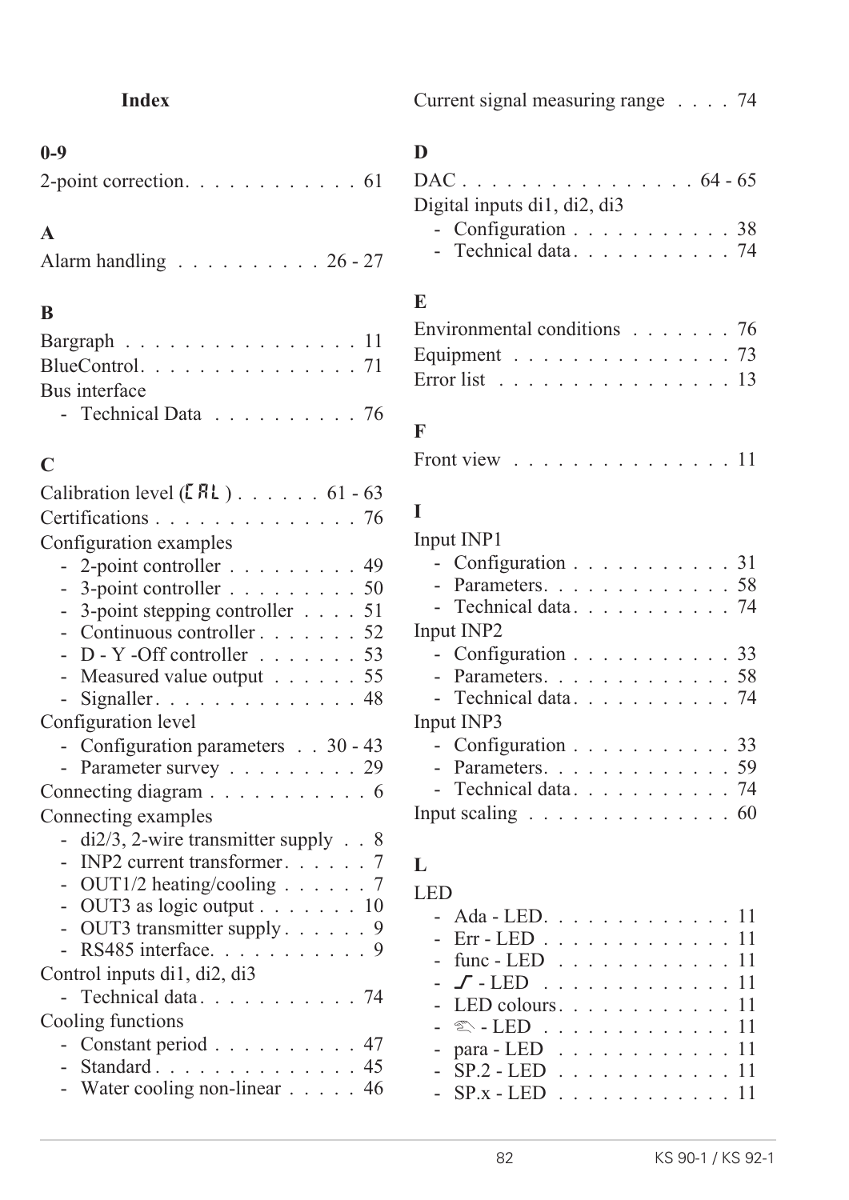# Index

## 0-9

2-point correction . . . . . . . . . . . . 61

## A

Alarm handling . . . . . . . . . . 26 - 27

## B

Bargraph . . . . . . . . . . . . . . . . 11

BlueControl . . . . . . . . . . . . . . . 71

Bus interface

- Technical Data . . . . . . . . . . 76

## C

Calibration level (CAL) . . . . . . 61 - 63

Certifications . . . . . . . . . . . . . . 76

Configuration examples

- 2-point controller . . . . . . . . . 49
- 3-point controller . . . . . . . . . 50
- 3-point stepping controller . . . . 51
- Continuous controller . . . . . . . 52
- D - Y -Off controller . . . . . . . 53
- Measured value output . . . . . . 55
- Signaller . . . . . . . . . . . . . . 48

Configuration level

- Configuration parameters . . 30 - 43
- Parameter survey . . . . . . . . . 29

Connecting diagram . . . . . . . . . . . 6

Connecting examples

- di2/3, 2-wire transmitter supply . . 8
- INP2 current transformer . . . . . . 7
- OUT1/2 heating/cooling . . . . . . 7
- OUT3 as logic output . . . . . . . 10
- OUT3 transmitter supply . . . . . . 9
- RS485 interface . . . . . . . . . . . 9

Control inputs di1, di2, di3

- Technical data . . . . . . . . . . . 74

Cooling functions

- Constant period . . . . . . . . . . 47
- Standard . . . . . . . . . . . . . . 45
- Water cooling non-linear . . . . . 46

Current signal measuring range . . . . 74

## D

DAC . . . . . . . . . . . . . . . . 64 - 65

Digital inputs di1, di2, di3

- Configuration . . . . . . . . . . . 38
- Technical data . . . . . . . . . . . 74

## E

Environmental conditions . . . . . . . 76

Equipment . . . . . . . . . . . . . . . 73

Error list . . . . . . . . . . . . . . . . 13

## F

Front view . . . . . . . . . . . . . . . 11

## I

Input INP1

- Configuration . . . . . . . . . . . 31
- Parameters . . . . . . . . . . . . . 58
- Technical data . . . . . . . . . . . 74

Input INP2

- Configuration . . . . . . . . . . . 33
- Parameters . . . . . . . . . . . . . 58
- Technical data . . . . . . . . . . . 74

Input INP3

- Configuration . . . . . . . . . . . 33
- Parameters . . . . . . . . . . . . . 59
- Technical data . . . . . . . . . . . 74

Input scaling . . . . . . . . . . . . . . 60

## L

LED

- Ada - LED . . . . . . . . . . . . . 11
- Err - LED . . . . . . . . . . . . . 11
- func - LED . . . . . . . . . . . . 11
- ⌐ - LED . . . . . . . . . . . . . . 11
- LED colours . . . . . . . . . . . . 11
- ☜ - LED . . . . . . . . . . . . . . 11
- para - LED . . . . . . . . . . . . 11
- SP.2 - LED . . . . . . . . . . . . 11
- SP.x - LED . . . . . . . . . . . . 11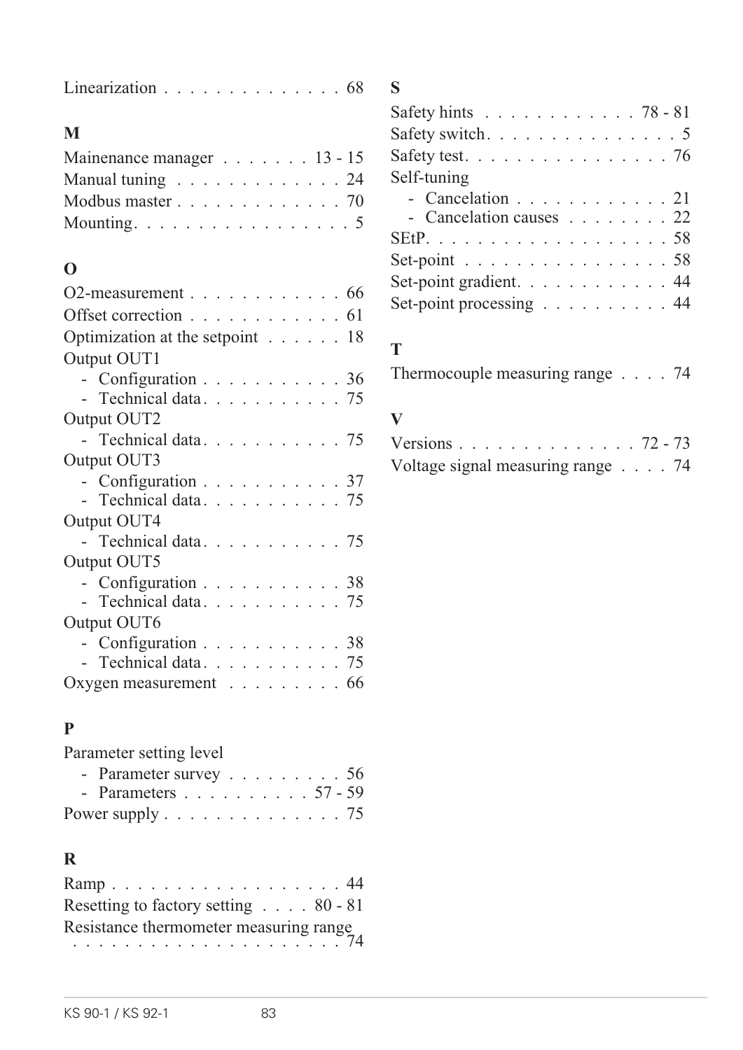Linearization . . . . . . . . . . . . . . 68

**M**

Mainenance manager . . . . . . . 13 - 15
Manual tuning . . . . . . . . . . . . . 24
Modbus master . . . . . . . . . . . . . 70
Mounting. . . . . . . . . . . . . . . . . 5

**O**

O2-measurement . . . . . . . . . . . . 66
Offset correction . . . . . . . . . . . . 61
Optimization at the setpoint . . . . . . 18
Output OUT1
- Configuration . . . . . . . . . . . 36
- Technical data. . . . . . . . . . . 75

Output OUT2
- Technical data. . . . . . . . . . . 75

Output OUT3
- Configuration . . . . . . . . . . . 37
- Technical data. . . . . . . . . . . 75

Output OUT4
- Technical data. . . . . . . . . . . 75

Output OUT5
- Configuration . . . . . . . . . . . 38
- Technical data. . . . . . . . . . . 75

Output OUT6
- Configuration . . . . . . . . . . . 38
- Technical data. . . . . . . . . . . 75

Oxygen measurement . . . . . . . . . 66

**P**

Parameter setting level
- Parameter survey . . . . . . . . . 56
- Parameters . . . . . . . . . . 57 - 59

Power supply . . . . . . . . . . . . . 75

**R**

Ramp . . . . . . . . . . . . . . . . . . 44
Resetting to factory setting . . . . 80 - 81
Resistance thermometer measuring range . . . . . . . . . . . . . . . . . . . . . 74

**S**

Safety hints . . . . . . . . . . . . 78 - 81
Safety switch. . . . . . . . . . . . . . . 5
Safety test. . . . . . . . . . . . . . . . 76
Self-tuning
- Cancelation . . . . . . . . . . . . 21
- Cancelation causes . . . . . . . . 22

SEtP. . . . . . . . . . . . . . . . . . . 58
Set-point . . . . . . . . . . . . . . . . 58
Set-point gradient. . . . . . . . . . . . 44
Set-point processing . . . . . . . . . . 44

**T**

Thermocouple measuring range . . . . 74

**V**

Versions . . . . . . . . . . . . . . 72 - 73
Voltage signal measuring range . . . . 74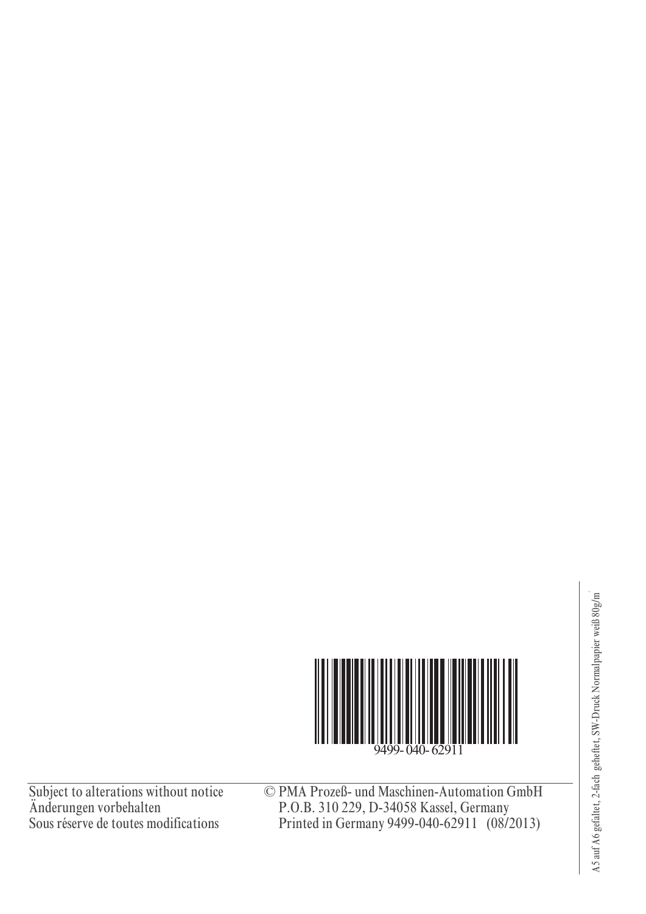9499-040-62911

Subject to alterations without notice
Änderungen vorbehalten
Sous réserve de toutes modifications

© PMA Prozeß- und Maschinen-Automation GmbH
P.O.B. 310 229, D-34058 Kassel, Germany
Printed in Germany 9499-040-62911 (08/2013)

A5 auf A6 gefaltet, 2-fach geheftet, SW-Druck Normalpapier weiß 80g/m²